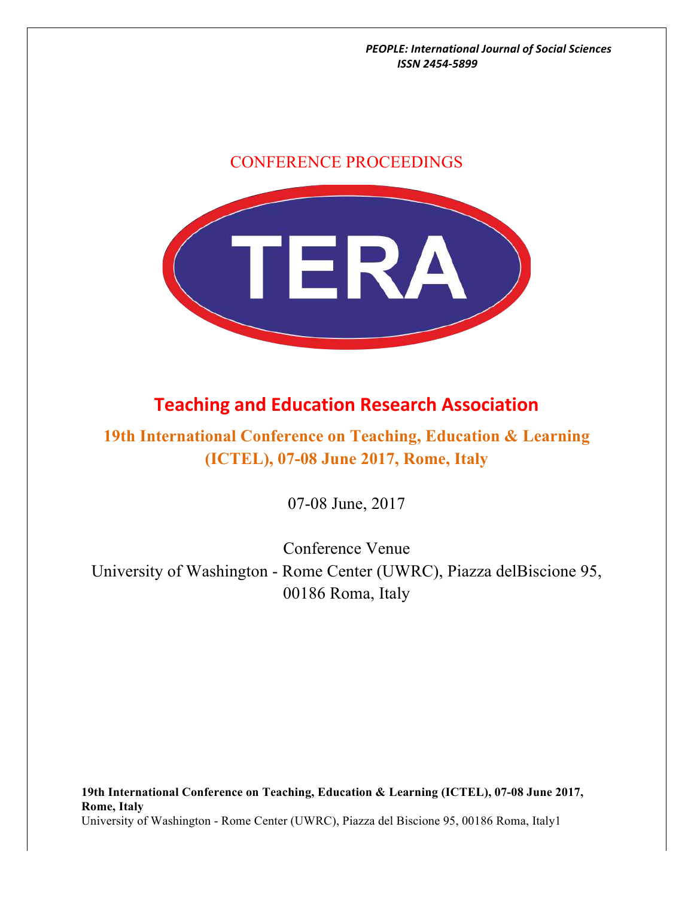*PEOPLE: International Journal of Social Sciences*
*ISSN 2454-5899*

CONFERENCE PROCEEDINGS

TERA

# Teaching and Education Research Association

## 19th International Conference on Teaching, Education & Learning (ICTEL), 07-08 June 2017, Rome, Italy

07-08 June, 2017

Conference Venue
University of Washington - Rome Center (UWRC), Piazza delBiscione 95, 00186 Roma, Italy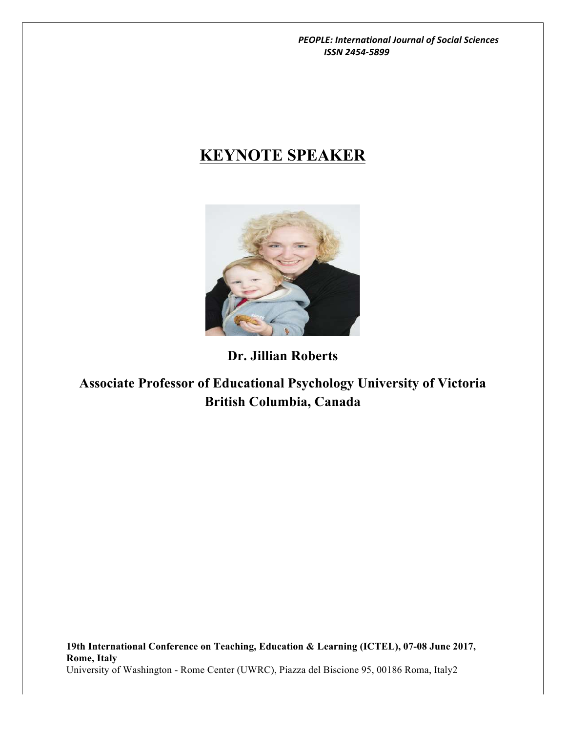# KEYNOTE SPEAKER

**Dr. Jillian Roberts**

**Associate Professor of Educational Psychology University of Victoria British Columbia, Canada**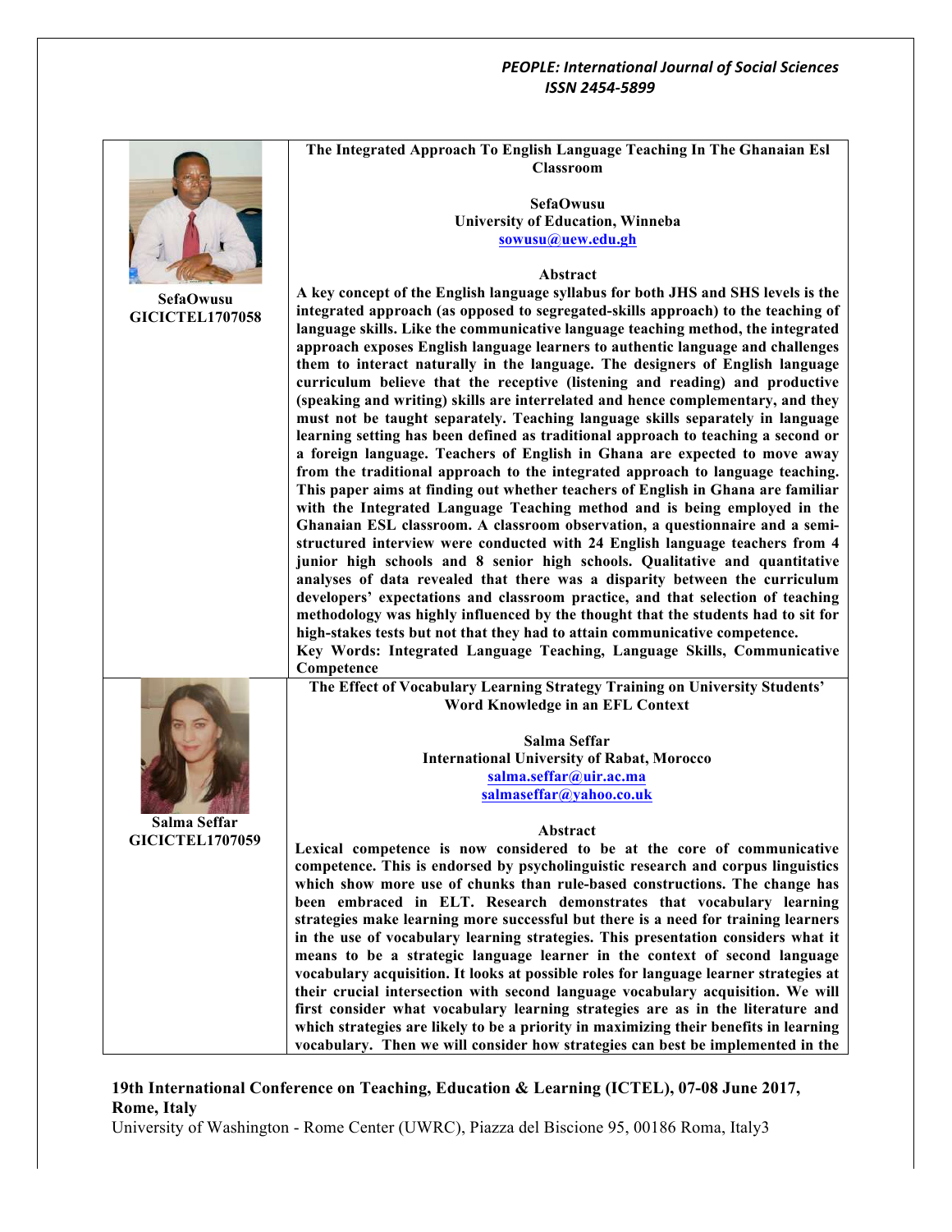SefaOwusu
GICICTEL1707058

### The Integrated Approach To English Language Teaching In The Ghanaian Esl Classroom

**SefaOwusu**
**University of Education, Winneba**
**sowusu@uew.edu.gh**

**Abstract**

**A key concept of the English language syllabus for both JHS and SHS levels is the integrated approach (as opposed to segregated-skills approach) to the teaching of language skills. Like the communicative language teaching method, the integrated approach exposes English language learners to authentic language and challenges them to interact naturally in the language. The designers of English language curriculum believe that the receptive (listening and reading) and productive (speaking and writing) skills are interrelated and hence complementary, and they must not be taught separately. Teaching language skills separately in language learning setting has been defined as traditional approach to teaching a second or a foreign language. Teachers of English in Ghana are expected to move away from the traditional approach to the integrated approach to language teaching. This paper aims at finding out whether teachers of English in Ghana are familiar with the Integrated Language Teaching method and is being employed in the Ghanaian ESL classroom. A classroom observation, a questionnaire and a semi-structured interview were conducted with 24 English language teachers from 4 junior high schools and 8 senior high schools. Qualitative and quantitative analyses of data revealed that there was a disparity between the curriculum developers' expectations and classroom practice, and that selection of teaching methodology was highly influenced by the thought that the students had to sit for high-stakes tests but not that they had to attain communicative competence.**

**Key Words: Integrated Language Teaching, Language Skills, Communicative Competence**

Salma Seffar
GICICTEL1707059

### The Effect of Vocabulary Learning Strategy Training on University Students' Word Knowledge in an EFL Context

**Salma Seffar**
**International University of Rabat, Morocco**
**salma.seffar@uir.ac.ma**
**salmaseffar@yahoo.co.uk**

**Abstract**

**Lexical competence is now considered to be at the core of communicative competence. This is endorsed by psycholinguistic research and corpus linguistics which show more use of chunks than rule-based constructions. The change has been embraced in ELT. Research demonstrates that vocabulary learning strategies make learning more successful but there is a need for training learners in the use of vocabulary learning strategies. This presentation considers what it means to be a strategic language learner in the context of second language vocabulary acquisition. It looks at possible roles for language learner strategies at their crucial intersection with second language vocabulary acquisition. We will first consider what vocabulary learning strategies are as in the literature and which strategies are likely to be a priority in maximizing their benefits in learning vocabulary. Then we will consider how strategies can best be implemented in the**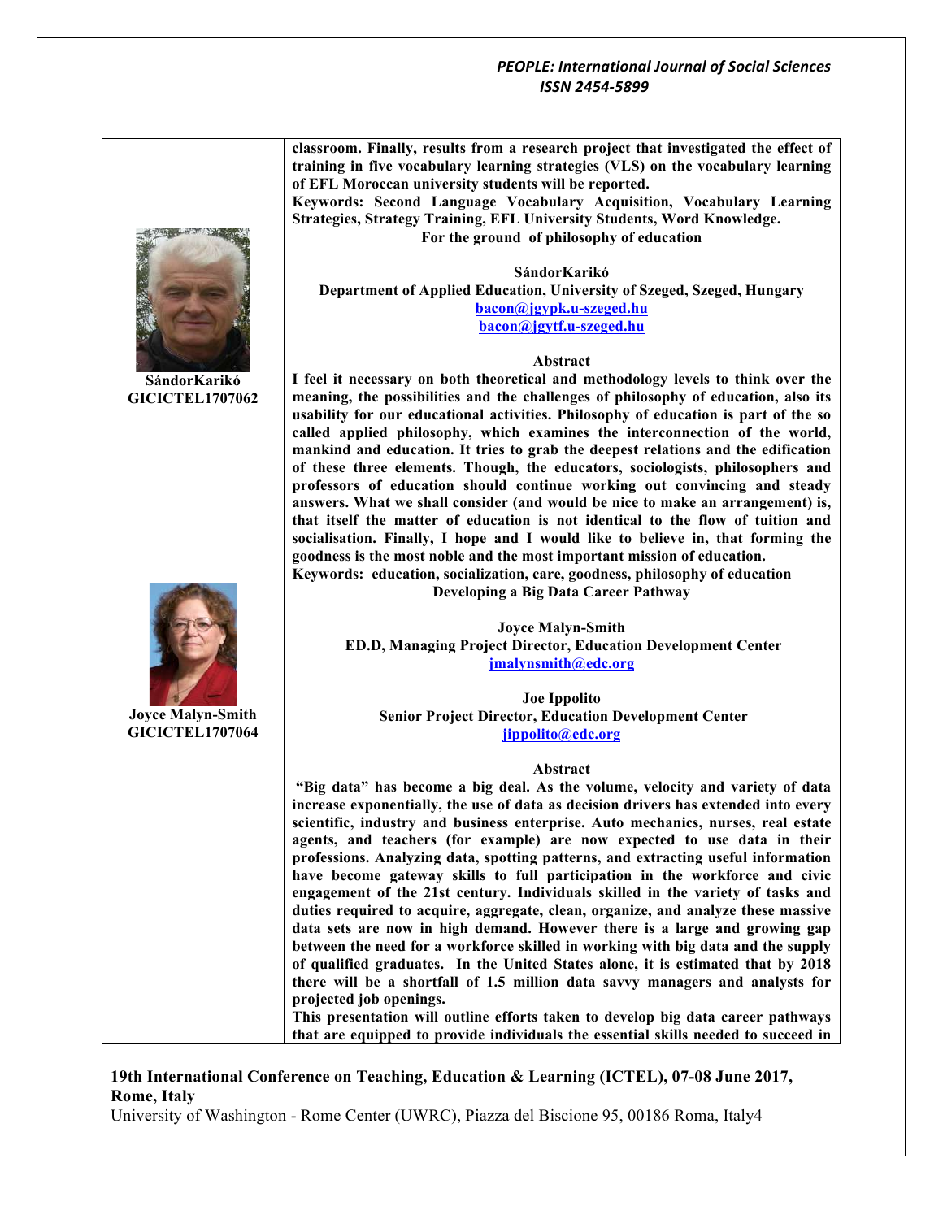classroom. Finally, results from a research project that investigated the effect of training in five vocabulary learning strategies (VLS) on the vocabulary learning of EFL Moroccan university students will be reported.

**Keywords: Second Language Vocabulary Acquisition, Vocabulary Learning Strategies, Strategy Training, EFL University Students, Word Knowledge.**

**SándorKarikó**
**GICICTEL1707062**

### For the ground of philosophy of education

**SándorKarikó**
**Department of Applied Education, University of Szeged, Szeged, Hungary**
**bacon@jgypk.u-szeged.hu**
**bacon@jgytf.u-szeged.hu**

**Abstract**

I feel it necessary on both theoretical and methodology levels to think over the meaning, the possibilities and the challenges of philosophy of education, also its usability for our educational activities. Philosophy of education is part of the so called applied philosophy, which examines the interconnection of the world, mankind and education. It tries to grab the deepest relations and the edification of these three elements. Though, the educators, sociologists, philosophers and professors of education should continue working out convincing and steady answers. What we shall consider (and would be nice to make an arrangement) is, that itself the matter of education is not identical to the flow of tuition and socialisation. Finally, I hope and I would like to believe in, that forming the goodness is the most noble and the most important mission of education.

**Keywords: education, socialization, care, goodness, philosophy of education**

**Joyce Malyn-Smith**
**GICICTEL1707064**

### Developing a Big Data Career Pathway

**Joyce Malyn-Smith**
**ED.D, Managing Project Director, Education Development Center**
**jmalynsmith@edc.org**

**Joe Ippolito**
**Senior Project Director, Education Development Center**
**jippolito@edc.org**

**Abstract**

"Big data" has become a big deal. As the volume, velocity and variety of data increase exponentially, the use of data as decision drivers has extended into every scientific, industry and business enterprise. Auto mechanics, nurses, real estate agents, and teachers (for example) are now expected to use data in their professions. Analyzing data, spotting patterns, and extracting useful information have become gateway skills to full participation in the workforce and civic engagement of the 21st century. Individuals skilled in the variety of tasks and duties required to acquire, aggregate, clean, organize, and analyze these massive data sets are now in high demand. However there is a large and growing gap between the need for a workforce skilled in working with big data and the supply of qualified graduates. In the United States alone, it is estimated that by 2018 there will be a shortfall of 1.5 million data savvy managers and analysts for projected job openings.

This presentation will outline efforts taken to develop big data career pathways that are equipped to provide individuals the essential skills needed to succeed in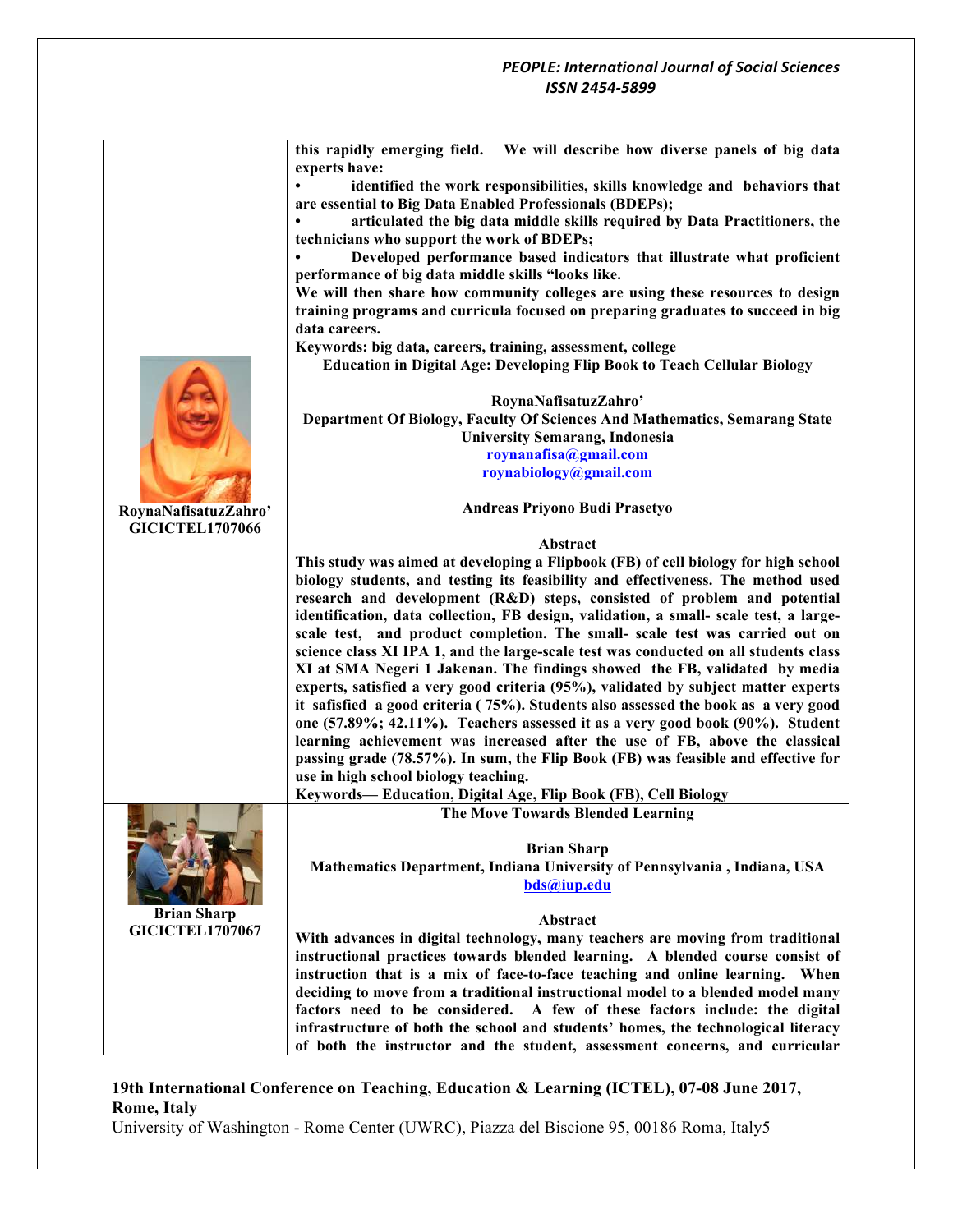this rapidly emerging field. We will describe how diverse panels of big data experts have:

- identified the work responsibilities, skills knowledge and behaviors that are essential to Big Data Enabled Professionals (BDEPs);
- articulated the big data middle skills required by Data Practitioners, the technicians who support the work of BDEPs;
- Developed performance based indicators that illustrate what proficient performance of big data middle skills "looks like.

We will then share how community colleges are using these resources to design training programs and curricula focused on preparing graduates to succeed in big data careers.

**Keywords: big data, careers, training, assessment, college**

---

**RoynaNafisatuzZahro'**
**GICICTEL1707066**

## Education in Digital Age: Developing Flip Book to Teach Cellular Biology

**RoynaNafisatuzZahro'**
**Department Of Biology, Faculty Of Sciences And Mathematics, Semarang State University Semarang, Indonesia**
roynanafisa@gmail.com
roynabiology@gmail.com

**Andreas Priyono Budi Prasetyo**

### Abstract

**This study was aimed at developing a Flipbook (FB) of cell biology for high school biology students, and testing its feasibility and effectiveness. The method used research and development (R&D) steps, consisted of problem and potential identification, data collection, FB design, validation, a small- scale test, a large-scale test, and product completion. The small- scale test was carried out on science class XI IPA 1, and the large-scale test was conducted on all students class XI at SMA Negeri 1 Jakenan. The findings showed the FB, validated by media experts, satisfied a very good criteria (95%), validated by subject matter experts it safisfied a good criteria ( 75%). Students also assessed the book as a very good one (57.89%; 42.11%). Teachers assessed it as a very good book (90%). Student learning achievement was increased after the use of FB, above the classical passing grade (78.57%). In sum, the Flip Book (FB) was feasible and effective for use in high school biology teaching.**

**Keywords— Education, Digital Age, Flip Book (FB), Cell Biology**

---

**Brian Sharp**
**GICICTEL1707067**

## The Move Towards Blended Learning

**Brian Sharp**
**Mathematics Department, Indiana University of Pennsylvania , Indiana, USA**
bds@iup.edu

### Abstract

**With advances in digital technology, many teachers are moving from traditional instructional practices towards blended learning. A blended course consist of instruction that is a mix of face-to-face teaching and online learning. When deciding to move from a traditional instructional model to a blended model many factors need to be considered. A few of these factors include: the digital infrastructure of both the school and students' homes, the technological literacy of both the instructor and the student, assessment concerns, and curricular**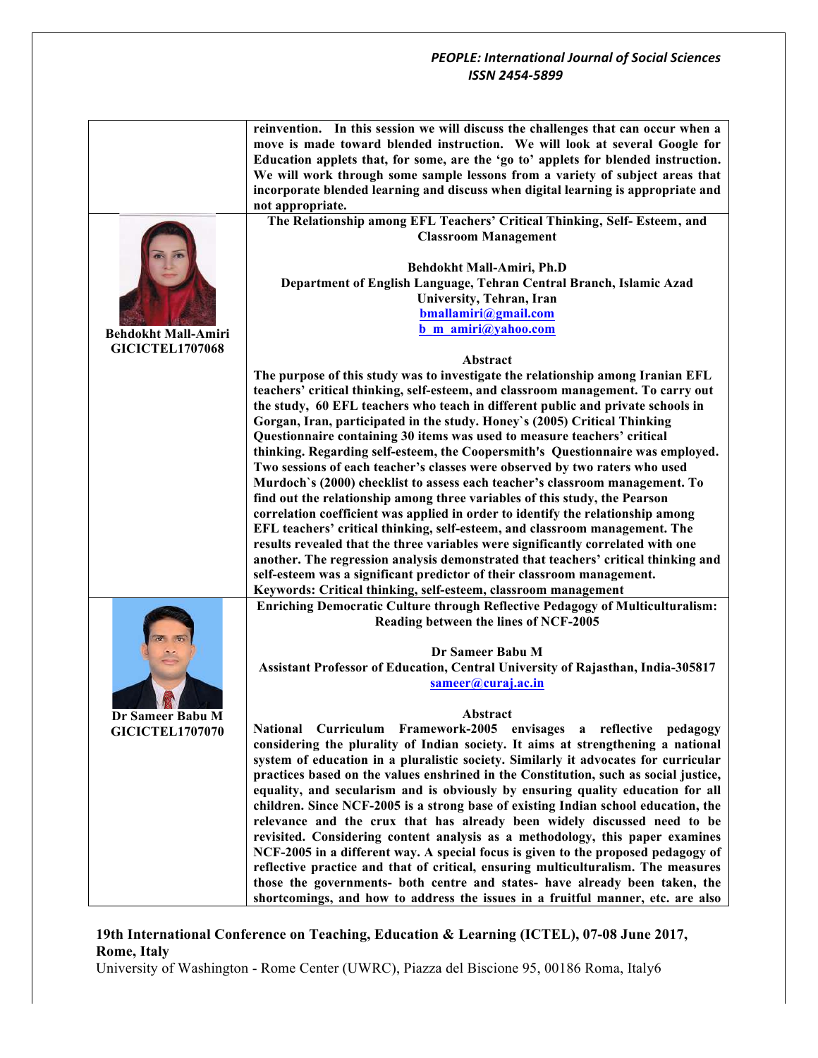| | |
|---|---|
| | reinvention. In this session we will discuss the challenges that can occur when a move is made toward blended instruction. We will look at several Google for Education applets that, for some, are the 'go to' applets for blended instruction. We will work through some sample lessons from a variety of subject areas that incorporate blended learning and discuss when digital learning is appropriate and not appropriate. |
| **Behdokht Mall-Amiri GICICTEL1707068** | **The Relationship among EFL Teachers' Critical Thinking, Self- Esteem, and Classroom Management**<br><br>**Behdokht Mall-Amiri, Ph.D**<br>**Department of English Language, Tehran Central Branch, Islamic Azad University, Tehran, Iran**<br>**bmallamiri@gmail.com**<br>**b_m_amiri@yahoo.com**<br><br>**Abstract**<br>**The purpose of this study was to investigate the relationship among Iranian EFL teachers' critical thinking, self-esteem, and classroom management. To carry out the study, 60 EFL teachers who teach in different public and private schools in Gorgan, Iran, participated in the study. Honey`s (2005) Critical Thinking Questionnaire containing 30 items was used to measure teachers' critical thinking. Regarding self-esteem, the Coopersmith's Questionnaire was employed. Two sessions of each teacher's classes were observed by two raters who used Murdoch`s (2000) checklist to assess each teacher's classroom management. To find out the relationship among three variables of this study, the Pearson correlation coefficient was applied in order to identify the relationship among EFL teachers' critical thinking, self-esteem, and classroom management. The results revealed that the three variables were significantly correlated with one another. The regression analysis demonstrated that teachers' critical thinking and self-esteem was a significant predictor of their classroom management.**<br>**Keywords: Critical thinking, self-esteem, classroom management** |
| **Dr Sameer Babu M GICICTEL1707070** | **Enriching Democratic Culture through Reflective Pedagogy of Multiculturalism: Reading between the lines of NCF-2005**<br><br>**Dr Sameer Babu M**<br>**Assistant Professor of Education, Central University of Rajasthan, India-305817**<br>**sameer@curaj.ac.in**<br><br>**Abstract**<br>**National Curriculum Framework-2005 envisages a reflective pedagogy considering the plurality of Indian society. It aims at strengthening a national system of education in a pluralistic society. Similarly it advocates for curricular practices based on the values enshrined in the Constitution, such as social justice, equality, and secularism and is obviously by ensuring quality education for all children. Since NCF-2005 is a strong base of existing Indian school education, the relevance and the crux that has already been widely discussed need to be revisited. Considering content analysis as a methodology, this paper examines NCF-2005 in a different way. A special focus is given to the proposed pedagogy of reflective practice and that of critical, ensuring multiculturalism. The measures those the governments- both centre and states- have already been taken, the shortcomings, and how to address the issues in a fruitful manner, etc. are also** |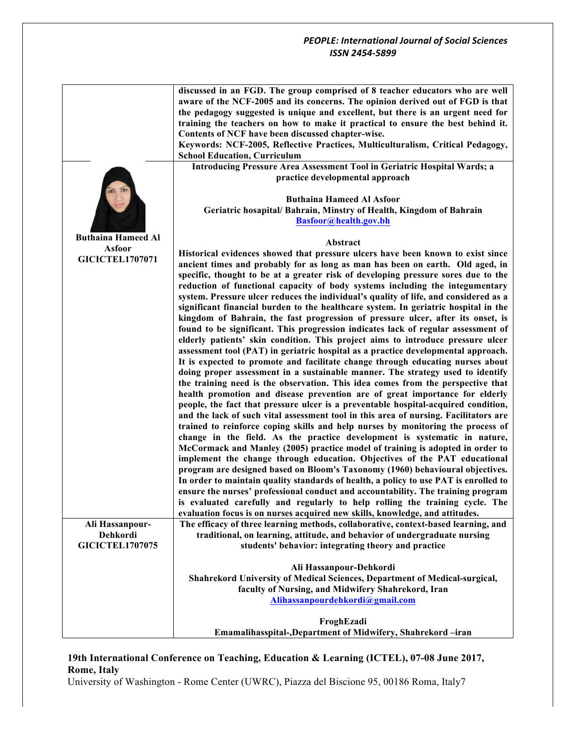| | |
|---|---|
| | **discussed in an FGD. The group comprised of 8 teacher educators who are well aware of the NCF-2005 and its concerns. The opinion derived out of FGD is that the pedagogy suggested is unique and excellent, but there is an urgent need for training the teachers on how to make it practical to ensure the best behind it. Contents of NCF have been discussed chapter-wise.**<br>**Keywords: NCF-2005, Reflective Practices, Multiculturalism, Critical Pedagogy, School Education, Curriculum** |
| **Buthaina Hameed Al Asfoor**<br>**GICICTEL1707071** | **Introducing Pressure Area Assessment Tool in Geriatric Hospital Wards; a practice developmental approach**<br><br>**Buthaina Hameed Al Asfoor**<br>**Geriatric hosapital/ Bahrain, Minstry of Health, Kingdom of Bahrain**<br>**Basfoor@health.gov.bh**<br><br>**Abstract**<br>**Historical evidences showed that pressure ulcers have been known to exist since ancient times and probably for as long as man has been on earth. Old aged, in specific, thought to be at a greater risk of developing pressure sores due to the reduction of functional capacity of body systems including the integumentary system. Pressure ulcer reduces the individual's quality of life, and considered as a significant financial burden to the healthcare system. In geriatric hospital in the kingdom of Bahrain, the fast progression of pressure ulcer, after its onset, is found to be significant. This progression indicates lack of regular assessment of elderly patients' skin condition. This project aims to introduce pressure ulcer assessment tool (PAT) in geriatric hospital as a practice developmental approach. It is expected to promote and facilitate change through educating nurses about doing proper assessment in a sustainable manner. The strategy used to identify the training need is the observation. This idea comes from the perspective that health promotion and disease prevention are of great importance for elderly people, the fact that pressure ulcer is a preventable hospital-acquired condition, and the lack of such vital assessment tool in this area of nursing. Facilitators are trained to reinforce coping skills and help nurses by monitoring the process of change in the field. As the practice development is systematic in nature, McCormack and Manley (2005) practice model of training is adopted in order to implement the change through education. Objectives of the PAT educational program are designed based on Bloom's Taxonomy (1960) behavioural objectives. In order to maintain quality standards of health, a policy to use PAT is enrolled to ensure the nurses' professional conduct and accountability. The training program is evaluated carefully and regularly to help rolling the training cycle. The evaluation focus is on nurses acquired new skills, knowledge, and attitudes.** |
| **Ali Hassanpour-Dehkordi**<br>**GICICTEL1707075** | **The efficacy of three learning methods, collaborative, context-based learning, and traditional, on learning, attitude, and behavior of undergraduate nursing students' behavior: integrating theory and practice**<br><br>**Ali Hassanpour-Dehkordi**<br>**Shahrekord University of Medical Sciences, Department of Medical-surgical, faculty of Nursing, and Midwifery Shahrekord, Iran**<br>**Alihassanpourdehkordi@gmail.com**<br><br>**FroghEzadi**<br>**Emamalihasspital-,Department of Midwifery, Shahrekord –iran** |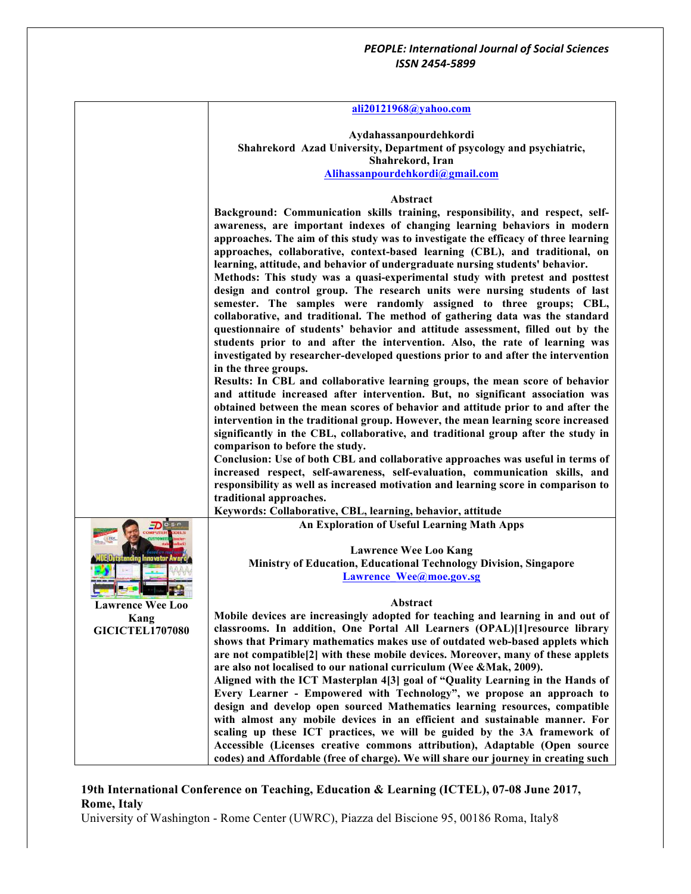ali20121968@yahoo.com

**Aydahassanpourdehkordi**
**Shahrekord Azad University, Department of psycology and psychiatric, Shahrekord, Iran**
Alihassanpourdehkordi@gmail.com

**Abstract**

**Background: Communication skills training, responsibility, and respect, self-awareness, are important indexes of changing learning behaviors in modern approaches. The aim of this study was to investigate the efficacy of three learning approaches, collaborative, context-based learning (CBL), and traditional, on learning, attitude, and behavior of undergraduate nursing students' behavior.**

**Methods: This study was a quasi-experimental study with pretest and posttest design and control group. The research units were nursing students of last semester. The samples were randomly assigned to three groups; CBL, collaborative, and traditional. The method of gathering data was the standard questionnaire of students' behavior and attitude assessment, filled out by the students prior to and after the intervention. Also, the rate of learning was investigated by researcher-developed questions prior to and after the intervention in the three groups.**

**Results: In CBL and collaborative learning groups, the mean score of behavior and attitude increased after intervention. But, no significant association was obtained between the mean scores of behavior and attitude prior to and after the intervention in the traditional group. However, the mean learning score increased significantly in the CBL, collaborative, and traditional group after the study in comparison to before the study.**

**Conclusion: Use of both CBL and collaborative approaches was useful in terms of increased respect, self-awareness, self-evaluation, communication skills, and responsibility as well as increased motivation and learning score in comparison to traditional approaches.**

**Keywords: Collaborative, CBL, learning, behavior, attitude**

**Lawrence Wee Loo Kang**
**GICICTEL1707080**

**An Exploration of Useful Learning Math Apps**

**Lawrence Wee Loo Kang**
**Ministry of Education, Educational Technology Division, Singapore**
Lawrence_Wee@moe.gov.sg

**Abstract**

**Mobile devices are increasingly adopted for teaching and learning in and out of classrooms. In addition, One Portal All Learners (OPAL)[1]resource library shows that Primary mathematics makes use of outdated web-based applets which are not compatible[2] with these mobile devices. Moreover, many of these applets are also not localised to our national curriculum (Wee &Mak, 2009).**

**Aligned with the ICT Masterplan 4[3] goal of "Quality Learning in the Hands of Every Learner - Empowered with Technology", we propose an approach to design and develop open sourced Mathematics learning resources, compatible with almost any mobile devices in an efficient and sustainable manner. For scaling up these ICT practices, we will be guided by the 3A framework of Accessible (Licenses creative commons attribution), Adaptable (Open source codes) and Affordable (free of charge). We will share our journey in creating such**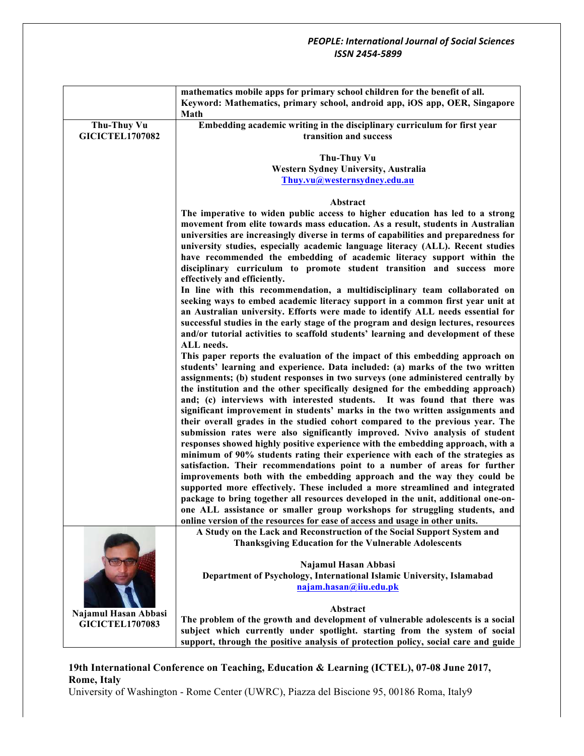mathematics mobile apps for primary school children for the benefit of all.

**Keyword: Mathematics, primary school, android app, iOS app, OER, Singapore Math**

---

**Thu-Thuy Vu**
**GICICTEL1707082**

## Embedding academic writing in the disciplinary curriculum for first year transition and success

**Thu-Thuy Vu**
**Western Sydney University, Australia**
**Thuy.vu@westernsydney.edu.au**

### Abstract

**The imperative to widen public access to higher education has led to a strong movement from elite towards mass education. As a result, students in Australian universities are increasingly diverse in terms of capabilities and preparedness for university studies, especially academic language literacy (ALL). Recent studies have recommended the embedding of academic literacy support within the disciplinary curriculum to promote student transition and success more effectively and efficiently.**

**In line with this recommendation, a multidisciplinary team collaborated on seeking ways to embed academic literacy support in a common first year unit at an Australian university. Efforts were made to identify ALL needs essential for successful studies in the early stage of the program and design lectures, resources and/or tutorial activities to scaffold students' learning and development of these ALL needs.**

**This paper reports the evaluation of the impact of this embedding approach on students' learning and experience. Data included: (a) marks of the two written assignments; (b) student responses in two surveys (one administered centrally by the institution and the other specifically designed for the embedding approach) and; (c) interviews with interested students. It was found that there was significant improvement in students' marks in the two written assignments and their overall grades in the studied cohort compared to the previous year. The submission rates were also significantly improved. Nvivo analysis of student responses showed highly positive experience with the embedding approach, with a minimum of 90% students rating their experience with each of the strategies as satisfaction. Their recommendations point to a number of areas for further improvements both with the embedding approach and the way they could be supported more effectively. These included a more streamlined and integrated package to bring together all resources developed in the unit, additional one-on-one ALL assistance or smaller group workshops for struggling students, and online version of the resources for ease of access and usage in other units.**

---

**Najamul Hasan Abbasi**
**GICICTEL1707083**

## A Study on the Lack and Reconstruction of the Social Support System and Thanksgiving Education for the Vulnerable Adolescents

**Najamul Hasan Abbasi**
**Department of Psychology, International Islamic University, Islamabad**
**najam.hasan@iiu.edu.pk**

### Abstract

**The problem of the growth and development of vulnerable adolescents is a social subject which currently under spotlight. starting from the system of social support, through the positive analysis of protection policy, social care and guide**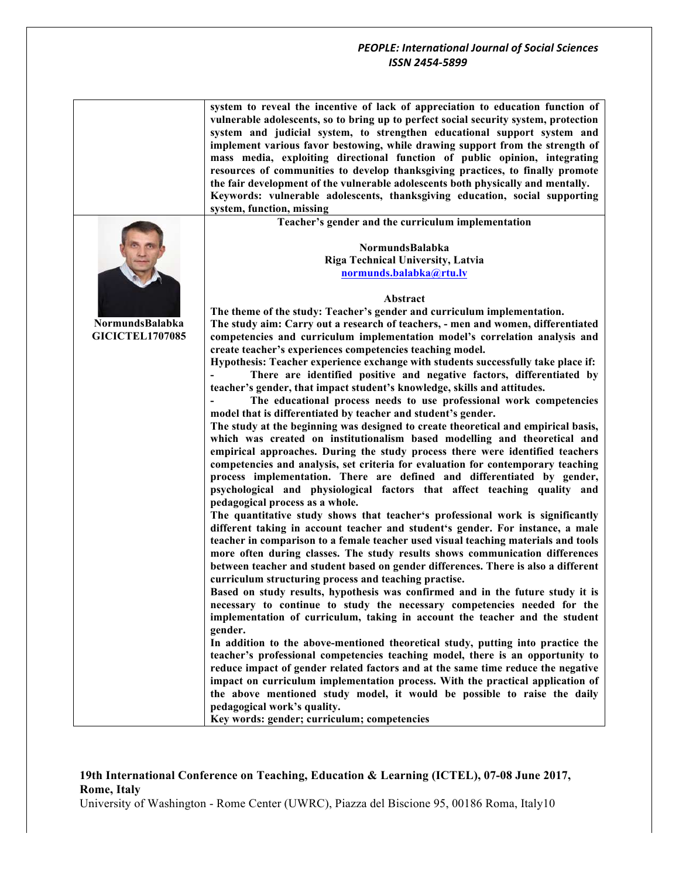**system to reveal the incentive of lack of appreciation to education function of vulnerable adolescents, so to bring up to perfect social security system, protection system and judicial system, to strengthen educational support system and implement various favor bestowing, while drawing support from the strength of mass media, exploiting directional function of public opinion, integrating resources of communities to develop thanksgiving practices, to finally promote the fair development of the vulnerable adolescents both physically and mentally.**

**Keywords: vulnerable adolescents, thanksgiving education, social supporting system, function, missing**

**NormundsBalabka**
**GICICTEL1707085**

## Teacher's gender and the curriculum implementation

**NormundsBalabka**
**Riga Technical University, Latvia**
**normunds.balabka@rtu.lv**

### Abstract

**The theme of the study: Teacher's gender and curriculum implementation.**

**The study aim: Carry out a research of teachers, - men and women, differentiated competencies and curriculum implementation model's correlation analysis and create teacher's experiences competencies teaching model.**

**Hypothesis: Teacher experience exchange with students successfully take place if:**

- **There are identified positive and negative factors, differentiated by teacher's gender, that impact student's knowledge, skills and attitudes.**
- **The educational process needs to use professional work competencies model that is differentiated by teacher and student's gender.**

**The study at the beginning was designed to create theoretical and empirical basis, which was created on institutionalism based modelling and theoretical and empirical approaches. During the study process there were identified teachers competencies and analysis, set criteria for evaluation for contemporary teaching process implementation. There are defined and differentiated by gender, psychological and physiological factors that affect teaching quality and pedagogical process as a whole.**

**The quantitative study shows that teacher's professional work is significantly different taking in account teacher and student's gender. For instance, a male teacher in comparison to a female teacher used visual teaching materials and tools more often during classes. The study results shows communication differences between teacher and student based on gender differences. There is also a different curriculum structuring process and teaching practise.**

**Based on study results, hypothesis was confirmed and in the future study it is necessary to continue to study the necessary competencies needed for the implementation of curriculum, taking in account the teacher and the student gender.**

**In addition to the above-mentioned theoretical study, putting into practice the teacher's professional competencies teaching model, there is an opportunity to reduce impact of gender related factors and at the same time reduce the negative impact on curriculum implementation process. With the practical application of the above mentioned study model, it would be possible to raise the daily pedagogical work's quality.**

**Key words: gender; curriculum; competencies**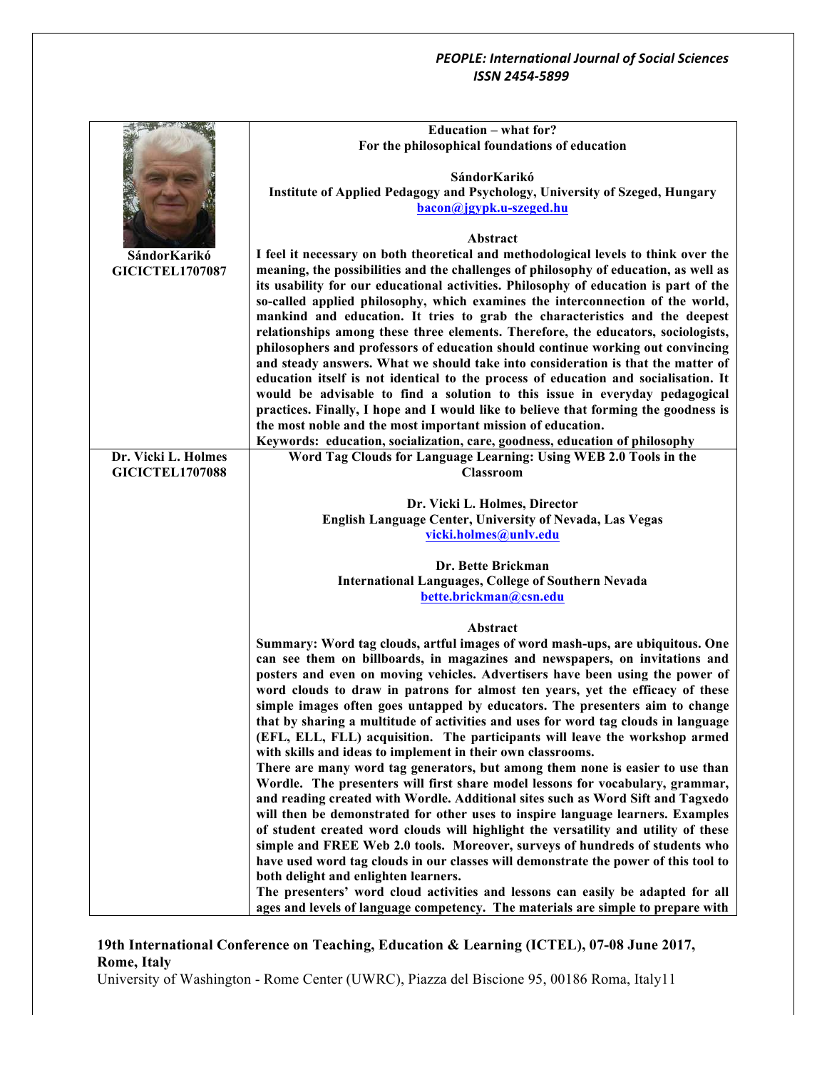| | |
|---|---|
| **SándorKarikó GICICTEL1707087** | **Education – what for?**<br>**For the philosophical foundations of education**<br><br>**SándorKarikó**<br>**Institute of Applied Pedagogy and Psychology, University of Szeged, Hungary**<br>**bacon@jgypk.u-szeged.hu**<br><br>**Abstract**<br>**I feel it necessary on both theoretical and methodological levels to think over the meaning, the possibilities and the challenges of philosophy of education, as well as its usability for our educational activities. Philosophy of education is part of the so-called applied philosophy, which examines the interconnection of the world, mankind and education. It tries to grab the characteristics and the deepest relationships among these three elements. Therefore, the educators, sociologists, philosophers and professors of education should continue working out convincing and steady answers. What we should take into consideration is that the matter of education itself is not identical to the process of education and socialisation. It would be advisable to find a solution to this issue in everyday pedagogical practices. Finally, I hope and I would like to believe that forming the goodness is the most noble and the most important mission of education.**<br>**Keywords: education, socialization, care, goodness, education of philosophy** |
| **Dr. Vicki L. Holmes GICICTEL1707088** | **Word Tag Clouds for Language Learning: Using WEB 2.0 Tools in the Classroom**<br><br>**Dr. Vicki L. Holmes, Director**<br>**English Language Center, University of Nevada, Las Vegas**<br>**vicki.holmes@unlv.edu**<br><br>**Dr. Bette Brickman**<br>**International Languages, College of Southern Nevada**<br>**bette.brickman@csn.edu**<br><br>**Abstract**<br>**Summary: Word tag clouds, artful images of word mash-ups, are ubiquitous. One can see them on billboards, in magazines and newspapers, on invitations and posters and even on moving vehicles. Advertisers have been using the power of word clouds to draw in patrons for almost ten years, yet the efficacy of these simple images often goes untapped by educators. The presenters aim to change that by sharing a multitude of activities and uses for word tag clouds in language (EFL, ELL, FLL) acquisition. The participants will leave the workshop armed with skills and ideas to implement in their own classrooms.**<br>**There are many word tag generators, but among them none is easier to use than Wordle. The presenters will first share model lessons for vocabulary, grammar, and reading created with Wordle. Additional sites such as Word Sift and Tagxedo will then be demonstrated for other uses to inspire language learners. Examples of student created word clouds will highlight the versatility and utility of these simple and FREE Web 2.0 tools. Moreover, surveys of hundreds of students who have used word tag clouds in our classes will demonstrate the power of this tool to both delight and enlighten learners.**<br>**The presenters' word cloud activities and lessons can easily be adapted for all ages and levels of language competency. The materials are simple to prepare with** |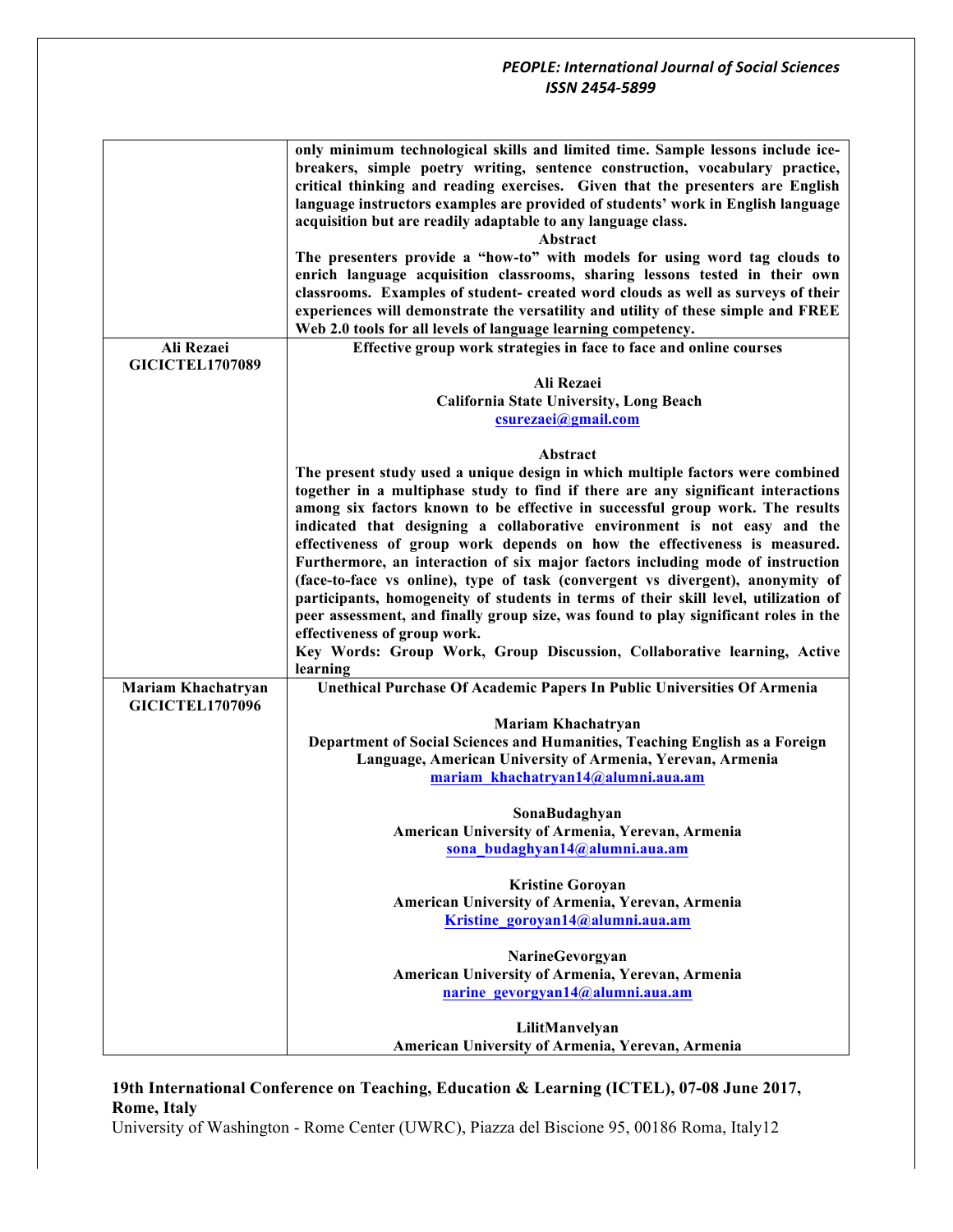| | |
|---|---|
| | **only minimum technological skills and limited time. Sample lessons include ice-breakers, simple poetry writing, sentence construction, vocabulary practice, critical thinking and reading exercises. Given that the presenters are English language instructors examples are provided of students' work in English language acquisition but are readily adaptable to any language class.**<br>**Abstract**<br>**The presenters provide a "how-to" with models for using word tag clouds to enrich language acquisition classrooms, sharing lessons tested in their own classrooms. Examples of student- created word clouds as well as surveys of their experiences will demonstrate the versatility and utility of these simple and FREE Web 2.0 tools for all levels of language learning competency.** |
| **Ali Rezaei**<br>**GICICTEL1707089** | **Effective group work strategies in face to face and online courses**<br><br>**Ali Rezaei**<br>**California State University, Long Beach**<br>**csurezaei@gmail.com**<br><br>**Abstract**<br>**The present study used a unique design in which multiple factors were combined together in a multiphase study to find if there are any significant interactions among six factors known to be effective in successful group work. The results indicated that designing a collaborative environment is not easy and the effectiveness of group work depends on how the effectiveness is measured. Furthermore, an interaction of six major factors including mode of instruction (face-to-face vs online), type of task (convergent vs divergent), anonymity of participants, homogeneity of students in terms of their skill level, utilization of peer assessment, and finally group size, was found to play significant roles in the effectiveness of group work.**<br>**Key Words: Group Work, Group Discussion, Collaborative learning, Active learning** |
| **Mariam Khachatryan**<br>**GICICTEL1707096** | **Unethical Purchase Of Academic Papers In Public Universities Of Armenia**<br><br>**Mariam Khachatryan**<br>**Department of Social Sciences and Humanities, Teaching English as a Foreign Language, American University of Armenia, Yerevan, Armenia**<br>**mariam_khachatryan14@alumni.aua.am**<br><br>**SonaBudaghyan**<br>**American University of Armenia, Yerevan, Armenia**<br>**sona_budaghyan14@alumni.aua.am**<br><br>**Kristine Goroyan**<br>**American University of Armenia, Yerevan, Armenia**<br>**Kristine_goroyan14@alumni.aua.am**<br><br>**NarineGevorgyan**<br>**American University of Armenia, Yerevan, Armenia**<br>**narine_gevorgyan14@alumni.aua.am**<br><br>**LilitManvelyan**<br>**American University of Armenia, Yerevan, Armenia** |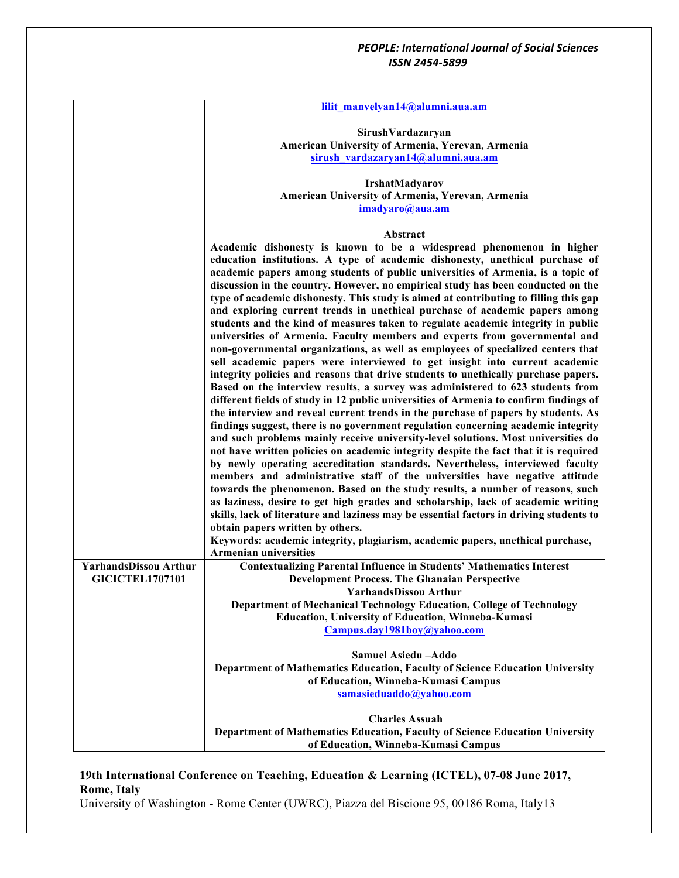| | |
|---|---|
| | **lilit_manvelyan14@alumni.aua.am**<br><br>**SirushVardazaryan**<br>**American University of Armenia, Yerevan, Armenia**<br>**sirush_vardazaryan14@alumni.aua.am**<br><br>**IrshatMadyarov**<br>**American University of Armenia, Yerevan, Armenia**<br>**imadyaro@aua.am**<br><br>**Abstract**<br>**Academic dishonesty is known to be a widespread phenomenon in higher education institutions. A type of academic dishonesty, unethical purchase of academic papers among students of public universities of Armenia, is a topic of discussion in the country. However, no empirical study has been conducted on the type of academic dishonesty. This study is aimed at contributing to filling this gap and exploring current trends in unethical purchase of academic papers among students and the kind of measures taken to regulate academic integrity in public universities of Armenia. Faculty members and experts from governmental and non-governmental organizations, as well as employees of specialized centers that sell academic papers were interviewed to get insight into current academic integrity policies and reasons that drive students to unethically purchase papers. Based on the interview results, a survey was administered to 623 students from different fields of study in 12 public universities of Armenia to confirm findings of the interview and reveal current trends in the purchase of papers by students. As findings suggest, there is no government regulation concerning academic integrity and such problems mainly receive university-level solutions. Most universities do not have written policies on academic integrity despite the fact that it is required by newly operating accreditation standards. Nevertheless, interviewed faculty members and administrative staff of the universities have negative attitude towards the phenomenon. Based on the study results, a number of reasons, such as laziness, desire to get high grades and scholarship, lack of academic writing skills, lack of literature and laziness may be essential factors in driving students to obtain papers written by others.**<br>**Keywords: academic integrity, plagiarism, academic papers, unethical purchase, Armenian universities** |
| **YarhandsDissou Arthur**<br>**GICICTEL1707101** | **Contextualizing Parental Influence in Students' Mathematics Interest Development Process. The Ghanaian Perspective**<br>**YarhandsDissou Arthur**<br>**Department of Mechanical Technology Education, College of Technology Education, University of Education, Winneba-Kumasi**<br>**Campus.day1981boy@yahoo.com**<br><br>**Samuel Asiedu –Addo**<br>**Department of Mathematics Education, Faculty of Science Education University of Education, Winneba-Kumasi Campus**<br>**samasieduaddo@yahoo.com**<br><br>**Charles Assuah**<br>**Department of Mathematics Education, Faculty of Science Education University of Education, Winneba-Kumasi Campus** |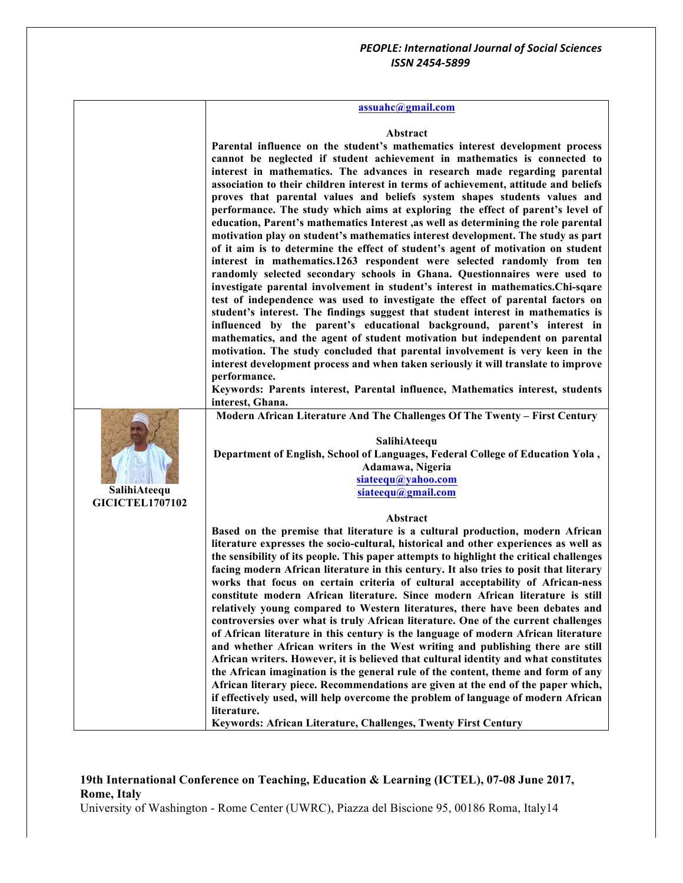assuahc@gmail.com

**Abstract**

**Parental influence on the student's mathematics interest development process cannot be neglected if student achievement in mathematics is connected to interest in mathematics. The advances in research made regarding parental association to their children interest in terms of achievement, attitude and beliefs proves that parental values and beliefs system shapes students values and performance. The study which aims at exploring the effect of parent's level of education, Parent's mathematics Interest ,as well as determining the role parental motivation play on student's mathematics interest development. The study as part of it aim is to determine the effect of student's agent of motivation on student interest in mathematics.1263 respondent were selected randomly from ten randomly selected secondary schools in Ghana. Questionnaires were used to investigate parental involvement in student's interest in mathematics.Chi-sqare test of independence was used to investigate the effect of parental factors on student's interest. The findings suggest that student interest in mathematics is influenced by the parent's educational background, parent's interest in mathematics, and the agent of student motivation but independent on parental motivation. The study concluded that parental involvement is very keen in the interest development process and when taken seriously it will translate to improve performance.**

**Keywords: Parents interest, Parental influence, Mathematics interest, students interest, Ghana.**

**Modern African Literature And The Challenges Of The Twenty – First Century**

**SalihiAteequ**
**GICICTEL1707102**

**SalihiAteequ**
**Department of English, School of Languages, Federal College of Education Yola , Adamawa, Nigeria**
siateequ@yahoo.com
siateequ@gmail.com

**Abstract**

**Based on the premise that literature is a cultural production, modern African literature expresses the socio-cultural, historical and other experiences as well as the sensibility of its people. This paper attempts to highlight the critical challenges facing modern African literature in this century. It also tries to posit that literary works that focus on certain criteria of cultural acceptability of African-ness constitute modern African literature. Since modern African literature is still relatively young compared to Western literatures, there have been debates and controversies over what is truly African literature. One of the current challenges of African literature in this century is the language of modern African literature and whether African writers in the West writing and publishing there are still African writers. However, it is believed that cultural identity and what constitutes the African imagination is the general rule of the content, theme and form of any African literary piece. Recommendations are given at the end of the paper which, if effectively used, will help overcome the problem of language of modern African literature.**

**Keywords: African Literature, Challenges, Twenty First Century**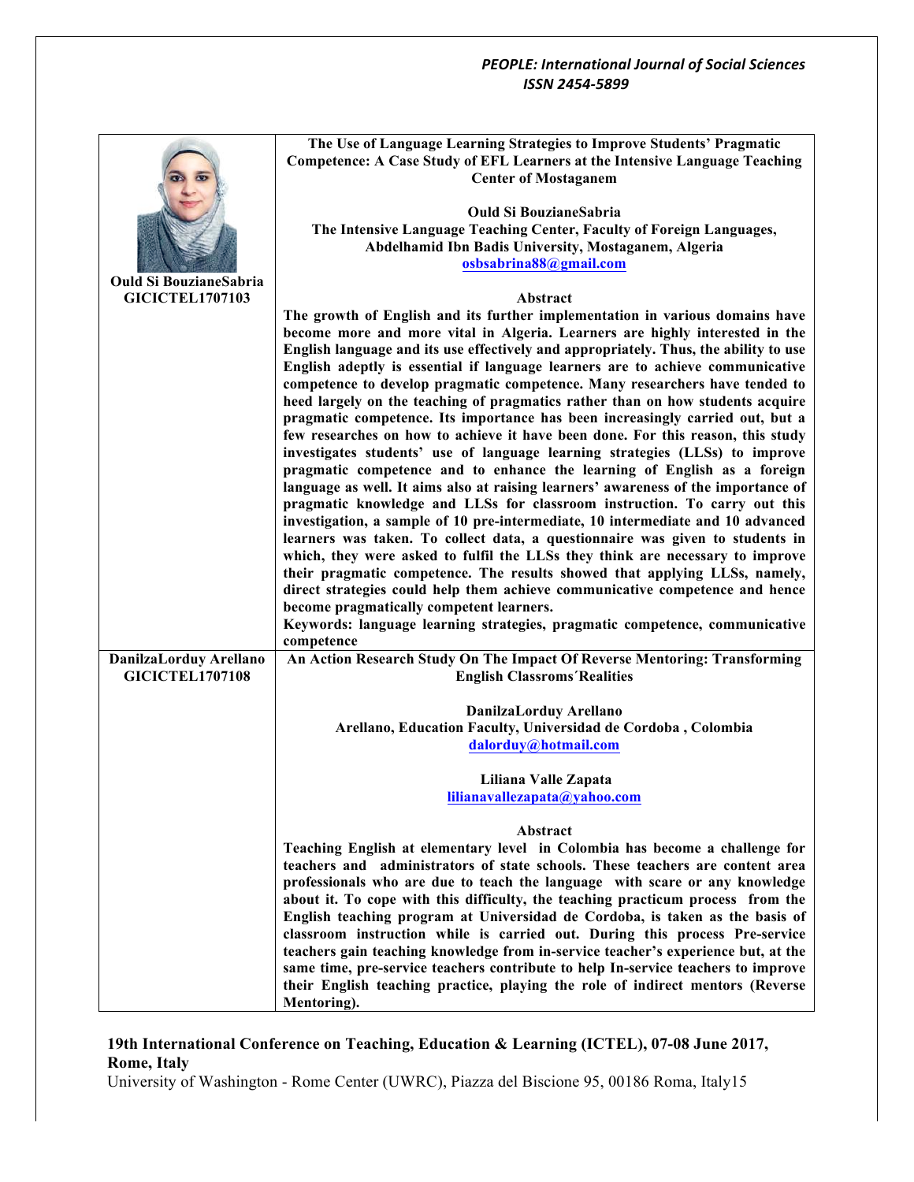**Ould Si BouzianeSabria**
**GICICTEL1707103**

### The Use of Language Learning Strategies to Improve Students' Pragmatic Competence: A Case Study of EFL Learners at the Intensive Language Teaching Center of Mostaganem

**Ould Si BouzianeSabria**
**The Intensive Language Teaching Center, Faculty of Foreign Languages, Abdelhamid Ibn Badis University, Mostaganem, Algeria**
**osbsabrina88@gmail.com**

**Abstract**

**The growth of English and its further implementation in various domains have become more and more vital in Algeria. Learners are highly interested in the English language and its use effectively and appropriately. Thus, the ability to use English adeptly is essential if language learners are to achieve communicative competence to develop pragmatic competence. Many researchers have tended to heed largely on the teaching of pragmatics rather than on how students acquire pragmatic competence. Its importance has been increasingly carried out, but a few researches on how to achieve it have been done. For this reason, this study investigates students' use of language learning strategies (LLSs) to improve pragmatic competence and to enhance the learning of English as a foreign language as well. It aims also at raising learners' awareness of the importance of pragmatic knowledge and LLSs for classroom instruction. To carry out this investigation, a sample of 10 pre-intermediate, 10 intermediate and 10 advanced learners was taken. To collect data, a questionnaire was given to students in which, they were asked to fulfil the LLSs they think are necessary to improve their pragmatic competence. The results showed that applying LLSs, namely, direct strategies could help them achieve communicative competence and hence become pragmatically competent learners.**

**Keywords: language learning strategies, pragmatic competence, communicative competence**

---

**DanilzaLorduy Arellano**
**GICICTEL1707108**

### An Action Research Study On The Impact Of Reverse Mentoring: Transforming English Classroms´Realities

**DanilzaLorduy Arellano**
**Arellano, Education Faculty, Universidad de Cordoba , Colombia**
**dalorduy@hotmail.com**

**Liliana Valle Zapata**
**lilianavallezapata@yahoo.com**

**Abstract**

**Teaching English at elementary level in Colombia has become a challenge for teachers and administrators of state schools. These teachers are content area professionals who are due to teach the language with scare or any knowledge about it. To cope with this difficulty, the teaching practicum process from the English teaching program at Universidad de Cordoba, is taken as the basis of classroom instruction while is carried out. During this process Pre-service teachers gain teaching knowledge from in-service teacher's experience but, at the same time, pre-service teachers contribute to help In-service teachers to improve their English teaching practice, playing the role of indirect mentors (Reverse Mentoring).**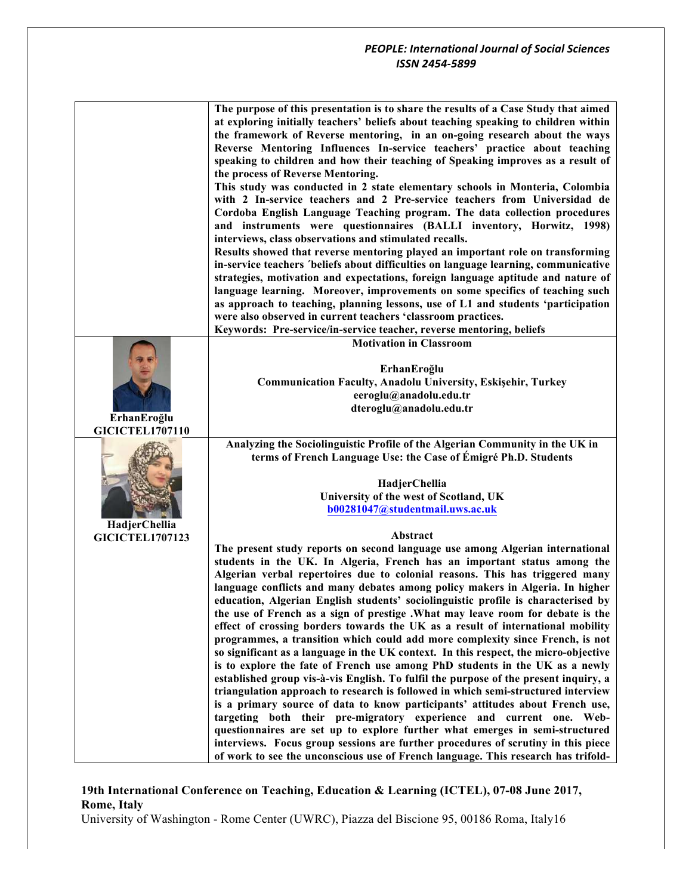The purpose of this presentation is to share the results of a Case Study that aimed at exploring initially teachers' beliefs about teaching speaking to children within the framework of Reverse mentoring, in an on-going research about the ways Reverse Mentoring Influences In-service teachers' practice about teaching speaking to children and how their teaching of Speaking improves as a result of the process of Reverse Mentoring.

This study was conducted in 2 state elementary schools in Monteria, Colombia with 2 In-service teachers and 2 Pre-service teachers from Universidad de Cordoba English Language Teaching program. The data collection procedures and instruments were questionnaires (BALLI inventory, Horwitz, 1998) interviews, class observations and stimulated recalls.

Results showed that reverse mentoring played an important role on transforming in-service teachers ´beliefs about difficulties on language learning, communicative strategies, motivation and expectations, foreign language aptitude and nature of language learning. Moreover, improvements on some specifics of teaching such as approach to teaching, planning lessons, use of L1 and students 'participation were also observed in current teachers 'classroom practices.

**Keywords:** Pre-service/in-service teacher, reverse mentoring, beliefs

---

**ErhanEroğlu**
**GICICTEL1707110**

### Motivation in Classroom

**ErhanEroğlu**
**Communication Faculty, Anadolu University, Eskişehir, Turkey**
**eeroglu@anadolu.edu.tr**
**dteroglu@anadolu.edu.tr**

---

**HadjerChellia**
**GICICTEL1707123**

### Analyzing the Sociolinguistic Profile of the Algerian Community in the UK in terms of French Language Use: the Case of Émigré Ph.D. Students

**HadjerChellia**
**University of the west of Scotland, UK**
**b00281047@studentmail.uws.ac.uk**

**Abstract**

The present study reports on second language use among Algerian international students in the UK. In Algeria, French has an important status among the Algerian verbal repertoires due to colonial reasons. This has triggered many language conflicts and many debates among policy makers in Algeria. In higher education, Algerian English students' sociolinguistic profile is characterised by the use of French as a sign of prestige .What may leave room for debate is the effect of crossing borders towards the UK as a result of international mobility programmes, a transition which could add more complexity since French, is not so significant as a language in the UK context. In this respect, the micro-objective is to explore the fate of French use among PhD students in the UK as a newly established group vis-à-vis English. To fulfil the purpose of the present inquiry, a triangulation approach to research is followed in which semi-structured interview is a primary source of data to know participants' attitudes about French use, targeting both their pre-migratory experience and current one. Web-questionnaires are set up to explore further what emerges in semi-structured interviews. Focus group sessions are further procedures of scrutiny in this piece of work to see the unconscious use of French language. This research has trifold-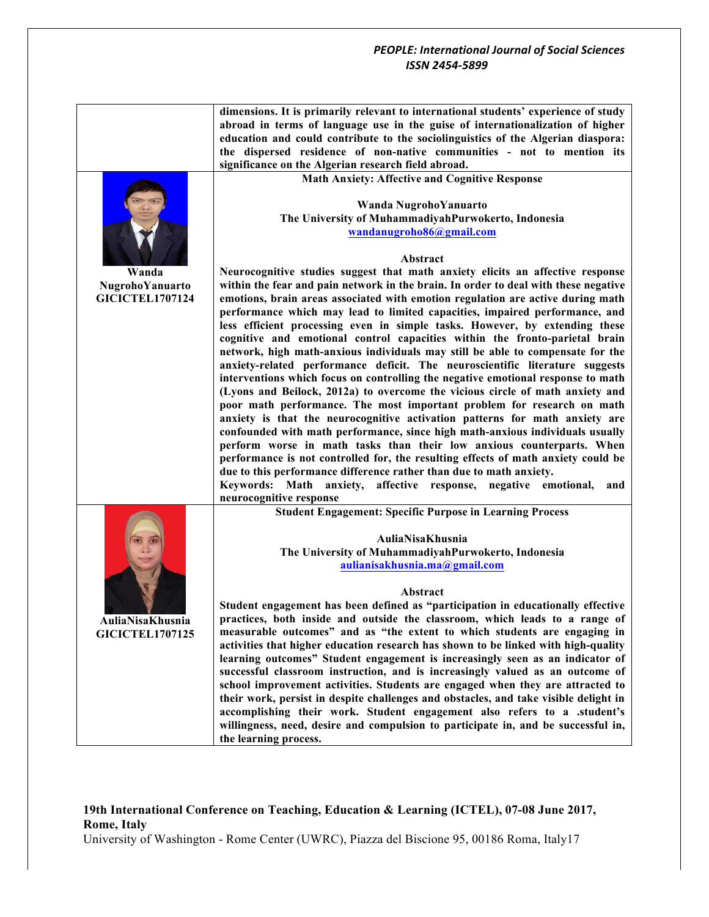dimensions. It is primarily relevant to international students' experience of study abroad in terms of language use in the guise of internationalization of higher education and could contribute to the sociolinguistics of the Algerian diaspora: the dispersed residence of non-native communities - not to mention its significance on the Algerian research field abroad.

**Wanda NugrohoYanuarto**
**GICICTEL1707124**

### Math Anxiety: Affective and Cognitive Response

**Wanda NugrohoYanuarto**
**The University of MuhammadiyahPurwokerto, Indonesia**
**wandanugroho86@gmail.com**

**Abstract**

**Neurocognitive studies suggest that math anxiety elicits an affective response within the fear and pain network in the brain. In order to deal with these negative emotions, brain areas associated with emotion regulation are active during math performance which may lead to limited capacities, impaired performance, and less efficient processing even in simple tasks. However, by extending these cognitive and emotional control capacities within the fronto-parietal brain network, high math-anxious individuals may still be able to compensate for the anxiety-related performance deficit. The neuroscientific literature suggests interventions which focus on controlling the negative emotional response to math (Lyons and Beilock, 2012a) to overcome the vicious circle of math anxiety and poor math performance. The most important problem for research on math anxiety is that the neurocognitive activation patterns for math anxiety are confounded with math performance, since high math-anxious individuals usually perform worse in math tasks than their low anxious counterparts. When performance is not controlled for, the resulting effects of math anxiety could be due to this performance difference rather than due to math anxiety.**

**Keywords: Math anxiety, affective response, negative emotional, and neurocognitive response**

**AuliaNisaKhusnia**
**GICICTEL1707125**

### Student Engagement: Specific Purpose in Learning Process

**AuliaNisaKhusnia**
**The University of MuhammadiyahPurwokerto, Indonesia**
**aulianisakhusnia.ma@gmail.com**

**Abstract**

**Student engagement has been defined as "participation in educationally effective practices, both inside and outside the classroom, which leads to a range of measurable outcomes" and as "the extent to which students are engaging in activities that higher education research has shown to be linked with high-quality learning outcomes" Student engagement is increasingly seen as an indicator of successful classroom instruction, and is increasingly valued as an outcome of school improvement activities. Students are engaged when they are attracted to their work, persist in despite challenges and obstacles, and take visible delight in accomplishing their work. Student engagement also refers to a .student's willingness, need, desire and compulsion to participate in, and be successful in, the learning process.**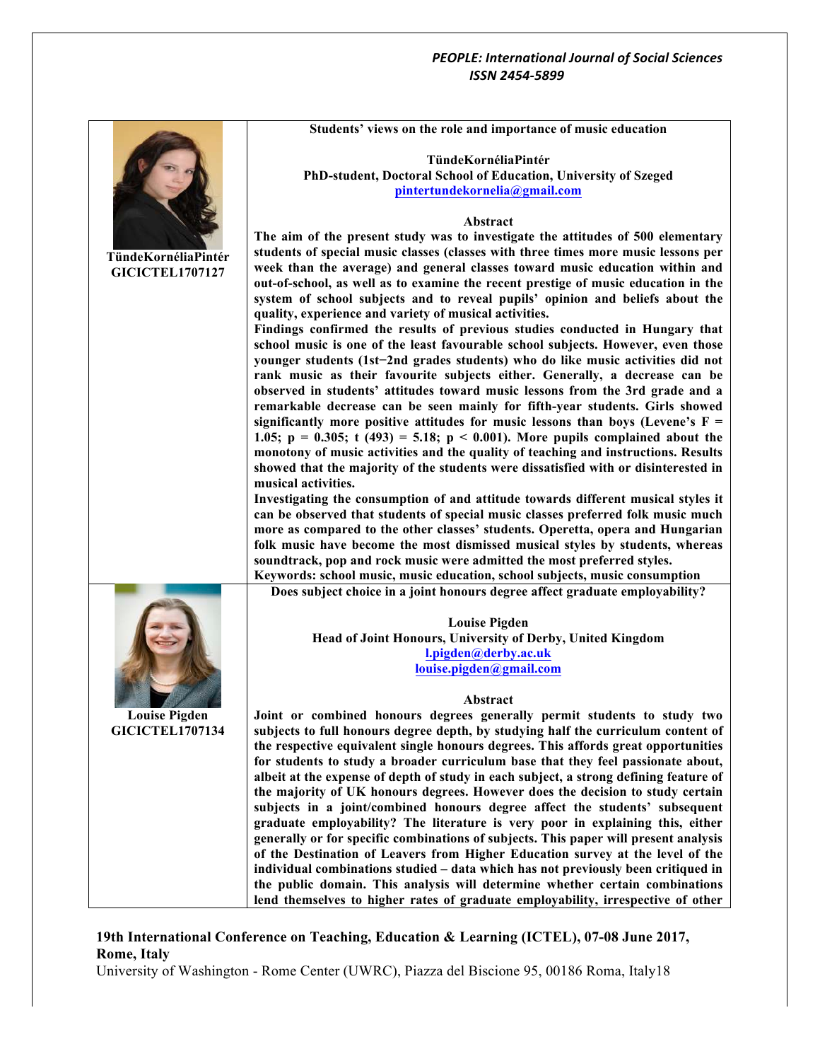**TündeKornéliaPintér**
**GICICTEL1707127**

**Students' views on the role and importance of music education**

**TündeKornéliaPintér**
**PhD-student, Doctoral School of Education, University of Szeged**
**pintertundekornelia@gmail.com**

**Abstract**

**The aim of the present study was to investigate the attitudes of 500 elementary students of special music classes (classes with three times more music lessons per week than the average) and general classes toward music education within and out-of-school, as well as to examine the recent prestige of music education in the system of school subjects and to reveal pupils' opinion and beliefs about the quality, experience and variety of musical activities.**

**Findings confirmed the results of previous studies conducted in Hungary that school music is one of the least favourable school subjects. However, even those younger students (1st−2nd grades students) who do like music activities did not rank music as their favourite subjects either. Generally, a decrease can be observed in students' attitudes toward music lessons from the 3rd grade and a remarkable decrease can be seen mainly for fifth-year students. Girls showed significantly more positive attitudes for music lessons than boys (Levene's $F = 1.05$; $p = 0.305$; $t(493) = 5.18$; $p < 0.001$). More pupils complained about the monotony of music activities and the quality of teaching and instructions. Results showed that the majority of the students were dissatisfied with or disinterested in musical activities.**

**Investigating the consumption of and attitude towards different musical styles it can be observed that students of special music classes preferred folk music much more as compared to the other classes' students. Operetta, opera and Hungarian folk music have become the most dismissed musical styles by students, whereas soundtrack, pop and rock music were admitted the most preferred styles.**

**Keywords: school music, music education, school subjects, music consumption**

---

**Louise Pigden**
**GICICTEL1707134**

**Does subject choice in a joint honours degree affect graduate employability?**

**Louise Pigden**
**Head of Joint Honours, University of Derby, United Kingdom**
**l.pigden@derby.ac.uk**
**louise.pigden@gmail.com**

**Abstract**

**Joint or combined honours degrees generally permit students to study two subjects to full honours degree depth, by studying half the curriculum content of the respective equivalent single honours degrees. This affords great opportunities for students to study a broader curriculum base that they feel passionate about, albeit at the expense of depth of study in each subject, a strong defining feature of the majority of UK honours degrees. However does the decision to study certain subjects in a joint/combined honours degree affect the students' subsequent graduate employability? The literature is very poor in explaining this, either generally or for specific combinations of subjects. This paper will present analysis of the Destination of Leavers from Higher Education survey at the level of the individual combinations studied – data which has not previously been critiqued in the public domain. This analysis will determine whether certain combinations lend themselves to higher rates of graduate employability, irrespective of other**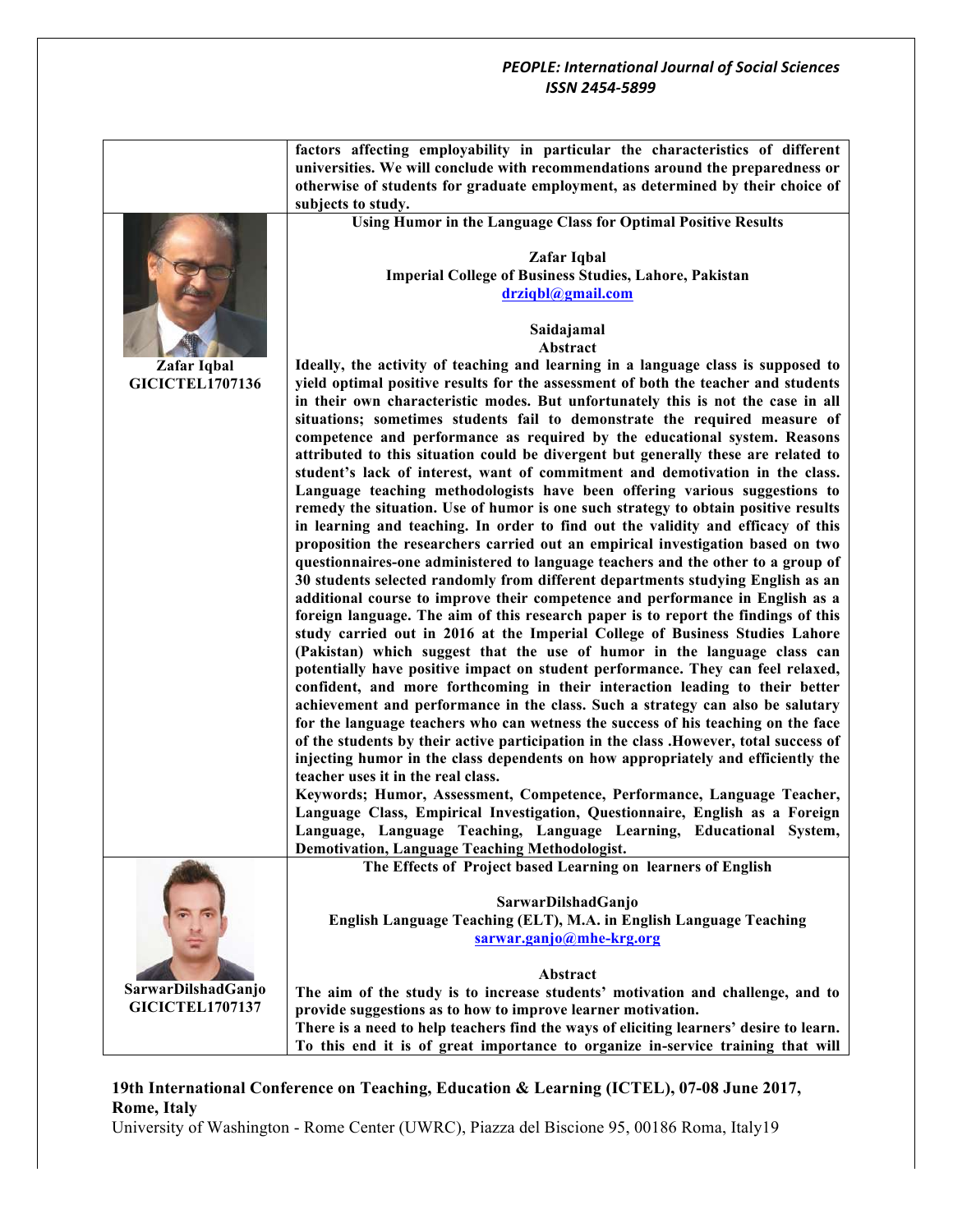factors affecting employability in particular the characteristics of different universities. We will conclude with recommendations around the preparedness or otherwise of students for graduate employment, as determined by their choice of subjects to study.

**Zafar Iqbal**
**GICICTEL1707136**

### Using Humor in the Language Class for Optimal Positive Results

**Zafar Iqbal**
**Imperial College of Business Studies, Lahore, Pakistan**
**drziqbl@gmail.com**

**Saidajamal**

**Abstract**

**Ideally, the activity of teaching and learning in a language class is supposed to yield optimal positive results for the assessment of both the teacher and students in their own characteristic modes. But unfortunately this is not the case in all situations; sometimes students fail to demonstrate the required measure of competence and performance as required by the educational system. Reasons attributed to this situation could be divergent but generally these are related to student's lack of interest, want of commitment and demotivation in the class. Language teaching methodologists have been offering various suggestions to remedy the situation. Use of humor is one such strategy to obtain positive results in learning and teaching. In order to find out the validity and efficacy of this proposition the researchers carried out an empirical investigation based on two questionnaires-one administered to language teachers and the other to a group of 30 students selected randomly from different departments studying English as an additional course to improve their competence and performance in English as a foreign language. The aim of this research paper is to report the findings of this study carried out in 2016 at the Imperial College of Business Studies Lahore (Pakistan) which suggest that the use of humor in the language class can potentially have positive impact on student performance. They can feel relaxed, confident, and more forthcoming in their interaction leading to their better achievement and performance in the class. Such a strategy can also be salutary for the language teachers who can wetness the success of his teaching on the face of the students by their active participation in the class .However, total success of injecting humor in the class dependents on how appropriately and efficiently the teacher uses it in the real class.**

**Keywords; Humor, Assessment, Competence, Performance, Language Teacher, Language Class, Empirical Investigation, Questionnaire, English as a Foreign Language, Language Teaching, Language Learning, Educational System, Demotivation, Language Teaching Methodologist.**

**SarwarDilshadGanjo**
**GICICTEL1707137**

### The Effects of Project based Learning on learners of English

**SarwarDilshadGanjo**
**English Language Teaching (ELT), M.A. in English Language Teaching**
**sarwar.ganjo@mhe-krg.org**

**Abstract**

**The aim of the study is to increase students' motivation and challenge, and to provide suggestions as to how to improve learner motivation.**

**There is a need to help teachers find the ways of eliciting learners' desire to learn. To this end it is of great importance to organize in-service training that will**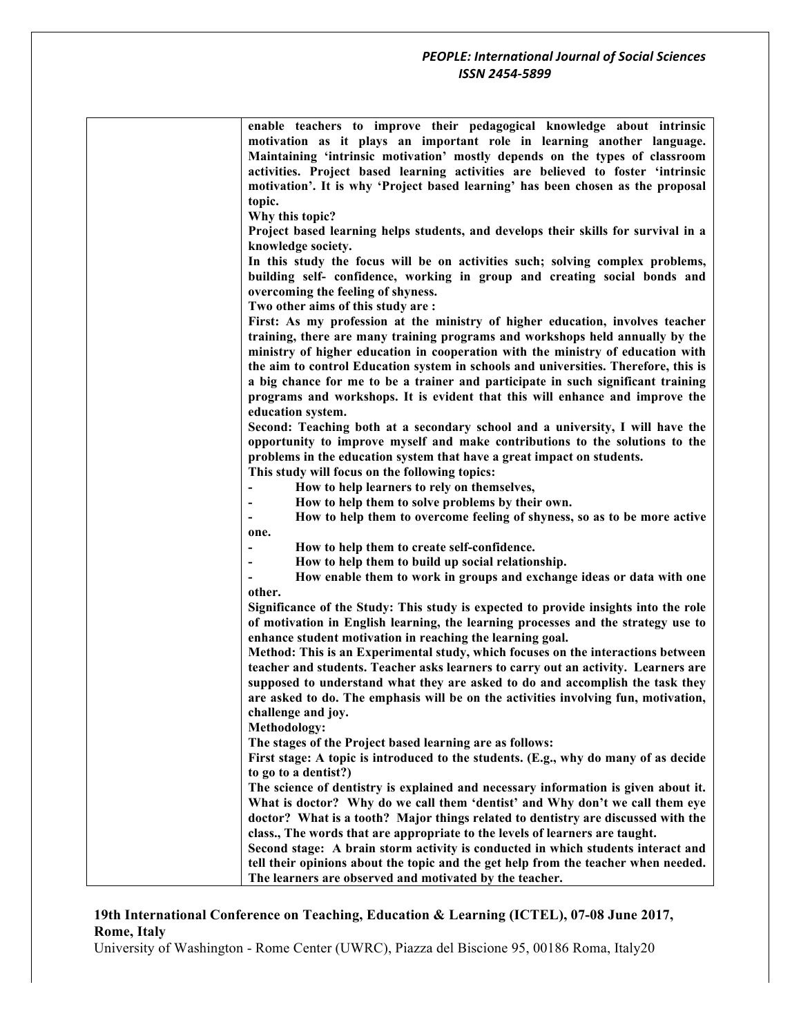**enable teachers to improve their pedagogical knowledge about intrinsic motivation as it plays an important role in learning another language. Maintaining 'intrinsic motivation' mostly depends on the types of classroom activities. Project based learning activities are believed to foster 'intrinsic motivation'. It is why 'Project based learning' has been chosen as the proposal topic.**

**Why this topic?**

**Project based learning helps students, and develops their skills for survival in a knowledge society.**

**In this study the focus will be on activities such; solving complex problems, building self- confidence, working in group and creating social bonds and overcoming the feeling of shyness.**

**Two other aims of this study are :**

**First: As my profession at the ministry of higher education, involves teacher training, there are many training programs and workshops held annually by the ministry of higher education in cooperation with the ministry of education with the aim to control Education system in schools and universities. Therefore, this is a big chance for me to be a trainer and participate in such significant training programs and workshops. It is evident that this will enhance and improve the education system.**

**Second: Teaching both at a secondary school and a university, I will have the opportunity to improve myself and make contributions to the solutions to the problems in the education system that have a great impact on students.**

**This study will focus on the following topics:**

- **How to help learners to rely on themselves,**
- **How to help them to solve problems by their own.**
- **How to help them to overcome feeling of shyness, so as to be more active one.**
- **How to help them to create self-confidence.**
- **How to help them to build up social relationship.**
- **How enable them to work in groups and exchange ideas or data with one other.**

**Significance of the Study: This study is expected to provide insights into the role of motivation in English learning, the learning processes and the strategy use to enhance student motivation in reaching the learning goal.**

**Method: This is an Experimental study, which focuses on the interactions between teacher and students. Teacher asks learners to carry out an activity. Learners are supposed to understand what they are asked to do and accomplish the task they are asked to do. The emphasis will be on the activities involving fun, motivation, challenge and joy.**

**Methodology:**

**The stages of the Project based learning are as follows:**

**First stage: A topic is introduced to the students. (E.g., why do many of as decide to go to a dentist?)**

**The science of dentistry is explained and necessary information is given about it. What is doctor? Why do we call them 'dentist' and Why don't we call them eye doctor? What is a tooth? Major things related to dentistry are discussed with the class., The words that are appropriate to the levels of learners are taught.**

**Second stage: A brain storm activity is conducted in which students interact and tell their opinions about the topic and the get help from the teacher when needed. The learners are observed and motivated by the teacher.**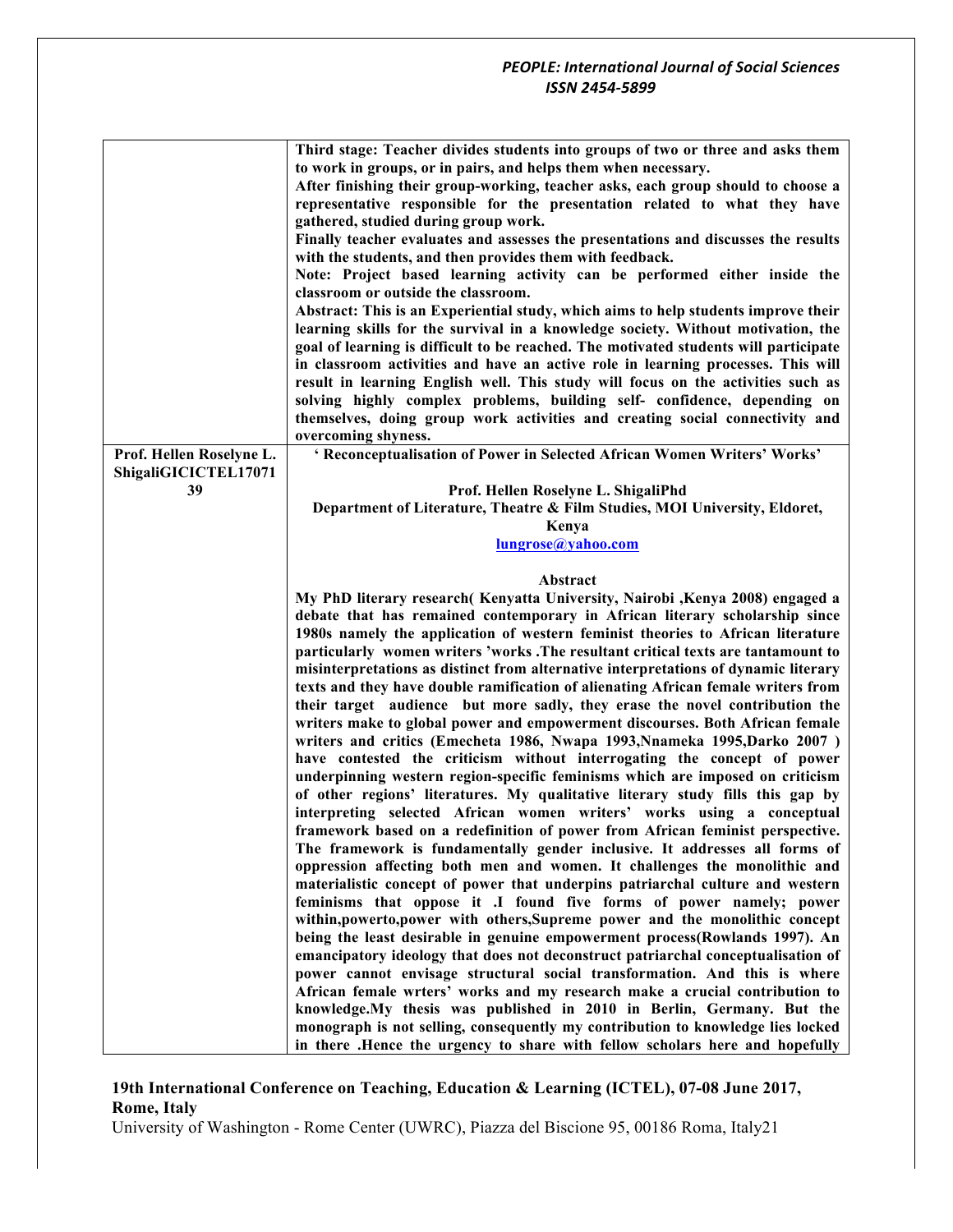| | |
|---|---|
| | **Third stage: Teacher divides students into groups of two or three and asks them to work in groups, or in pairs, and helps them when necessary.**<br>**After finishing their group-working, teacher asks, each group should to choose a representative responsible for the presentation related to what they have gathered, studied during group work.**<br>**Finally teacher evaluates and assesses the presentations and discusses the results with the students, and then provides them with feedback.**<br>**Note: Project based learning activity can be performed either inside the classroom or outside the classroom.**<br>**Abstract: This is an Experiential study, which aims to help students improve their learning skills for the survival in a knowledge society. Without motivation, the goal of learning is difficult to be reached. The motivated students will participate in classroom activities and have an active role in learning processes. This will result in learning English well. This study will focus on the activities such as solving highly complex problems, building self- confidence, depending on themselves, doing group work activities and creating social connectivity and overcoming shyness.** |
| **Prof. Hellen Roselyne L. ShigaliGICICTEL1707139** | **' Reconceptualisation of Power in Selected African Women Writers' Works'**<br><br>**Prof. Hellen Roselyne L. ShigaliPhd**<br>**Department of Literature, Theatre & Film Studies, MOI University, Eldoret, Kenya**<br>**lungrose@yahoo.com**<br><br>**Abstract**<br>**My PhD literary research( Kenyatta University, Nairobi ,Kenya 2008) engaged a debate that has remained contemporary in African literary scholarship since 1980s namely the application of western feminist theories to African literature particularly women writers 'works .The resultant critical texts are tantamount to misinterpretations as distinct from alternative interpretations of dynamic literary texts and they have double ramification of alienating African female writers from their target audience but more sadly, they erase the novel contribution the writers make to global power and empowerment discourses. Both African female writers and critics (Emecheta 1986, Nwapa 1993,Nnameka 1995,Darko 2007 ) have contested the criticism without interrogating the concept of power underpinning western region-specific feminisms which are imposed on criticism of other regions' literatures. My qualitative literary study fills this gap by interpreting selected African women writers' works using a conceptual framework based on a redefinition of power from African feminist perspective. The framework is fundamentally gender inclusive. It addresses all forms of oppression affecting both men and women. It challenges the monolithic and materialistic concept of power that underpins patriarchal culture and western feminisms that oppose it .I found five forms of power namely; power within,powerto,power with others,Supreme power and the monolithic concept being the least desirable in genuine empowerment process(Rowlands 1997). An emancipatory ideology that does not deconstruct patriarchal conceptualisation of power cannot envisage structural social transformation. And this is where African female wrters' works and my research make a crucial contribution to knowledge.My thesis was published in 2010 in Berlin, Germany. But the monograph is not selling, consequently my contribution to knowledge lies locked in there .Hence the urgency to share with fellow scholars here and hopefully** |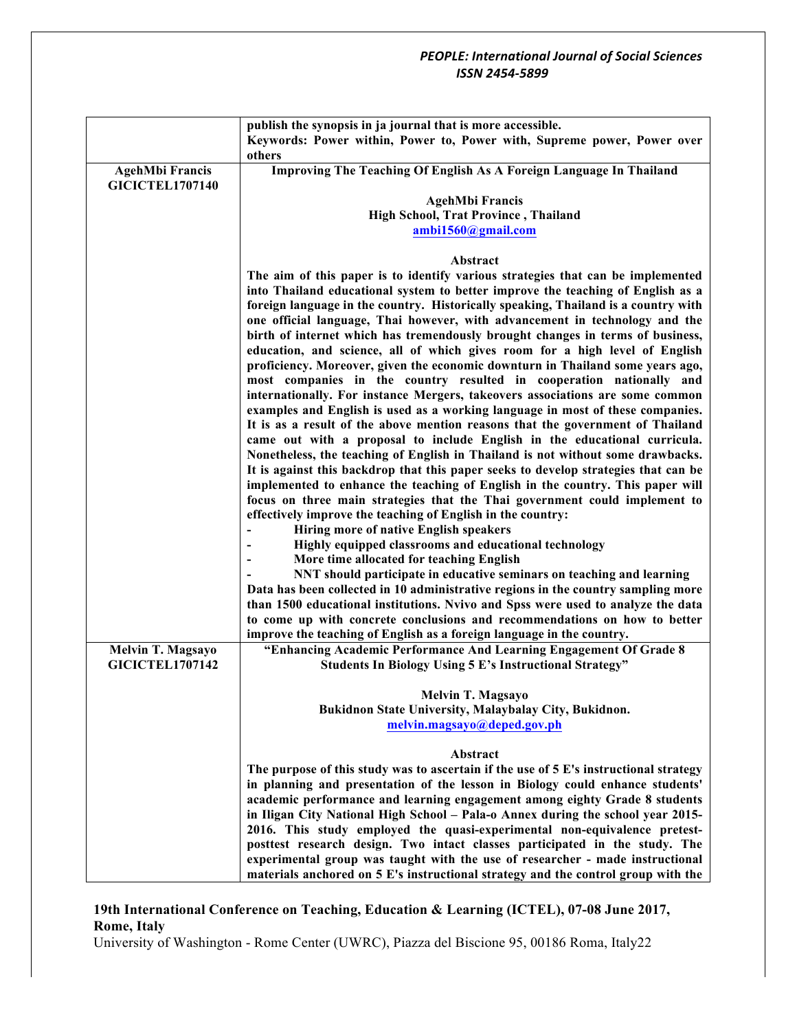| | |
|---|---|
| | **publish the synopsis in ja journal that is more accessible.**<br>**Keywords: Power within, Power to, Power with, Supreme power, Power over others** |
| **AgehMbi Francis**<br>**GICICTEL1707140** | **Improving The Teaching Of English As A Foreign Language In Thailand**<br><br>**AgehMbi Francis**<br>**High School, Trat Province , Thailand**<br>**ambi1560@gmail.com**<br><br>**Abstract**<br>**The aim of this paper is to identify various strategies that can be implemented into Thailand educational system to better improve the teaching of English as a foreign language in the country. Historically speaking, Thailand is a country with one official language, Thai however, with advancement in technology and the birth of internet which has tremendously brought changes in terms of business, education, and science, all of which gives room for a high level of English proficiency. Moreover, given the economic downturn in Thailand some years ago, most companies in the country resulted in cooperation nationally and internationally. For instance Mergers, takeovers associations are some common examples and English is used as a working language in most of these companies. It is as a result of the above mention reasons that the government of Thailand came out with a proposal to include English in the educational curricula. Nonetheless, the teaching of English in Thailand is not without some drawbacks. It is against this backdrop that this paper seeks to develop strategies that can be implemented to enhance the teaching of English in the country. This paper will focus on three main strategies that the Thai government could implement to effectively improve the teaching of English in the country:**<br>**- Hiring more of native English speakers**<br>**- Highly equipped classrooms and educational technology**<br>**- More time allocated for teaching English**<br>**- NNT should participate in educative seminars on teaching and learning**<br>**Data has been collected in 10 administrative regions in the country sampling more than 1500 educational institutions. Nvivo and Spss were used to analyze the data to come up with concrete conclusions and recommendations on how to better improve the teaching of English as a foreign language in the country.** |
| **Melvin T. Magsayo**<br>**GICICTEL1707142** | **"Enhancing Academic Performance And Learning Engagement Of Grade 8 Students In Biology Using 5 E's Instructional Strategy"**<br><br>**Melvin T. Magsayo**<br>**Bukidnon State University, Malaybalay City, Bukidnon.**<br>**melvin.magsayo@deped.gov.ph**<br><br>**Abstract**<br>**The purpose of this study was to ascertain if the use of 5 E's instructional strategy in planning and presentation of the lesson in Biology could enhance students' academic performance and learning engagement among eighty Grade 8 students in Iligan City National High School – Pala-o Annex during the school year 2015-2016. This study employed the quasi-experimental non-equivalence pretest-posttest research design. Two intact classes participated in the study. The experimental group was taught with the use of researcher - made instructional materials anchored on 5 E's instructional strategy and the control group with the** |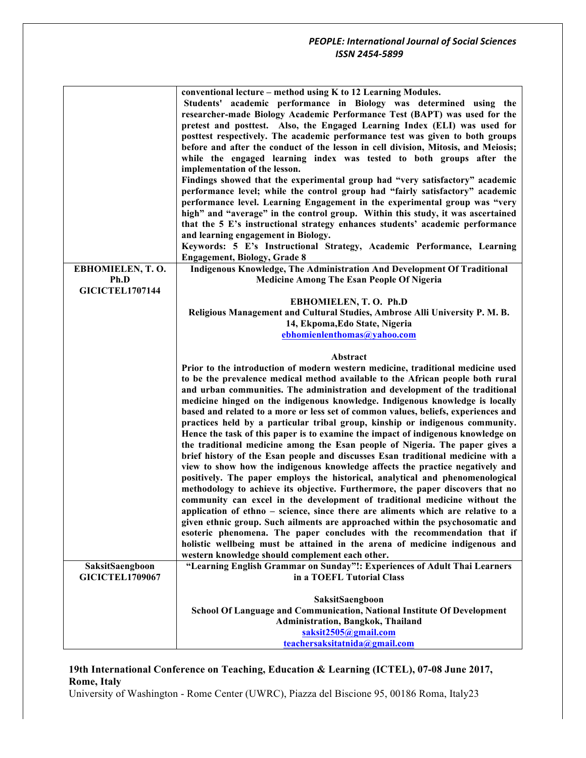| | |
|---|---|
| | **conventional lecture – method using K to 12 Learning Modules.**<br>**Students' academic performance in Biology was determined using the researcher-made Biology Academic Performance Test (BAPT) was used for the pretest and posttest. Also, the Engaged Learning Index (ELI) was used for posttest respectively. The academic performance test was given to both groups before and after the conduct of the lesson in cell division, Mitosis, and Meiosis; while the engaged learning index was tested to both groups after the implementation of the lesson.**<br>**Findings showed that the experimental group had "very satisfactory" academic performance level; while the control group had "fairly satisfactory" academic performance level. Learning Engagement in the experimental group was "very high" and "average" in the control group. Within this study, it was ascertained that the 5 E's instructional strategy enhances students' academic performance and learning engagement in Biology.**<br>**Keywords: 5 E's Instructional Strategy, Academic Performance, Learning Engagement, Biology, Grade 8** |
| **EBHOMIELEN, T. O. Ph.D**<br>**GICICTEL1707144** | **Indigenous Knowledge, The Administration And Development Of Traditional Medicine Among The Esan People Of Nigeria**<br><br>**EBHOMIELEN, T. O. Ph.D**<br>**Religious Management and Cultural Studies, Ambrose Alli University P. M. B. 14, Ekpoma,Edo State, Nigeria**<br>**ebhomienlenthomas@yahoo.com**<br><br>**Abstract**<br>**Prior to the introduction of modern western medicine, traditional medicine used to be the prevalence medical method available to the African people both rural and urban communities. The administration and development of the traditional medicine hinged on the indigenous knowledge. Indigenous knowledge is locally based and related to a more or less set of common values, beliefs, experiences and practices held by a particular tribal group, kinship or indigenous community. Hence the task of this paper is to examine the impact of indigenous knowledge on the traditional medicine among the Esan people of Nigeria. The paper gives a brief history of the Esan people and discusses Esan traditional medicine with a view to show how the indigenous knowledge affects the practice negatively and positively. The paper employs the historical, analytical and phenomenological methodology to achieve its objective. Furthermore, the paper discovers that no community can excel in the development of traditional medicine without the application of ethno – science, since there are aliments which are relative to a given ethnic group. Such ailments are approached within the psychosomatic and esoteric phenomena. The paper concludes with the recommendation that if holistic wellbeing must be attained in the arena of medicine indigenous and western knowledge should complement each other.** |
| **SaksitSaengboon**<br>**GICICTEL1709067** | **"Learning English Grammar on Sunday"!: Experiences of Adult Thai Learners in a TOEFL Tutorial Class**<br><br>**SaksitSaengboon**<br>**School Of Language and Communication, National Institute Of Development Administration, Bangkok, Thailand**<br>**saksit2505@gmail.com**<br>**teachersaksitatnida@gmail.com** |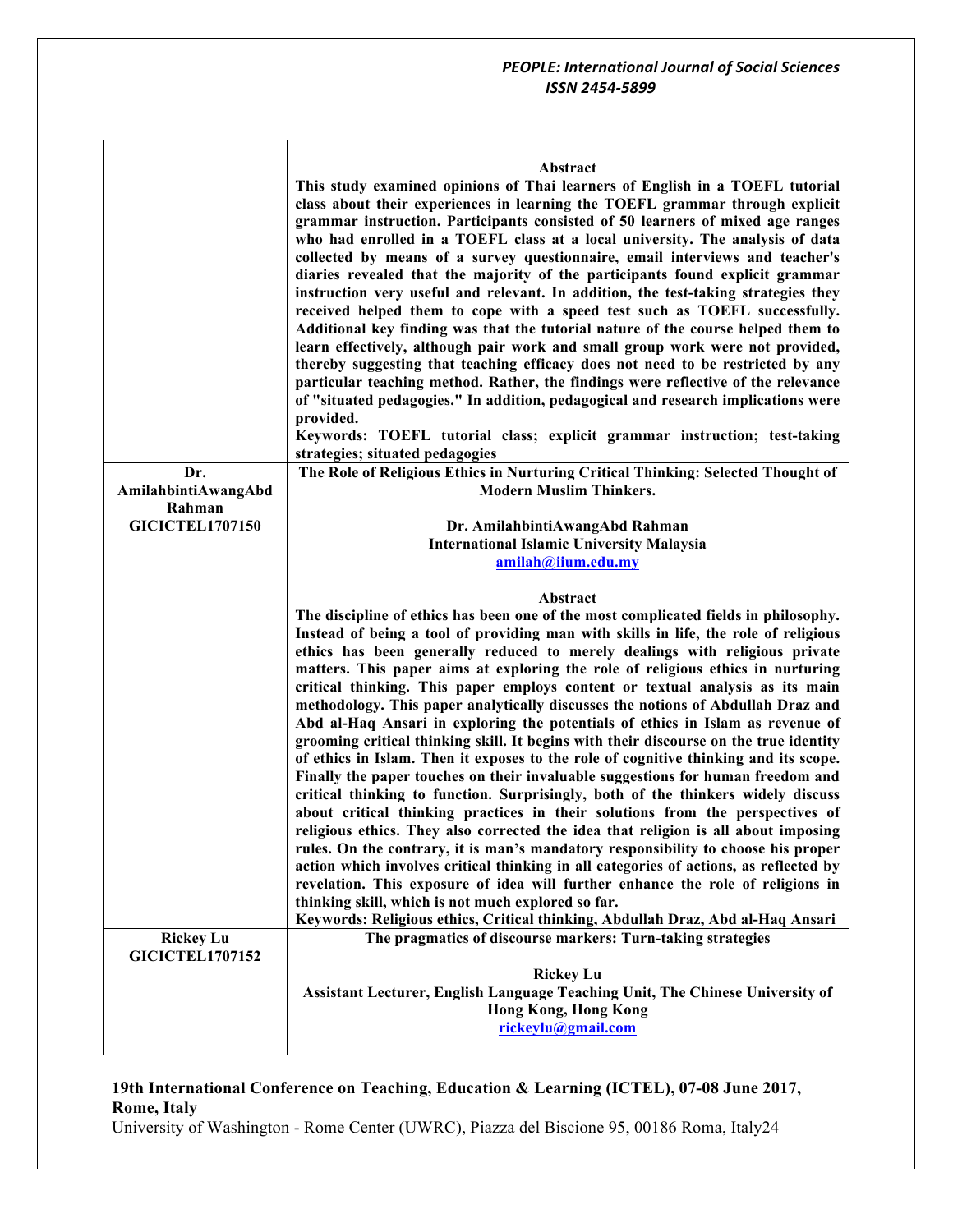| | |
|---|---|
| | **Abstract**<br>**This study examined opinions of Thai learners of English in a TOEFL tutorial class about their experiences in learning the TOEFL grammar through explicit grammar instruction. Participants consisted of 50 learners of mixed age ranges who had enrolled in a TOEFL class at a local university. The analysis of data collected by means of a survey questionnaire, email interviews and teacher's diaries revealed that the majority of the participants found explicit grammar instruction very useful and relevant. In addition, the test-taking strategies they received helped them to cope with a speed test such as TOEFL successfully. Additional key finding was that the tutorial nature of the course helped them to learn effectively, although pair work and small group work were not provided, thereby suggesting that teaching efficacy does not need to be restricted by any particular teaching method. Rather, the findings were reflective of the relevance of "situated pedagogies." In addition, pedagogical and research implications were provided.**<br>**Keywords: TOEFL tutorial class; explicit grammar instruction; test-taking strategies; situated pedagogies** |
| **Dr. AmilahbintiAwangAbd Rahman**<br>**GICICTEL1707150** | **The Role of Religious Ethics in Nurturing Critical Thinking: Selected Thought of Modern Muslim Thinkers.**<br><br>**Dr. AmilahbintiAwangAbd Rahman**<br>**International Islamic University Malaysia**<br>**amilah@iium.edu.my**<br><br>**Abstract**<br>**The discipline of ethics has been one of the most complicated fields in philosophy. Instead of being a tool of providing man with skills in life, the role of religious ethics has been generally reduced to merely dealings with religious private matters. This paper aims at exploring the role of religious ethics in nurturing critical thinking. This paper employs content or textual analysis as its main methodology. This paper analytically discusses the notions of Abdullah Draz and Abd al-Haq Ansari in exploring the potentials of ethics in Islam as revenue of grooming critical thinking skill. It begins with their discourse on the true identity of ethics in Islam. Then it exposes to the role of cognitive thinking and its scope. Finally the paper touches on their invaluable suggestions for human freedom and critical thinking to function. Surprisingly, both of the thinkers widely discuss about critical thinking practices in their solutions from the perspectives of religious ethics. They also corrected the idea that religion is all about imposing rules. On the contrary, it is man's mandatory responsibility to choose his proper action which involves critical thinking in all categories of actions, as reflected by revelation. This exposure of idea will further enhance the role of religions in thinking skill, which is not much explored so far.**<br>**Keywords: Religious ethics, Critical thinking, Abdullah Draz, Abd al-Haq Ansari** |
| **Rickey Lu**<br>**GICICTEL1707152** | **The pragmatics of discourse markers: Turn-taking strategies**<br><br>**Rickey Lu**<br>**Assistant Lecturer, English Language Teaching Unit, The Chinese University of Hong Kong, Hong Kong**<br>**rickeylu@gmail.com** |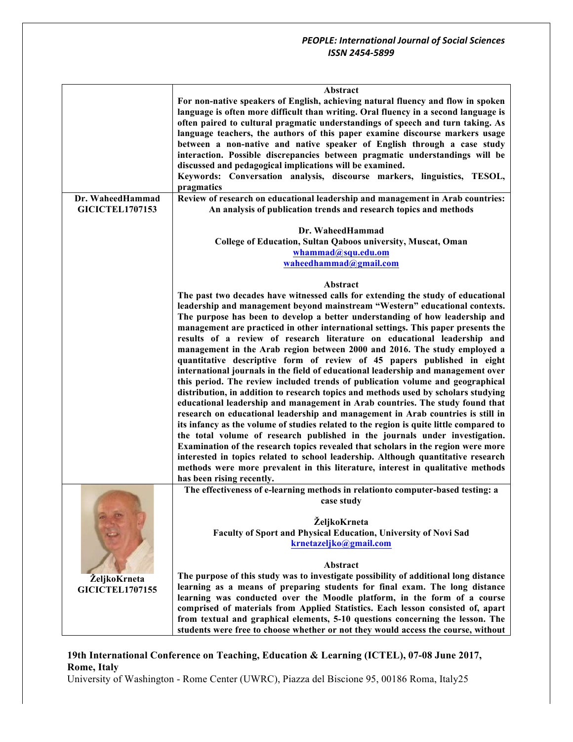| | |
|---|---|
| | **Abstract**<br>**For non-native speakers of English, achieving natural fluency and flow in spoken language is often more difficult than writing. Oral fluency in a second language is often paired to cultural pragmatic understandings of speech and turn taking. As language teachers, the authors of this paper examine discourse markers usage between a non-native and native speaker of English through a case study interaction. Possible discrepancies between pragmatic understandings will be discussed and pedagogical implications will be examined.**<br>**Keywords: Conversation analysis, discourse markers, linguistics, TESOL, pragmatics** |
| **Dr. WaheedHammad**<br>**GICICTEL1707153** | **Review of research on educational leadership and management in Arab countries: An analysis of publication trends and research topics and methods**<br><br>**Dr. WaheedHammad**<br>**College of Education, Sultan Qaboos university, Muscat, Oman**<br>**whammad@squ.edu.om**<br>**waheedhammad@gmail.com**<br><br>**Abstract**<br>**The past two decades have witnessed calls for extending the study of educational leadership and management beyond mainstream "Western" educational contexts. The purpose has been to develop a better understanding of how leadership and management are practiced in other international settings. This paper presents the results of a review of research literature on educational leadership and management in the Arab region between 2000 and 2016. The study employed a quantitative descriptive form of review of 45 papers published in eight international journals in the field of educational leadership and management over this period. The review included trends of publication volume and geographical distribution, in addition to research topics and methods used by scholars studying educational leadership and management in Arab countries. The study found that research on educational leadership and management in Arab countries is still in its infancy as the volume of studies related to the region is quite little compared to the total volume of research published in the journals under investigation. Examination of the research topics revealed that scholars in the region were more interested in topics related to school leadership. Although quantitative research methods were more prevalent in this literature, interest in qualitative methods has been rising recently.** |
| **ŽeljkoKrneta**<br>**GICICTEL1707155** | **The effectiveness of e-learning methods in relationto computer-based testing: a case study**<br><br>**ŽeljkoKrneta**<br>**Faculty of Sport and Physical Education, University of Novi Sad**<br>**krnetazeljko@gmail.com**<br><br>**Abstract**<br>**The purpose of this study was to investigate possibility of additional long distance learning as a means of preparing students for final exam. The long distance learning was conducted over the Moodle platform, in the form of a course comprised of materials from Applied Statistics. Each lesson consisted of, apart from textual and graphical elements, 5-10 questions concerning the lesson. The students were free to choose whether or not they would access the course, without** |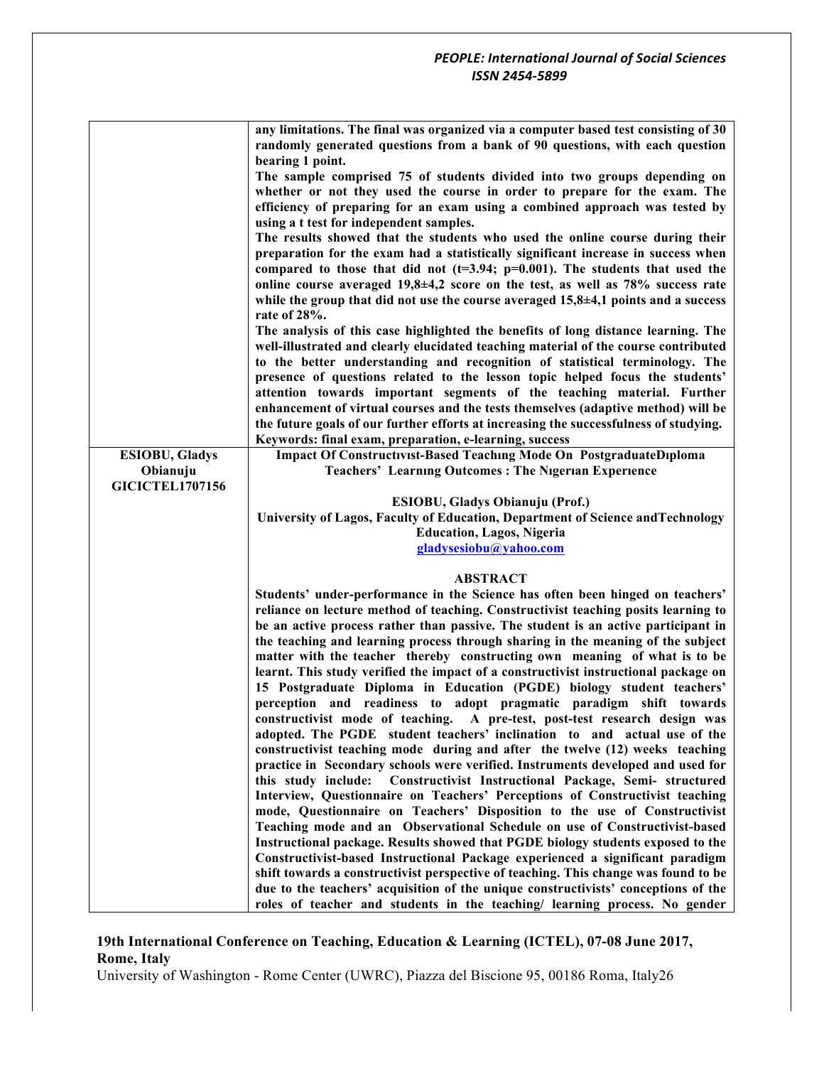| | |
|---|---|
| | **any limitations. The final was organized via a computer based test consisting of 30 randomly generated questions from a bank of 90 questions, with each question bearing 1 point.**<br>**The sample comprised 75 of students divided into two groups depending on whether or not they used the course in order to prepare for the exam. The efficiency of preparing for an exam using a combined approach was tested by using a t test for independent samples.**<br>**The results showed that the students who used the online course during their preparation for the exam had a statistically significant increase in success when compared to those that did not ($t=3.94$; $p=0.001$). The students that used the online course averaged 19,8±4,2 score on the test, as well as 78% success rate while the group that did not use the course averaged 15,8±4,1 points and a success rate of 28%.**<br>**The analysis of this case highlighted the benefits of long distance learning. The well-illustrated and clearly elucidated teaching material of the course contributed to the better understanding and recognition of statistical terminology. The presence of questions related to the lesson topic helped focus the students' attention towards important segments of the teaching material. Further enhancement of virtual courses and the tests themselves (adaptive method) will be the future goals of our further efforts at increasing the successfulness of studying.**<br>**Keywords: final exam, preparation, e-learning, success** |
| **ESIOBU, Gladys Obianuju GICICTEL1707156** | **Impact Of Constructıvıst-Based Teachıng Mode On PostgraduateDıploma Teachers' Learnıng Outcomes : The Nıgerıan Experıence**<br><br>**ESIOBU, Gladys Obianuju (Prof.)**<br>**University of Lagos, Faculty of Education, Department of Science andTechnology Education, Lagos, Nigeria**<br>**gladysesiobu@yahoo.com**<br><br>**ABSTRACT**<br>**Students' under-performance in the Science has often been hinged on teachers' reliance on lecture method of teaching. Constructivist teaching posits learning to be an active process rather than passive. The student is an active participant in the teaching and learning process through sharing in the meaning of the subject matter with the teacher thereby constructing own meaning of what is to be learnt. This study verified the impact of a constructivist instructional package on 15 Postgraduate Diploma in Education (PGDE) biology student teachers' perception and readiness to adopt pragmatic paradigm shift towards constructivist mode of teaching. A pre-test, post-test research design was adopted. The PGDE student teachers' inclination to and actual use of the constructivist teaching mode during and after the twelve (12) weeks teaching practice in Secondary schools were verified. Instruments developed and used for this study include: Constructivist Instructional Package, Semi- structured Interview, Questionnaire on Teachers' Perceptions of Constructivist teaching mode, Questionnaire on Teachers' Disposition to the use of Constructivist Teaching mode and an Observational Schedule on use of Constructivist-based Instructional package. Results showed that PGDE biology students exposed to the Constructivist-based Instructional Package experienced a significant paradigm shift towards a constructivist perspective of teaching. This change was found to be due to the teachers' acquisition of the unique constructivists' conceptions of the roles of teacher and students in the teaching/ learning process. No gender** |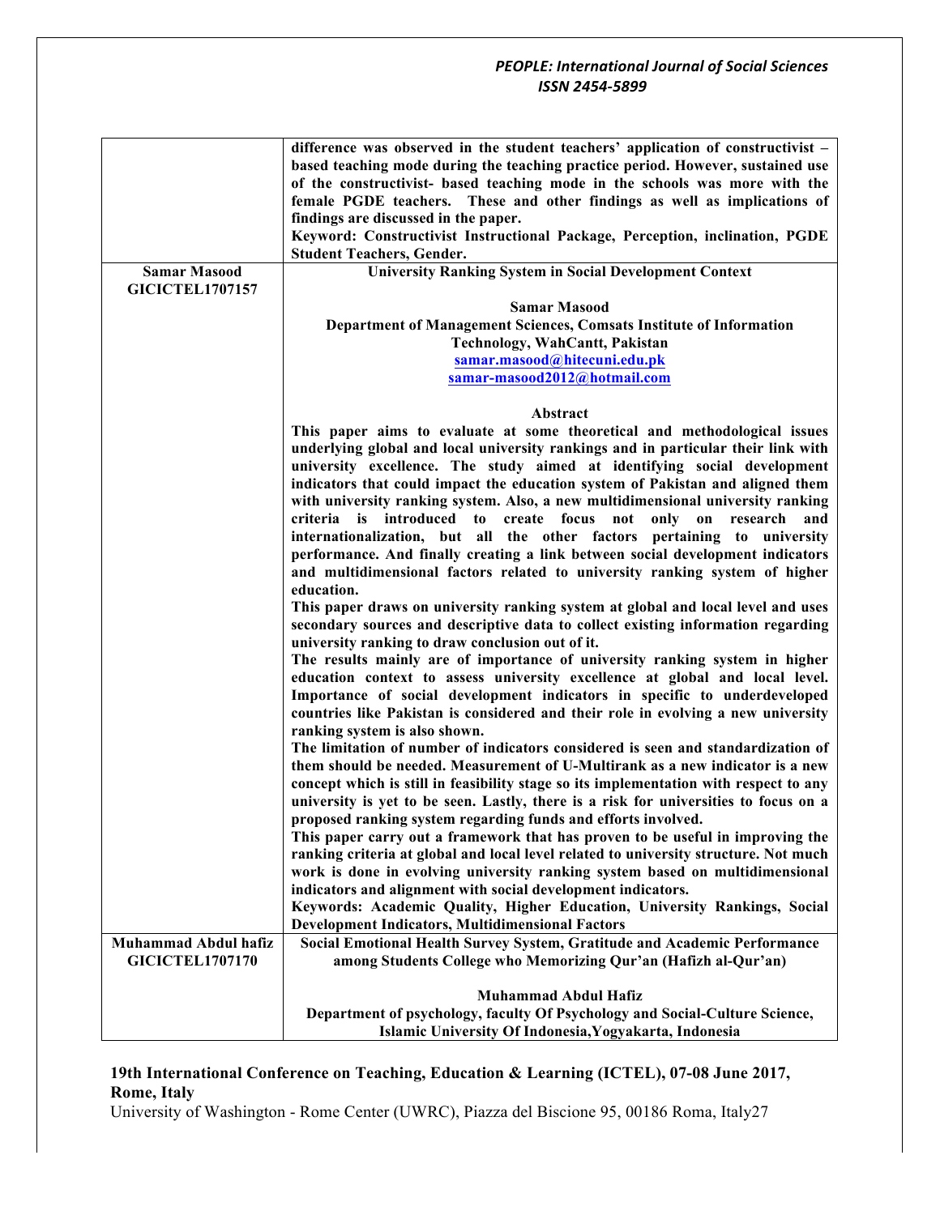| | |
|---|---|
| | **difference was observed in the student teachers' application of constructivist – based teaching mode during the teaching practice period. However, sustained use of the constructivist- based teaching mode in the schools was more with the female PGDE teachers. These and other findings as well as implications of findings are discussed in the paper.**<br>**Keyword: Constructivist Instructional Package, Perception, inclination, PGDE Student Teachers, Gender.** |
| **Samar Masood**<br>**GICICTEL1707157** | **University Ranking System in Social Development Context**<br><br>**Samar Masood**<br>**Department of Management Sciences, Comsats Institute of Information Technology, WahCantt, Pakistan**<br>**samar.masood@hitecuni.edu.pk**<br>**samar-masood2012@hotmail.com**<br><br>**Abstract**<br>**This paper aims to evaluate at some theoretical and methodological issues underlying global and local university rankings and in particular their link with university excellence. The study aimed at identifying social development indicators that could impact the education system of Pakistan and aligned them with university ranking system. Also, a new multidimensional university ranking criteria is introduced to create focus not only on research and internationalization, but all the other factors pertaining to university performance. And finally creating a link between social development indicators and multidimensional factors related to university ranking system of higher education.**<br>**This paper draws on university ranking system at global and local level and uses secondary sources and descriptive data to collect existing information regarding university ranking to draw conclusion out of it.**<br>**The results mainly are of importance of university ranking system in higher education context to assess university excellence at global and local level. Importance of social development indicators in specific to underdeveloped countries like Pakistan is considered and their role in evolving a new university ranking system is also shown.**<br>**The limitation of number of indicators considered is seen and standardization of them should be needed. Measurement of U-Multirank as a new indicator is a new concept which is still in feasibility stage so its implementation with respect to any university is yet to be seen. Lastly, there is a risk for universities to focus on a proposed ranking system regarding funds and efforts involved.**<br>**This paper carry out a framework that has proven to be useful in improving the ranking criteria at global and local level related to university structure. Not much work is done in evolving university ranking system based on multidimensional indicators and alignment with social development indicators.**<br>**Keywords: Academic Quality, Higher Education, University Rankings, Social Development Indicators, Multidimensional Factors** |
| **Muhammad Abdul hafiz**<br>**GICICTEL1707170** | **Social Emotional Health Survey System, Gratitude and Academic Performance among Students College who Memorizing Qur'an (Hafizh al-Qur'an)**<br><br>**Muhammad Abdul Hafiz**<br>**Department of psychology, faculty Of Psychology and Social-Culture Science, Islamic University Of Indonesia,Yogyakarta, Indonesia** |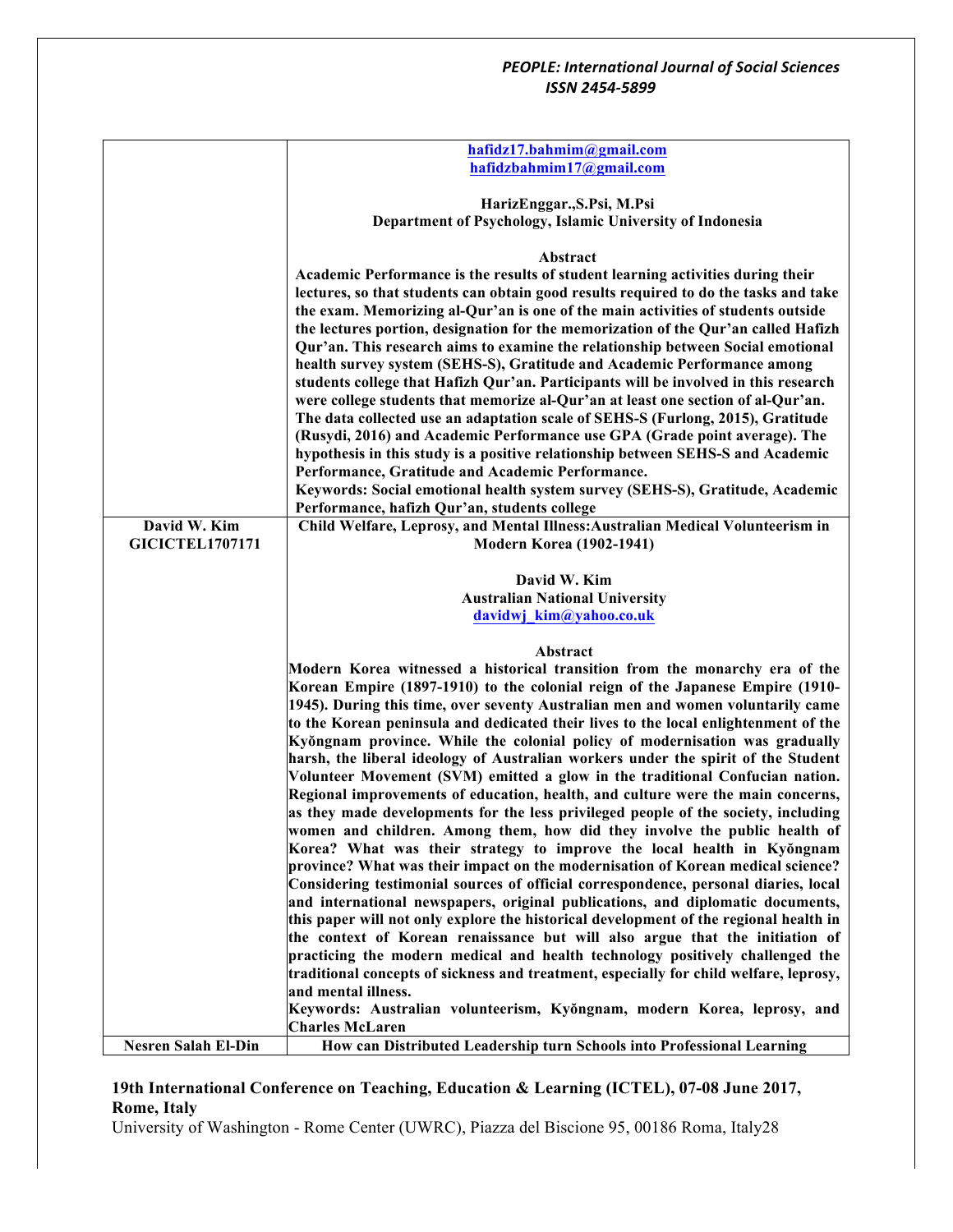| | |
|---|---|
| | hafidz17.bahmim@gmail.com<br>hafidzbahmim17@gmail.com<br><br>**HarizEnggar.,S.Psi, M.Psi**<br>**Department of Psychology, Islamic University of Indonesia**<br><br>**Abstract**<br>**Academic Performance is the results of student learning activities during their lectures, so that students can obtain good results required to do the tasks and take the exam. Memorizing al-Qur'an is one of the main activities of students outside the lectures portion, designation for the memorization of the Qur'an called Hafizh Qur'an. This research aims to examine the relationship between Social emotional health survey system (SEHS-S), Gratitude and Academic Performance among students college that Hafizh Qur'an. Participants will be involved in this research were college students that memorize al-Qur'an at least one section of al-Qur'an. The data collected use an adaptation scale of SEHS-S (Furlong, 2015), Gratitude (Rusydi, 2016) and Academic Performance use GPA (Grade point average). The hypothesis in this study is a positive relationship between SEHS-S and Academic Performance, Gratitude and Academic Performance.**<br>**Keywords: Social emotional health system survey (SEHS-S), Gratitude, Academic Performance, hafizh Qur'an, students college** |
| **David W. Kim**<br>**GICICTEL1707171** | **Child Welfare, Leprosy, and Mental Illness:Australian Medical Volunteerism in Modern Korea (1902-1941)**<br><br>**David W. Kim**<br>**Australian National University**<br>davidwj_kim@yahoo.co.uk<br><br>**Abstract**<br>**Modern Korea witnessed a historical transition from the monarchy era of the Korean Empire (1897-1910) to the colonial reign of the Japanese Empire (1910-1945). During this time, over seventy Australian men and women voluntarily came to the Korean peninsula and dedicated their lives to the local enlightenment of the Kyŏngnam province. While the colonial policy of modernisation was gradually harsh, the liberal ideology of Australian workers under the spirit of the Student Volunteer Movement (SVM) emitted a glow in the traditional Confucian nation. Regional improvements of education, health, and culture were the main concerns, as they made developments for the less privileged people of the society, including women and children. Among them, how did they involve the public health of Korea? What was their strategy to improve the local health in Kyŏngnam province? What was their impact on the modernisation of Korean medical science? Considering testimonial sources of official correspondence, personal diaries, local and international newspapers, original publications, and diplomatic documents, this paper will not only explore the historical development of the regional health in the context of Korean renaissance but will also argue that the initiation of practicing the modern medical and health technology positively challenged the traditional concepts of sickness and treatment, especially for child welfare, leprosy, and mental illness.**<br>**Keywords: Australian volunteerism, Kyŏngnam, modern Korea, leprosy, and Charles McLaren** |
| **Nesren Salah El-Din** | **How can Distributed Leadership turn Schools into Professional Learning** |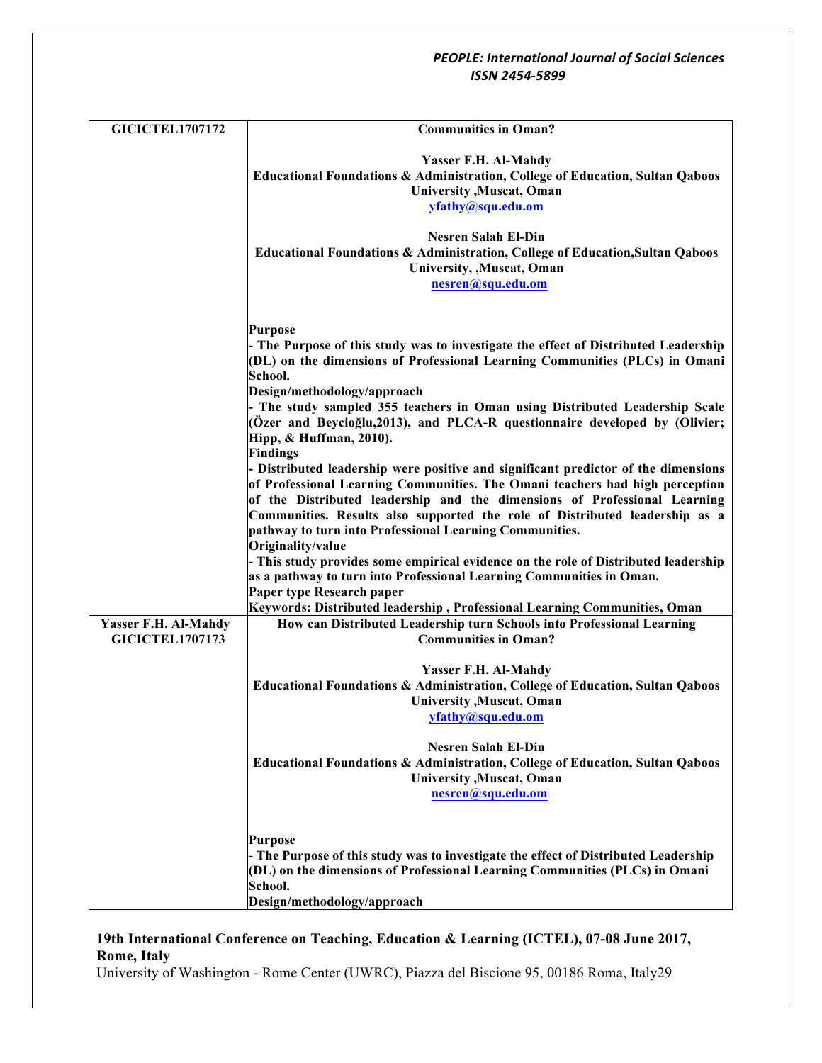| GICICTEL1707172 | **Communities in Oman?**<br><br>**Yasser F.H. Al-Mahdy**<br>**Educational Foundations & Administration, College of Education, Sultan Qaboos University ,Muscat, Oman**<br>**yfathy@squ.edu.om**<br><br>**Nesren Salah El-Din**<br>**Educational Foundations & Administration, College of Education,Sultan Qaboos University, ,Muscat, Oman**<br>**nesren@squ.edu.om**<br><br>**Purpose**<br>**- The Purpose of this study was to investigate the effect of Distributed Leadership (DL) on the dimensions of Professional Learning Communities (PLCs) in Omani School.**<br>**Design/methodology/approach**<br>**- The study sampled 355 teachers in Oman using Distributed Leadership Scale (Özer and Beycioğlu,2013), and PLCA-R questionnaire developed by (Olivier; Hipp, & Huffman, 2010).**<br>**Findings**<br>**- Distributed leadership were positive and significant predictor of the dimensions of Professional Learning Communities. The Omani teachers had high perception of the Distributed leadership and the dimensions of Professional Learning Communities. Results also supported the role of Distributed leadership as a pathway to turn into Professional Learning Communities.**<br>**Originality/value**<br>**- This study provides some empirical evidence on the role of Distributed leadership as a pathway to turn into Professional Learning Communities in Oman.**<br>**Paper type Research paper**<br>**Keywords: Distributed leadership , Professional Learning Communities, Oman** |
|---|---|
| Yasser F.H. Al-Mahdy<br>GICICTEL1707173 | **How can Distributed Leadership turn Schools into Professional Learning Communities in Oman?**<br><br>**Yasser F.H. Al-Mahdy**<br>**Educational Foundations & Administration, College of Education, Sultan Qaboos University ,Muscat, Oman**<br>**yfathy@squ.edu.om**<br><br>**Nesren Salah El-Din**<br>**Educational Foundations & Administration, College of Education, Sultan Qaboos University ,Muscat, Oman**<br>**nesren@squ.edu.om**<br><br>**Purpose**<br>**- The Purpose of this study was to investigate the effect of Distributed Leadership (DL) on the dimensions of Professional Learning Communities (PLCs) in Omani School.**<br>**Design/methodology/approach** |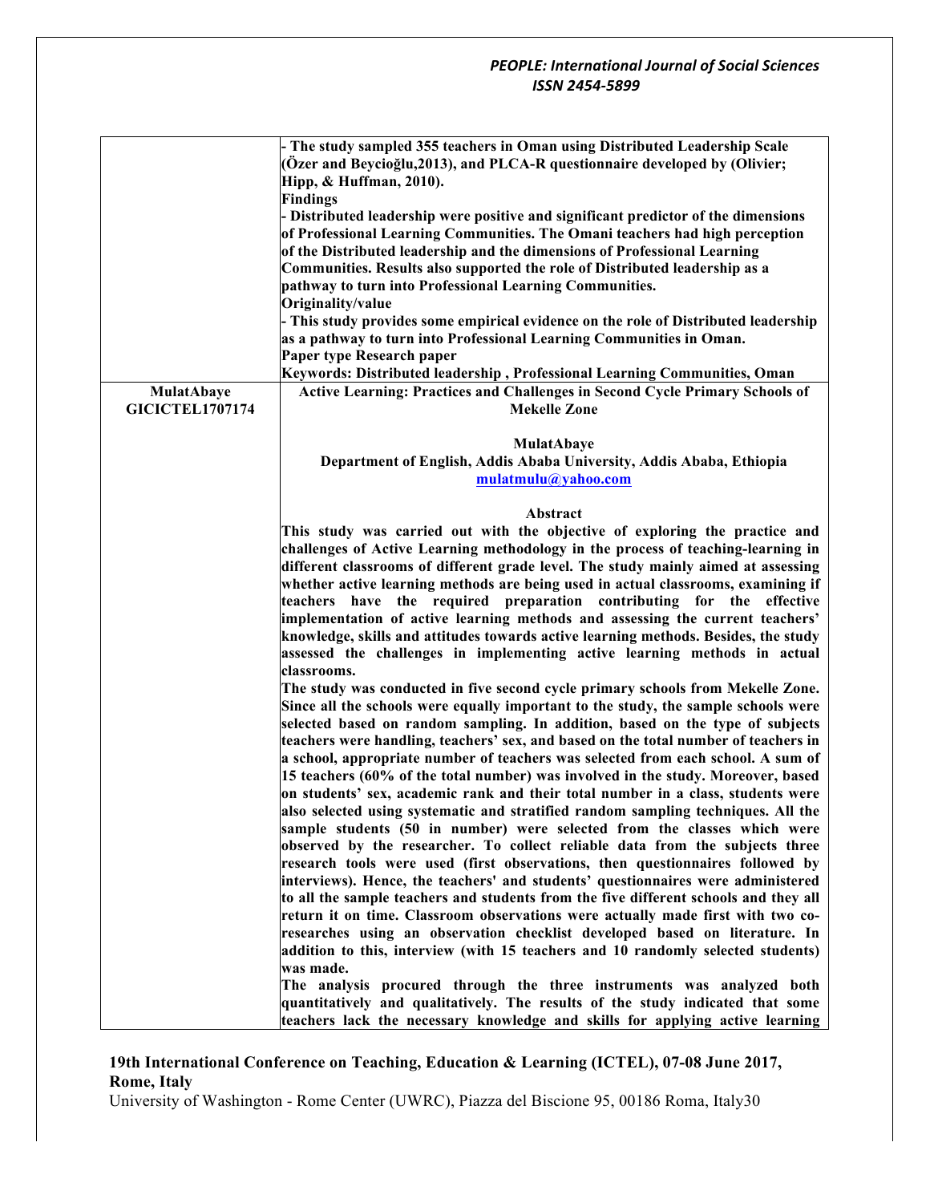| | |
|---|---|
| | **- The study sampled 355 teachers in Oman using Distributed Leadership Scale (Özer and Beycioğlu,2013), and PLCA-R questionnaire developed by (Olivier; Hipp, & Huffman, 2010).**<br>**Findings**<br>**- Distributed leadership were positive and significant predictor of the dimensions of Professional Learning Communities. The Omani teachers had high perception of the Distributed leadership and the dimensions of Professional Learning Communities. Results also supported the role of Distributed leadership as a pathway to turn into Professional Learning Communities.**<br>**Originality/value**<br>**- This study provides some empirical evidence on the role of Distributed leadership as a pathway to turn into Professional Learning Communities in Oman.**<br>**Paper type Research paper**<br>**Keywords: Distributed leadership , Professional Learning Communities, Oman** |
| **MulatAbaye**<br>**GICICTEL1707174** | **Active Learning: Practices and Challenges in Second Cycle Primary Schools of Mekelle Zone**<br><br>**MulatAbaye**<br>**Department of English, Addis Ababa University, Addis Ababa, Ethiopia**<br>**mulatmulu@yahoo.com**<br><br>**Abstract**<br>**This study was carried out with the objective of exploring the practice and challenges of Active Learning methodology in the process of teaching-learning in different classrooms of different grade level. The study mainly aimed at assessing whether active learning methods are being used in actual classrooms, examining if teachers have the required preparation contributing for the effective implementation of active learning methods and assessing the current teachers' knowledge, skills and attitudes towards active learning methods. Besides, the study assessed the challenges in implementing active learning methods in actual classrooms.**<br>**The study was conducted in five second cycle primary schools from Mekelle Zone. Since all the schools were equally important to the study, the sample schools were selected based on random sampling. In addition, based on the type of subjects teachers were handling, teachers' sex, and based on the total number of teachers in a school, appropriate number of teachers was selected from each school. A sum of 15 teachers (60% of the total number) was involved in the study. Moreover, based on students' sex, academic rank and their total number in a class, students were also selected using systematic and stratified random sampling techniques. All the sample students (50 in number) were selected from the classes which were observed by the researcher. To collect reliable data from the subjects three research tools were used (first observations, then questionnaires followed by interviews). Hence, the teachers' and students' questionnaires were administered to all the sample teachers and students from the five different schools and they all return it on time. Classroom observations were actually made first with two co-researches using an observation checklist developed based on literature. In addition to this, interview (with 15 teachers and 10 randomly selected students) was made.**<br>**The analysis procured through the three instruments was analyzed both quantitatively and qualitatively. The results of the study indicated that some teachers lack the necessary knowledge and skills for applying active learning** |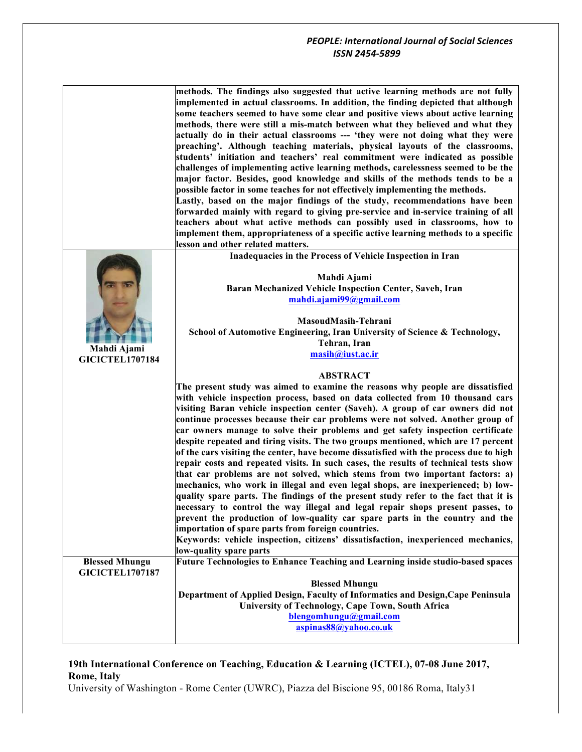methods. The findings also suggested that active learning methods are not fully implemented in actual classrooms. In addition, the finding depicted that although some teachers seemed to have some clear and positive views about active learning methods, there were still a mis-match between what they believed and what they actually do in their actual classrooms --- 'they were not doing what they were preaching'. Although teaching materials, physical layouts of the classrooms, students' initiation and teachers' real commitment were indicated as possible challenges of implementing active learning methods, carelessness seemed to be the major factor. Besides, good knowledge and skills of the methods tends to be a possible factor in some teaches for not effectively implementing the methods.

Lastly, based on the major findings of the study, recommendations have been forwarded mainly with regard to giving pre-service and in-service training of all teachers about what active methods can possibly used in classrooms, how to implement them, appropriateness of a specific active learning methods to a specific lesson and other related matters.

**Mahdi Ajami**
**GICICTEL1707184**

## Inadequacies in the Process of Vehicle Inspection in Iran

**Mahdi Ajami**
**Baran Mechanized Vehicle Inspection Center, Saveh, Iran**
**mahdi.ajami99@gmail.com**

**MasoudMasih-Tehrani**
**School of Automotive Engineering, Iran University of Science & Technology, Tehran, Iran**
**masih@iust.ac.ir**

### ABSTRACT

The present study was aimed to examine the reasons why people are dissatisfied with vehicle inspection process, based on data collected from 10 thousand cars visiting Baran vehicle inspection center (Saveh). A group of car owners did not continue processes because their car problems were not solved. Another group of car owners manage to solve their problems and get safety inspection certificate despite repeated and tiring visits. The two groups mentioned, which are 17 percent of the cars visiting the center, have become dissatisfied with the process due to high repair costs and repeated visits. In such cases, the results of technical tests show that car problems are not solved, which stems from two important factors: a) mechanics, who work in illegal and even legal shops, are inexperienced; b) low-quality spare parts. The findings of the present study refer to the fact that it is necessary to control the way illegal and legal repair shops present passes, to prevent the production of low-quality car spare parts in the country and the importation of spare parts from foreign countries.

Keywords: vehicle inspection, citizens' dissatisfaction, inexperienced mechanics, low-quality spare parts

**Blessed Mhungu**
**GICICTEL1707187**

## Future Technologies to Enhance Teaching and Learning inside studio-based spaces

**Blessed Mhungu**
**Department of Applied Design, Faculty of Informatics and Design,Cape Peninsula University of Technology, Cape Town, South Africa**
**blengomhungu@gmail.com**
**aspinas88@yahoo.co.uk**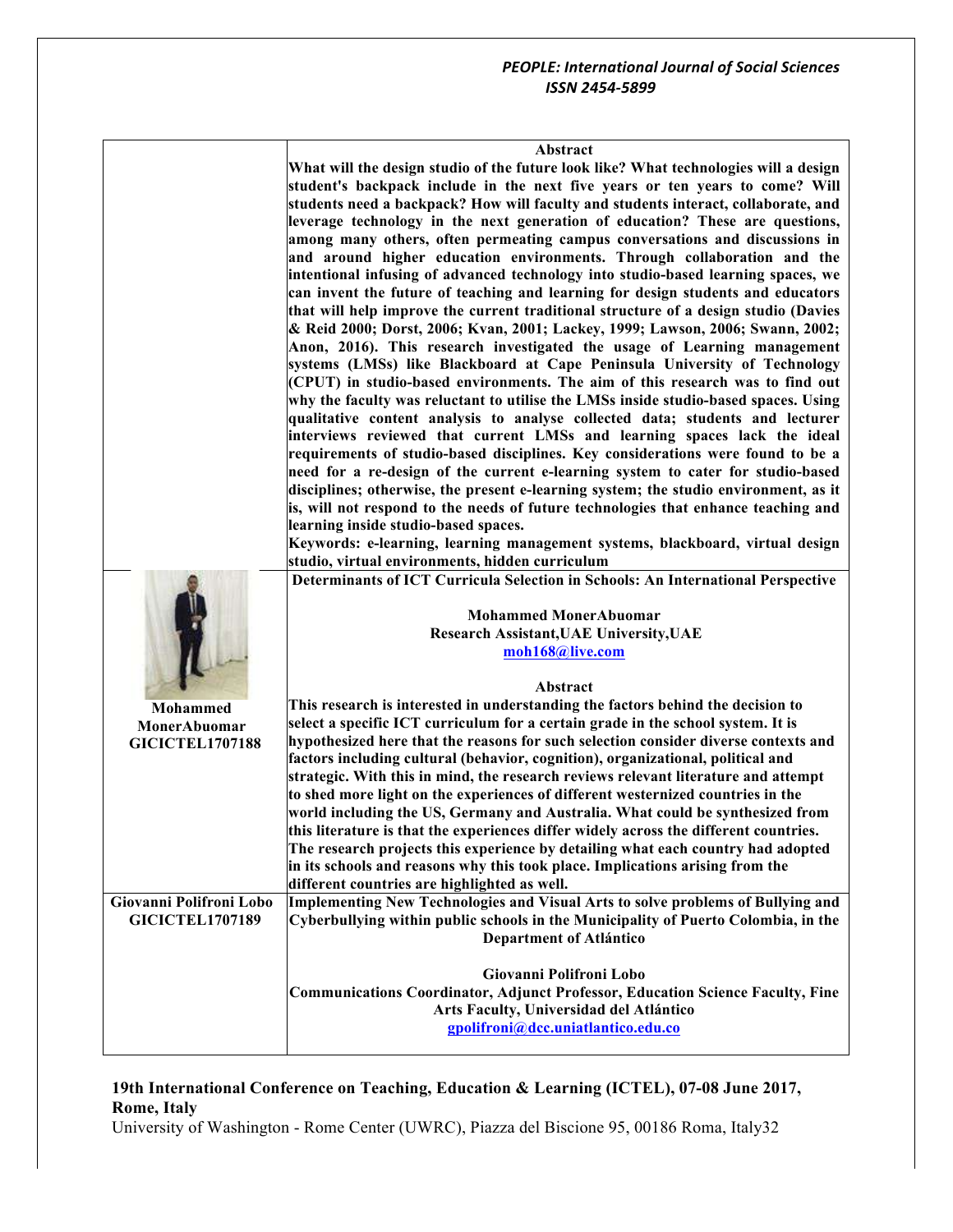| | |
|---|---|
| | **Abstract**<br>**What will the design studio of the future look like? What technologies will a design student's backpack include in the next five years or ten years to come? Will students need a backpack? How will faculty and students interact, collaborate, and leverage technology in the next generation of education? These are questions, among many others, often permeating campus conversations and discussions in and around higher education environments. Through collaboration and the intentional infusing of advanced technology into studio-based learning spaces, we can invent the future of teaching and learning for design students and educators that will help improve the current traditional structure of a design studio (Davies & Reid 2000; Dorst, 2006; Kvan, 2001; Lackey, 1999; Lawson, 2006; Swann, 2002; Anon, 2016). This research investigated the usage of Learning management systems (LMSs) like Blackboard at Cape Peninsula University of Technology (CPUT) in studio-based environments. The aim of this research was to find out why the faculty was reluctant to utilise the LMSs inside studio-based spaces. Using qualitative content analysis to analyse collected data; students and lecturer interviews reviewed that current LMSs and learning spaces lack the ideal requirements of studio-based disciplines. Key considerations were found to be a need for a re-design of the current e-learning system to cater for studio-based disciplines; otherwise, the present e-learning system; the studio environment, as it is, will not respond to the needs of future technologies that enhance teaching and learning inside studio-based spaces.**<br>**Keywords: e-learning, learning management systems, blackboard, virtual design studio, virtual environments, hidden curriculum** |
| **Mohammed MonerAbuomar**<br>**GICICTEL1707188** | **Determinants of ICT Curricula Selection in Schools: An International Perspective**<br><br>**Mohammed MonerAbuomar**<br>**Research Assistant,UAE University,UAE**<br>**moh168@live.com**<br><br>**Abstract**<br>**This research is interested in understanding the factors behind the decision to select a specific ICT curriculum for a certain grade in the school system. It is hypothesized here that the reasons for such selection consider diverse contexts and factors including cultural (behavior, cognition), organizational, political and strategic. With this in mind, the research reviews relevant literature and attempt to shed more light on the experiences of different westernized countries in the world including the US, Germany and Australia. What could be synthesized from this literature is that the experiences differ widely across the different countries. The research projects this experience by detailing what each country had adopted in its schools and reasons why this took place. Implications arising from the different countries are highlighted as well.** |
| **Giovanni Polifroni Lobo**<br>**GICICTEL1707189** | **Implementing New Technologies and Visual Arts to solve problems of Bullying and Cyberbullying within public schools in the Municipality of Puerto Colombia, in the Department of Atlántico**<br><br>**Giovanni Polifroni Lobo**<br>**Communications Coordinator, Adjunct Professor, Education Science Faculty, Fine Arts Faculty, Universidad del Atlántico**<br>**gpolifroni@dcc.uniatlantico.edu.co** |

**19th International Conference on Teaching, Education & Learning (ICTEL), 07-08 June 2017, Rome, Italy**

University of Washington - Rome Center (UWRC), Piazza del Biscione 95, 00186 Roma, Italy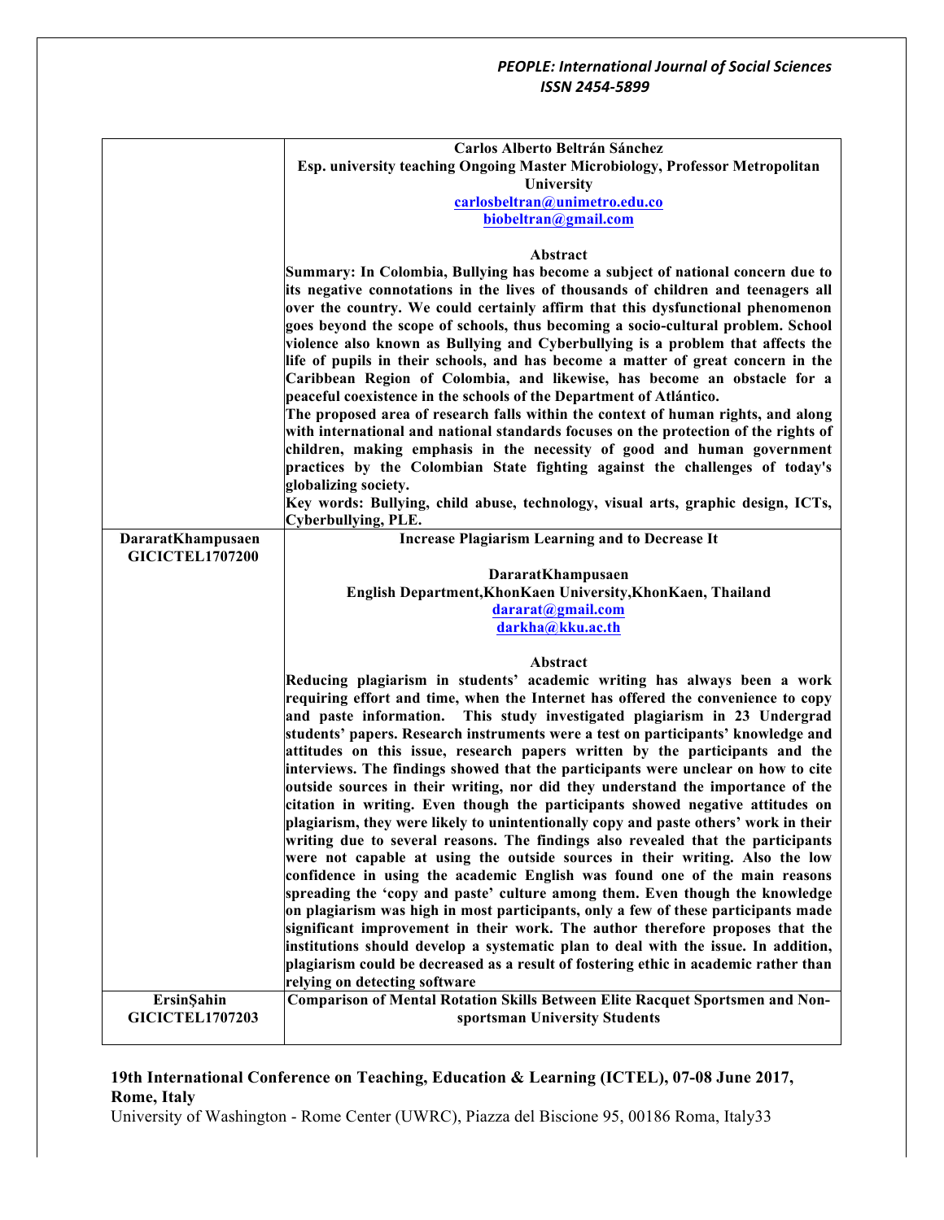| | |
|---|---|
| | **Carlos Alberto Beltrán Sánchez**<br>**Esp. university teaching Ongoing Master Microbiology, Professor Metropolitan University**<br>**carlosbeltran@unimetro.edu.co**<br>**biobeltran@gmail.com**<br><br>**Abstract**<br>**Summary: In Colombia, Bullying has become a subject of national concern due to its negative connotations in the lives of thousands of children and teenagers all over the country. We could certainly affirm that this dysfunctional phenomenon goes beyond the scope of schools, thus becoming a socio-cultural problem. School violence also known as Bullying and Cyberbullying is a problem that affects the life of pupils in their schools, and has become a matter of great concern in the Caribbean Region of Colombia, and likewise, has become an obstacle for a peaceful coexistence in the schools of the Department of Atlántico.**<br>**The proposed area of research falls within the context of human rights, and along with international and national standards focuses on the protection of the rights of children, making emphasis in the necessity of good and human government practices by the Colombian State fighting against the challenges of today's globalizing society.**<br>**Key words: Bullying, child abuse, technology, visual arts, graphic design, ICTs, Cyberbullying, PLE.** |
| **DaratatKhampusaen**<br>**GICICTEL1707200** | **Increase Plagiarism Learning and to Decrease It**<br><br>**DaratatKhampusaen**<br>**English Department,KhonKaen University,KhonKaen, Thailand**<br>**dararat@gmail.com**<br>**darkha@kku.ac.th**<br><br>**Abstract**<br>**Reducing plagiarism in students' academic writing has always been a work requiring effort and time, when the Internet has offered the convenience to copy and paste information. This study investigated plagiarism in 23 Undergrad students' papers. Research instruments were a test on participants' knowledge and attitudes on this issue, research papers written by the participants and the interviews. The findings showed that the participants were unclear on how to cite outside sources in their writing, nor did they understand the importance of the citation in writing. Even though the participants showed negative attitudes on plagiarism, they were likely to unintentionally copy and paste others' work in their writing due to several reasons. The findings also revealed that the participants were not capable at using the outside sources in their writing. Also the low confidence in using the academic English was found one of the main reasons spreading the 'copy and paste' culture among them. Even though the knowledge on plagiarism was high in most participants, only a few of these participants made significant improvement in their work. The author therefore proposes that the institutions should develop a systematic plan to deal with the issue. In addition, plagiarism could be decreased as a result of fostering ethic in academic rather than relying on detecting software** |
| **ErsinŞahin**<br>**GICICTEL1707203** | **Comparison of Mental Rotation Skills Between Elite Racquet Sportsmen and Non-sportsman University Students** |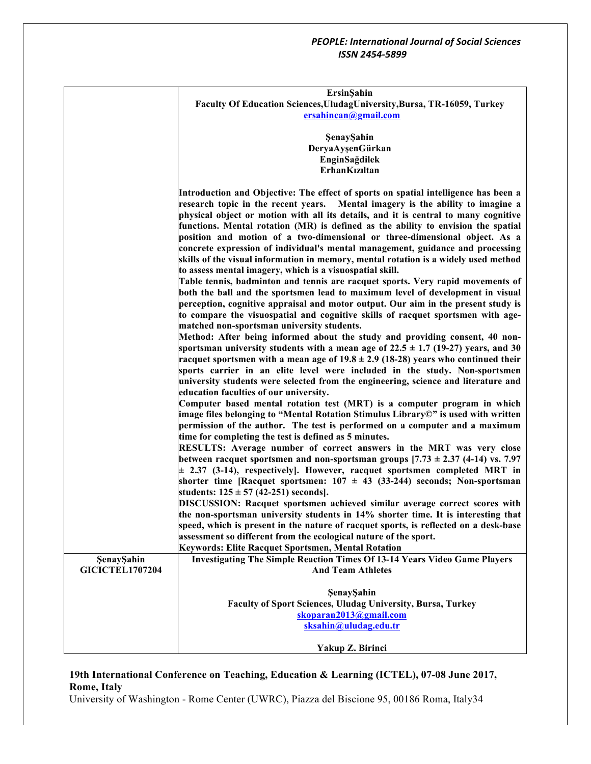| | |
|---|---|
| | **ErsinŞahin**<br>**Faculty Of Education Sciences,UludagUniversity,Bursa, TR-16059, Turkey**<br>**ersahincan@gmail.com**<br><br>**ŞenayŞahin**<br>**DeryaAyşenGürkan**<br>**EnginSağdilek**<br>**ErhanKızıltan**<br><br>**Introduction and Objective: The effect of sports on spatial intelligence has been a research topic in the recent years. Mental imagery is the ability to imagine a physical object or motion with all its details, and it is central to many cognitive functions. Mental rotation (MR) is defined as the ability to envision the spatial position and motion of a two-dimensional or three-dimensional object. As a concrete expression of individual's mental management, guidance and processing skills of the visual information in memory, mental rotation is a widely used method to assess mental imagery, which is a visuospatial skill.**<br>**Table tennis, badminton and tennis are racquet sports. Very rapid movements of both the ball and the sportsmen lead to maximum level of development in visual perception, cognitive appraisal and motor output. Our aim in the present study is to compare the visuospatial and cognitive skills of racquet sportsmen with age-matched non-sportsman university students.**<br>**Method: After being informed about the study and providing consent, 40 non-sportsman university students with a mean age of 22.5 ± 1.7 (19-27) years, and 30 racquet sportsmen with a mean age of 19.8 ± 2.9 (18-28) years who continued their sports carrier in an elite level were included in the study. Non-sportsmen university students were selected from the engineering, science and literature and education faculties of our university.**<br>**Computer based mental rotation test (MRT) is a computer program in which image files belonging to "Mental Rotation Stimulus Library©" is used with written permission of the author. The test is performed on a computer and a maximum time for completing the test is defined as 5 minutes.**<br>**RESULTS: Average number of correct answers in the MRT was very close between racquet sportsmen and non-sportsman groups [7.73 ± 2.37 (4-14) vs. 7.97 ± 2.37 (3-14), respectively]. However, racquet sportsmen completed MRT in shorter time [Racquet sportsmen: 107 ± 43 (33-244) seconds; Non-sportsman students: 125 ± 57 (42-251) seconds].**<br>**DISCUSSION: Racquet sportsmen achieved similar average correct scores with the non-sportsman university students in 14% shorter time. It is interesting that speed, which is present in the nature of racquet sports, is reflected on a desk-base assessment so different from the ecological nature of the sport.**<br>**Keywords: Elite Racquet Sportsmen, Mental Rotation** |
| **ŞenayŞahin**<br>**GICICTEL1707204** | **Investigating The Simple Reaction Times Of 13-14 Years Video Game Players And Team Athletes**<br><br>**ŞenayŞahin**<br>**Faculty of Sport Sciences, Uludag University, Bursa, Turkey**<br>**skoparan2013@gmail.com**<br>**sksahin@uludag.edu.tr**<br><br>**Yakup Z. Birinci** |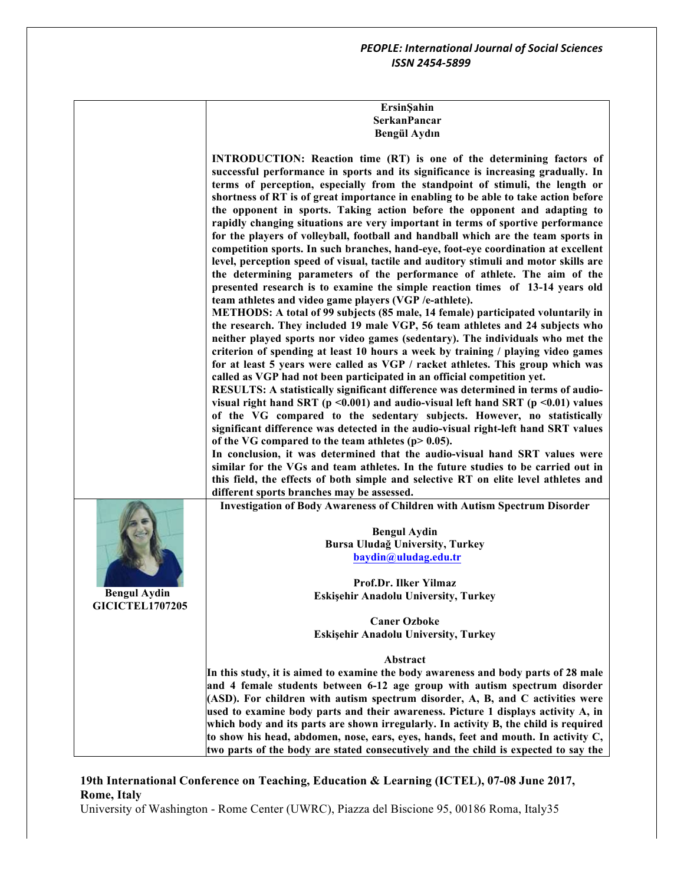**ErsinŞahin**
**SerkanPancar**
**Bengül Aydın**

**INTRODUCTION: Reaction time (RT) is one of the determining factors of successful performance in sports and its significance is increasing gradually. In terms of perception, especially from the standpoint of stimuli, the length or shortness of RT is of great importance in enabling to be able to take action before the opponent in sports. Taking action before the opponent and adapting to rapidly changing situations are very important in terms of sportive performance for the players of volleyball, football and handball which are the team sports in competition sports. In such branches, hand-eye, foot-eye coordination at excellent level, perception speed of visual, tactile and auditory stimuli and motor skills are the determining parameters of the performance of athlete. The aim of the presented research is to examine the simple reaction times of 13-14 years old team athletes and video game players (VGP /e-athlete).**

**METHODS: A total of 99 subjects (85 male, 14 female) participated voluntarily in the research. They included 19 male VGP, 56 team athletes and 24 subjects who neither played sports nor video games (sedentary). The individuals who met the criterion of spending at least 10 hours a week by training / playing video games for at least 5 years were called as VGP / racket athletes. This group which was called as VGP had not been participated in an official competition yet.**

**RESULTS: A statistically significant difference was determined in terms of audio-visual right hand SRT ($p < 0.001$) and audio-visual left hand SRT ($p < 0.01$) values of the VG compared to the sedentary subjects. However, no statistically significant difference was detected in the audio-visual right-left hand SRT values of the VG compared to the team athletes ($p > 0.05$).**

**In conclusion, it was determined that the audio-visual hand SRT values were similar for the VGs and team athletes. In the future studies to be carried out in this field, the effects of both simple and selective RT on elite level athletes and different sports branches may be assessed.**

**Bengul Aydin**
**GICICTEL1707205**

**Investigation of Body Awareness of Children with Autism Spectrum Disorder**

**Bengul Aydin**
**Bursa Uludağ University, Turkey**
**baydin@uludag.edu.tr**

**Prof.Dr. Ilker Yilmaz**
**Eskişehir Anadolu University, Turkey**

**Caner Ozboke**
**Eskişehir Anadolu University, Turkey**

**Abstract**

**In this study, it is aimed to examine the body awareness and body parts of 28 male and 4 female students between 6-12 age group with autism spectrum disorder (ASD). For children with autism spectrum disorder, A, B, and C activities were used to examine body parts and their awareness. Picture 1 displays activity A, in which body and its parts are shown irregularly. In activity B, the child is required to show his head, abdomen, nose, ears, eyes, hands, feet and mouth. In activity C, two parts of the body are stated consecutively and the child is expected to say the**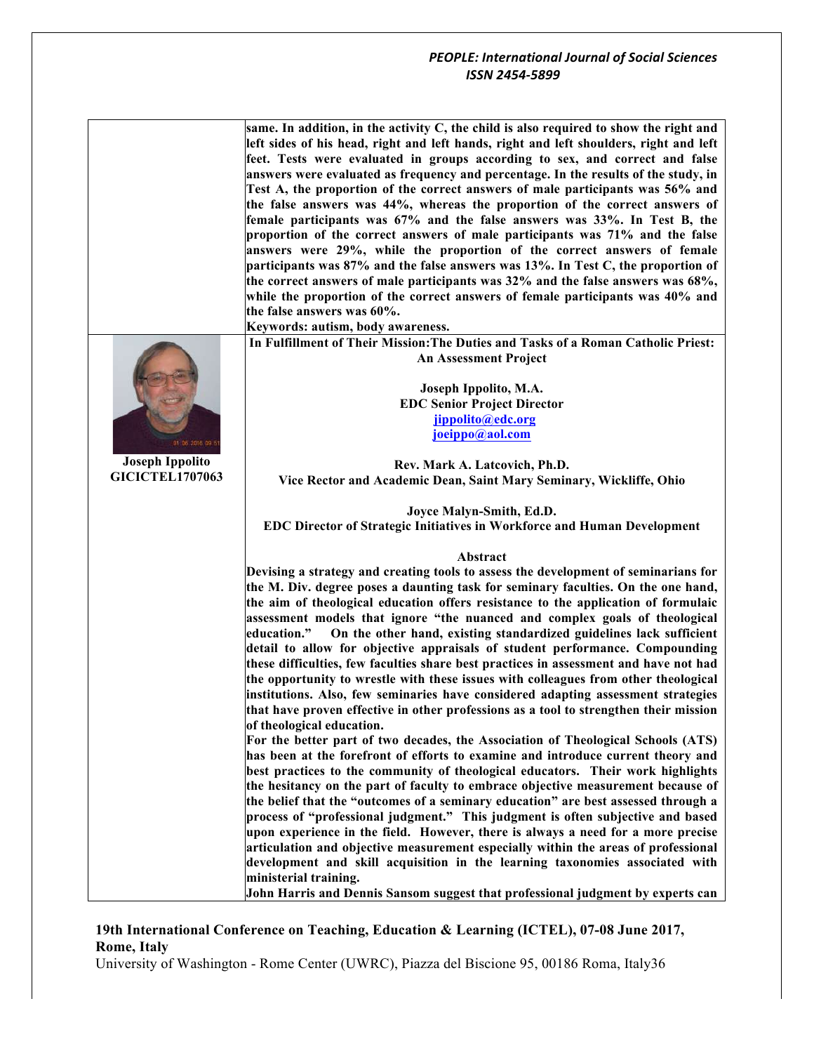same. In addition, in the activity C, the child is also required to show the right and left sides of his head, right and left hands, right and left shoulders, right and left feet. Tests were evaluated in groups according to sex, and correct and false answers were evaluated as frequency and percentage. In the results of the study, in Test A, the proportion of the correct answers of male participants was 56% and the false answers was 44%, whereas the proportion of the correct answers of female participants was 67% and the false answers was 33%. In Test B, the proportion of the correct answers of male participants was 71% and the false answers were 29%, while the proportion of the correct answers of female participants was 87% and the false answers was 13%. In Test C, the proportion of the correct answers of male participants was 32% and the false answers was 68%, while the proportion of the correct answers of female participants was 40% and the false answers was 60%.

**Keywords: autism, body awareness.**

**Joseph Ippolito**
**GICICTEL1707063**

## In Fulfillment of Their Mission:The Duties and Tasks of a Roman Catholic Priest: An Assessment Project

**Joseph Ippolito, M.A.**
**EDC Senior Project Director**
**jippolito@edc.org**
**joeippo@aol.com**

**Rev. Mark A. Latcovich, Ph.D.**
**Vice Rector and Academic Dean, Saint Mary Seminary, Wickliffe, Ohio**

**Joyce Malyn-Smith, Ed.D.**
**EDC Director of Strategic Initiatives in Workforce and Human Development**

### Abstract

Devising a strategy and creating tools to assess the development of seminarians for the M. Div. degree poses a daunting task for seminary faculties. On the one hand, the aim of theological education offers resistance to the application of formulaic assessment models that ignore "the nuanced and complex goals of theological education." On the other hand, existing standardized guidelines lack sufficient detail to allow for objective appraisals of student performance. Compounding these difficulties, few faculties share best practices in assessment and have not had the opportunity to wrestle with these issues with colleagues from other theological institutions. Also, few seminaries have considered adapting assessment strategies that have proven effective in other professions as a tool to strengthen their mission of theological education.

For the better part of two decades, the Association of Theological Schools (ATS) has been at the forefront of efforts to examine and introduce current theory and best practices to the community of theological educators. Their work highlights the hesitancy on the part of faculty to embrace objective measurement because of the belief that the "outcomes of a seminary education" are best assessed through a process of "professional judgment." This judgment is often subjective and based upon experience in the field. However, there is always a need for a more precise articulation and objective measurement especially within the areas of professional development and skill acquisition in the learning taxonomies associated with ministerial training.

John Harris and Dennis Sansom suggest that professional judgment by experts can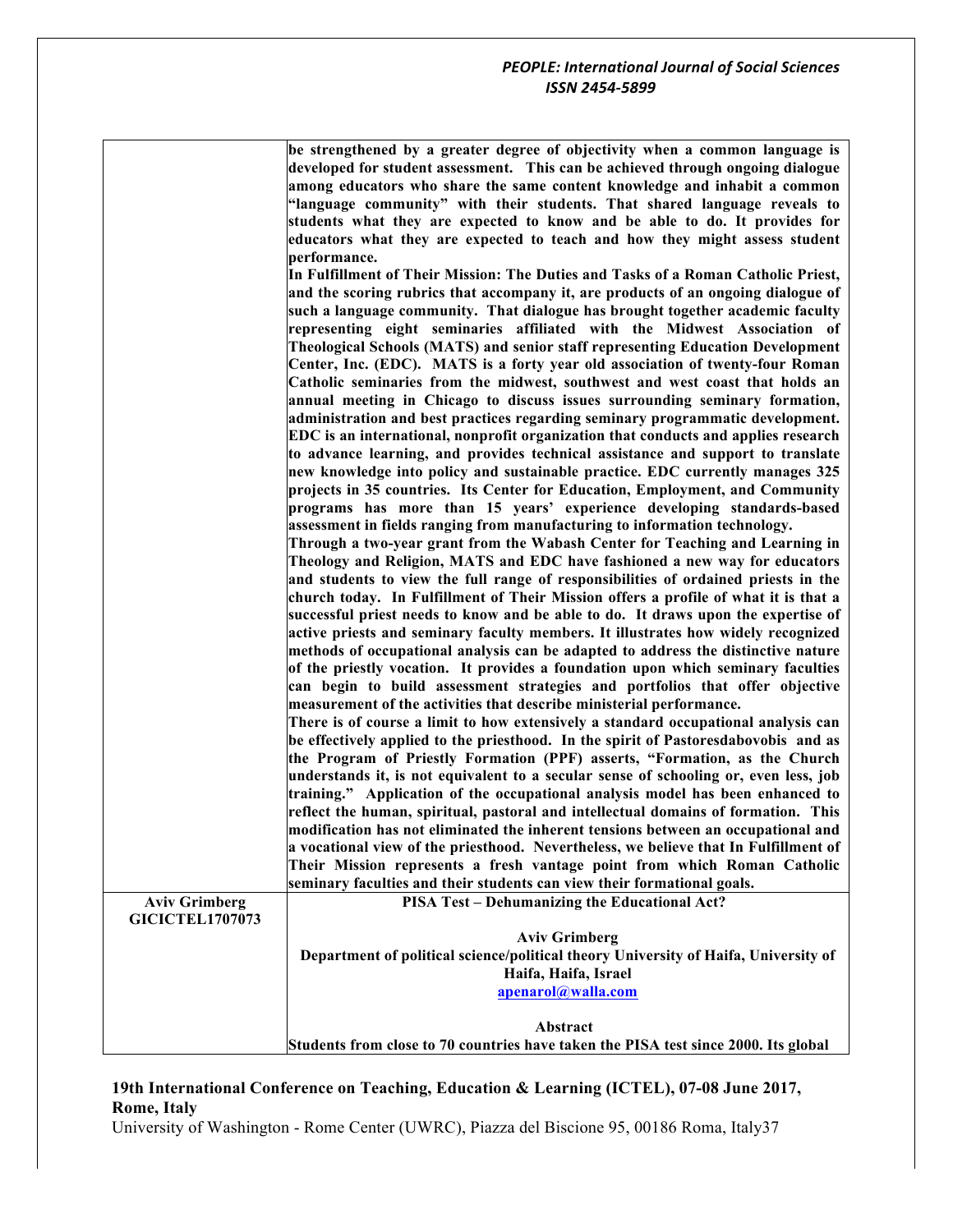| | |
|---|---|
| | **be strengthened by a greater degree of objectivity when a common language is developed for student assessment. This can be achieved through ongoing dialogue among educators who share the same content knowledge and inhabit a common "language community" with their students. That shared language reveals to students what they are expected to know and be able to do. It provides for educators what they are expected to teach and how they might assess student performance.**<br>**In Fulfillment of Their Mission: The Duties and Tasks of a Roman Catholic Priest, and the scoring rubrics that accompany it, are products of an ongoing dialogue of such a language community. That dialogue has brought together academic faculty representing eight seminaries affiliated with the Midwest Association of Theological Schools (MATS) and senior staff representing Education Development Center, Inc. (EDC). MATS is a forty year old association of twenty-four Roman Catholic seminaries from the midwest, southwest and west coast that holds an annual meeting in Chicago to discuss issues surrounding seminary formation, administration and best practices regarding seminary programmatic development. EDC is an international, nonprofit organization that conducts and applies research to advance learning, and provides technical assistance and support to translate new knowledge into policy and sustainable practice. EDC currently manages 325 projects in 35 countries. Its Center for Education, Employment, and Community programs has more than 15 years' experience developing standards-based assessment in fields ranging from manufacturing to information technology.**<br>**Through a two-year grant from the Wabash Center for Teaching and Learning in Theology and Religion, MATS and EDC have fashioned a new way for educators and students to view the full range of responsibilities of ordained priests in the church today. In Fulfillment of Their Mission offers a profile of what it is that a successful priest needs to know and be able to do. It draws upon the expertise of active priests and seminary faculty members. It illustrates how widely recognized methods of occupational analysis can be adapted to address the distinctive nature of the priestly vocation. It provides a foundation upon which seminary faculties can begin to build assessment strategies and portfolios that offer objective measurement of the activities that describe ministerial performance.**<br>**There is of course a limit to how extensively a standard occupational analysis can be effectively applied to the priesthood. In the spirit of Pastoresdabovobis and as the Program of Priestly Formation (PPF) asserts, "Formation, as the Church understands it, is not equivalent to a secular sense of schooling or, even less, job training." Application of the occupational analysis model has been enhanced to reflect the human, spiritual, pastoral and intellectual domains of formation. This modification has not eliminated the inherent tensions between an occupational and a vocational view of the priesthood. Nevertheless, we believe that In Fulfillment of Their Mission represents a fresh vantage point from which Roman Catholic seminary faculties and their students can view their formational goals.** |
| **Aviv Grimberg**<br>**GICICTEL1707073** | **PISA Test – Dehumanizing the Educational Act?**<br><br>**Aviv Grimberg**<br>**Department of political science/political theory University of Haifa, University of Haifa, Haifa, Israel**<br>**apenarol@walla.com**<br><br>**Abstract**<br>**Students from close to 70 countries have taken the PISA test since 2000. Its global** |

**19th International Conference on Teaching, Education & Learning (ICTEL), 07-08 June 2017, Rome, Italy**

University of Washington - Rome Center (UWRC), Piazza del Biscione 95, 00186 Roma, Italy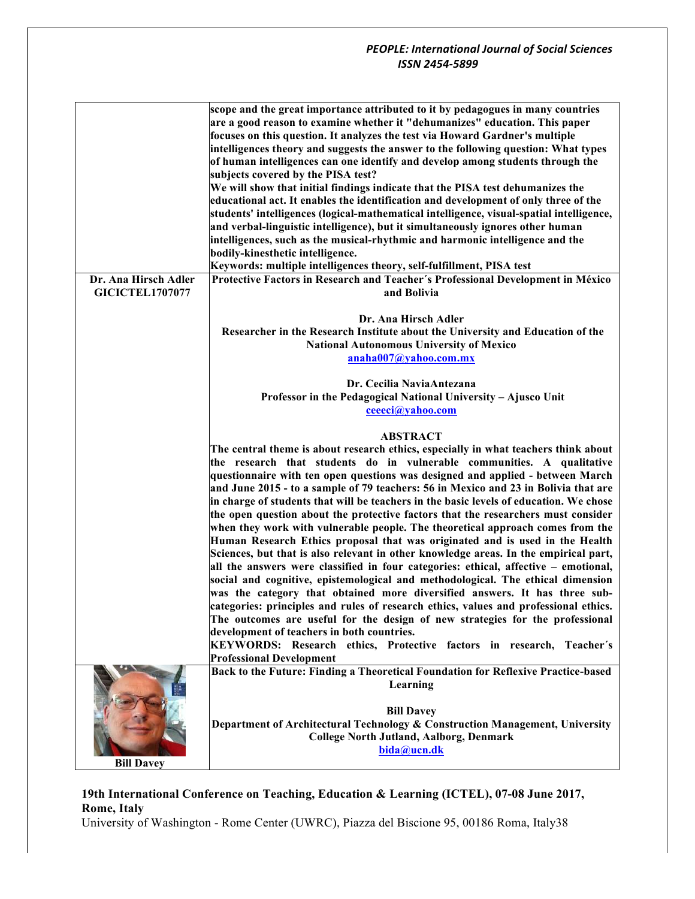| | |
|---|---|
| | **scope and the great importance attributed to it by pedagogues in many countries are a good reason to examine whether it "dehumanizes" education. This paper focuses on this question. It analyzes the test via Howard Gardner's multiple intelligences theory and suggests the answer to the following question: What types of human intelligences can one identify and develop among students through the subjects covered by the PISA test?**<br>**We will show that initial findings indicate that the PISA test dehumanizes the educational act. It enables the identification and development of only three of the students' intelligences (logical-mathematical intelligence, visual-spatial intelligence, and verbal-linguistic intelligence), but it simultaneously ignores other human intelligences, such as the musical-rhythmic and harmonic intelligence and the bodily-kinesthetic intelligence.**<br>**Keywords: multiple intelligences theory, self-fulfillment, PISA test** |
| **Dr. Ana Hirsch Adler**<br>**GICICTEL1707077** | **Protective Factors in Research and Teacher´s Professional Development in México and Bolivia**<br><br>**Dr. Ana Hirsch Adler**<br>**Researcher in the Research Institute about the University and Education of the National Autonomous University of Mexico**<br>**anaha007@yahoo.com.mx**<br><br>**Dr. Cecilia NaviaAntezana**<br>**Professor in the Pedagogical National University – Ajusco Unit**<br>**ceeeci@yahoo.com**<br><br>**ABSTRACT**<br>**The central theme is about research ethics, especially in what teachers think about the research that students do in vulnerable communities. A qualitative questionnaire with ten open questions was designed and applied - between March and June 2015 - to a sample of 79 teachers: 56 in Mexico and 23 in Bolivia that are in charge of students that will be teachers in the basic levels of education. We chose the open question about the protective factors that the researchers must consider when they work with vulnerable people. The theoretical approach comes from the Human Research Ethics proposal that was originated and is used in the Health Sciences, but that is also relevant in other knowledge areas. In the empirical part, all the answers were classified in four categories: ethical, affective – emotional, social and cognitive, epistemological and methodological. The ethical dimension was the category that obtained more diversified answers. It has three sub-categories: principles and rules of research ethics, values and professional ethics. The outcomes are useful for the design of new strategies for the professional development of teachers in both countries.**<br>**KEYWORDS: Research ethics, Protective factors in research, Teacher´s Professional Development** |
| **Bill Davey** | **Back to the Future: Finding a Theoretical Foundation for Reflexive Practice-based Learning**<br><br>**Bill Davey**<br>**Department of Architectural Technology & Construction Management, University College North Jutland, Aalborg, Denmark**<br>**bida@ucn.dk** |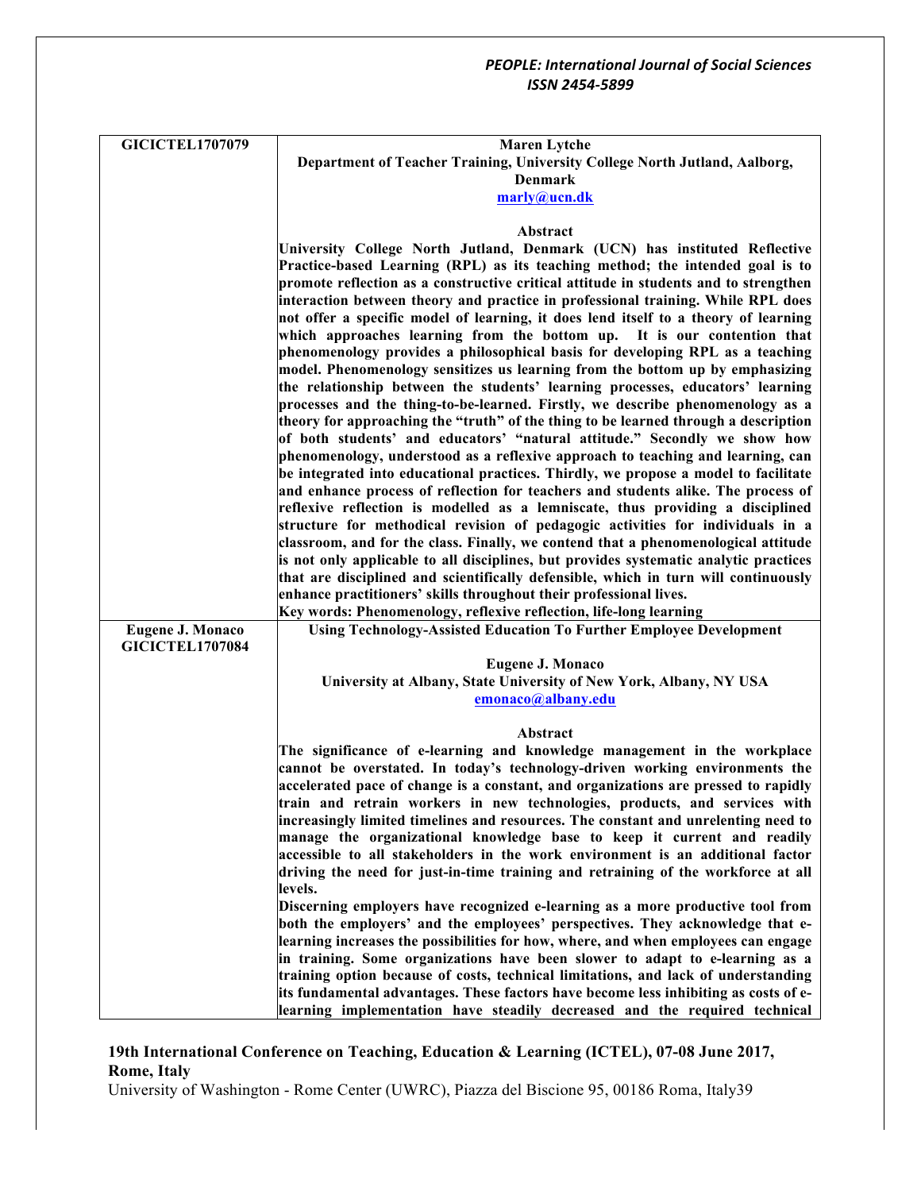| GICICTEL1707079 | **Maren Lytche**<br>**Department of Teacher Training, University College North Jutland, Aalborg, Denmark**<br>**marly@ucn.dk**<br><br>**Abstract**<br>**University College North Jutland, Denmark (UCN) has instituted Reflective Practice-based Learning (RPL) as its teaching method; the intended goal is to promote reflection as a constructive critical attitude in students and to strengthen interaction between theory and practice in professional training. While RPL does not offer a specific model of learning, it does lend itself to a theory of learning which approaches learning from the bottom up. It is our contention that phenomenology provides a philosophical basis for developing RPL as a teaching model. Phenomenology sensitizes us learning from the bottom up by emphasizing the relationship between the students' learning processes, educators' learning processes and the thing-to-be-learned. Firstly, we describe phenomenology as a theory for approaching the "truth" of the thing to be learned through a description of both students' and educators' "natural attitude." Secondly we show how phenomenology, understood as a reflexive approach to teaching and learning, can be integrated into educational practices. Thirdly, we propose a model to facilitate and enhance process of reflection for teachers and students alike. The process of reflexive reflection is modelled as a lemniscate, thus providing a disciplined structure for methodical revision of pedagogic activities for individuals in a classroom, and for the class. Finally, we contend that a phenomenological attitude is not only applicable to all disciplines, but provides systematic analytic practices that are disciplined and scientifically defensible, which in turn will continuously enhance practitioners' skills throughout their professional lives.**<br>**Key words: Phenomenology, reflexive reflection, life-long learning** |
|---|---|
| **Eugene J. Monaco**<br>**GICICTEL1707084** | **Using Technology-Assisted Education To Further Employee Development**<br><br>**Eugene J. Monaco**<br>**University at Albany, State University of New York, Albany, NY USA**<br>**emonaco@albany.edu**<br><br>**Abstract**<br>**The significance of e-learning and knowledge management in the workplace cannot be overstated. In today's technology-driven working environments the accelerated pace of change is a constant, and organizations are pressed to rapidly train and retrain workers in new technologies, products, and services with increasingly limited timelines and resources. The constant and unrelenting need to manage the organizational knowledge base to keep it current and readily accessible to all stakeholders in the work environment is an additional factor driving the need for just-in-time training and retraining of the workforce at all levels.**<br>**Discerning employers have recognized e-learning as a more productive tool from both the employers' and the employees' perspectives. They acknowledge that e-learning increases the possibilities for how, where, and when employees can engage in training. Some organizations have been slower to adapt to e-learning as a training option because of costs, technical limitations, and lack of understanding its fundamental advantages. These factors have become less inhibiting as costs of e-learning implementation have steadily decreased and the required technical** |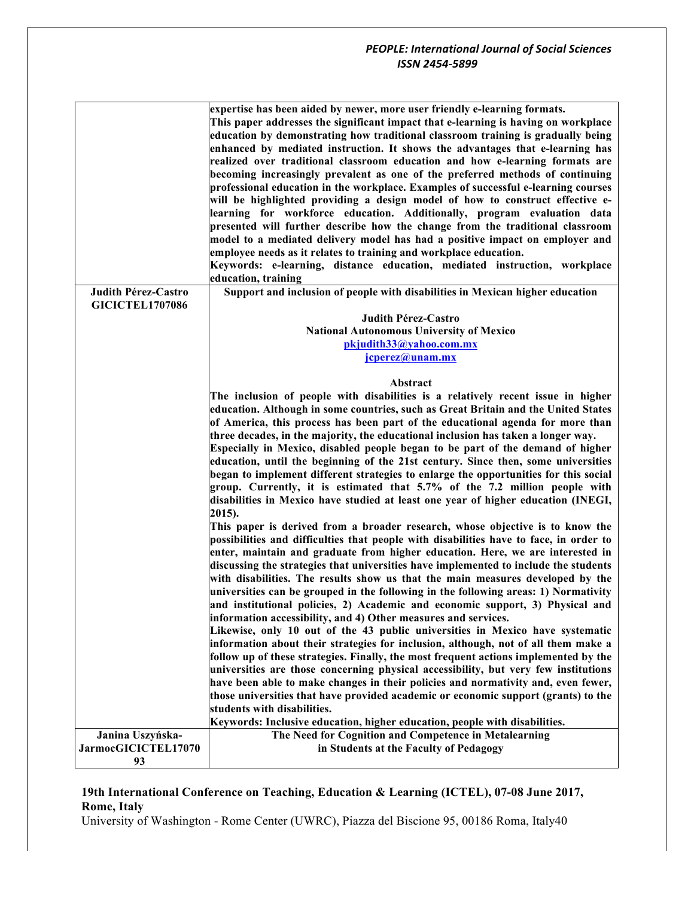| | |
|---|---|
| | **expertise has been aided by newer, more user friendly e-learning formats. This paper addresses the significant impact that e-learning is having on workplace education by demonstrating how traditional classroom training is gradually being enhanced by mediated instruction. It shows the advantages that e-learning has realized over traditional classroom education and how e-learning formats are becoming increasingly prevalent as one of the preferred methods of continuing professional education in the workplace. Examples of successful e-learning courses will be highlighted providing a design model of how to construct effective e-learning for workforce education. Additionally, program evaluation data presented will further describe how the change from the traditional classroom model to a mediated delivery model has had a positive impact on employer and employee needs as it relates to training and workplace education.**<br>**Keywords: e-learning, distance education, mediated instruction, workplace education, training** |
| **Judith Pérez-Castro GICICTEL1707086** | **Support and inclusion of people with disabilities in Mexican higher education**<br><br>**Judith Pérez-Castro**<br>**National Autonomous University of Mexico**<br>**pkjudith33@yahoo.com.mx**<br>**jcperez@unam.mx**<br><br>**Abstract**<br>**The inclusion of people with disabilities is a relatively recent issue in higher education. Although in some countries, such as Great Britain and the United States of America, this process has been part of the educational agenda for more than three decades, in the majority, the educational inclusion has taken a longer way.**<br>**Especially in Mexico, disabled people began to be part of the demand of higher education, until the beginning of the 21st century. Since then, some universities began to implement different strategies to enlarge the opportunities for this social group. Currently, it is estimated that 5.7% of the 7.2 million people with disabilities in Mexico have studied at least one year of higher education (INEGI, 2015).**<br>**This paper is derived from a broader research, whose objective is to know the possibilities and difficulties that people with disabilities have to face, in order to enter, maintain and graduate from higher education. Here, we are interested in discussing the strategies that universities have implemented to include the students with disabilities. The results show us that the main measures developed by the universities can be grouped in the following in the following areas: 1) Normativity and institutional policies, 2) Academic and economic support, 3) Physical and information accessibility, and 4) Other measures and services.**<br>**Likewise, only 10 out of the 43 public universities in Mexico have systematic information about their strategies for inclusion, although, not of all them make a follow up of these strategies. Finally, the most frequent actions implemented by the universities are those concerning physical accessibility, but very few institutions have been able to make changes in their policies and normativity and, even fewer, those universities that have provided academic or economic support (grants) to the students with disabilities.**<br>**Keywords: Inclusive education, higher education, people with disabilities.** |
| **Janina Uszyńska-JarmocGICICTEL1707093** | **The Need for Cognition and Competence in Metalearning in Students at the Faculty of Pedagogy** |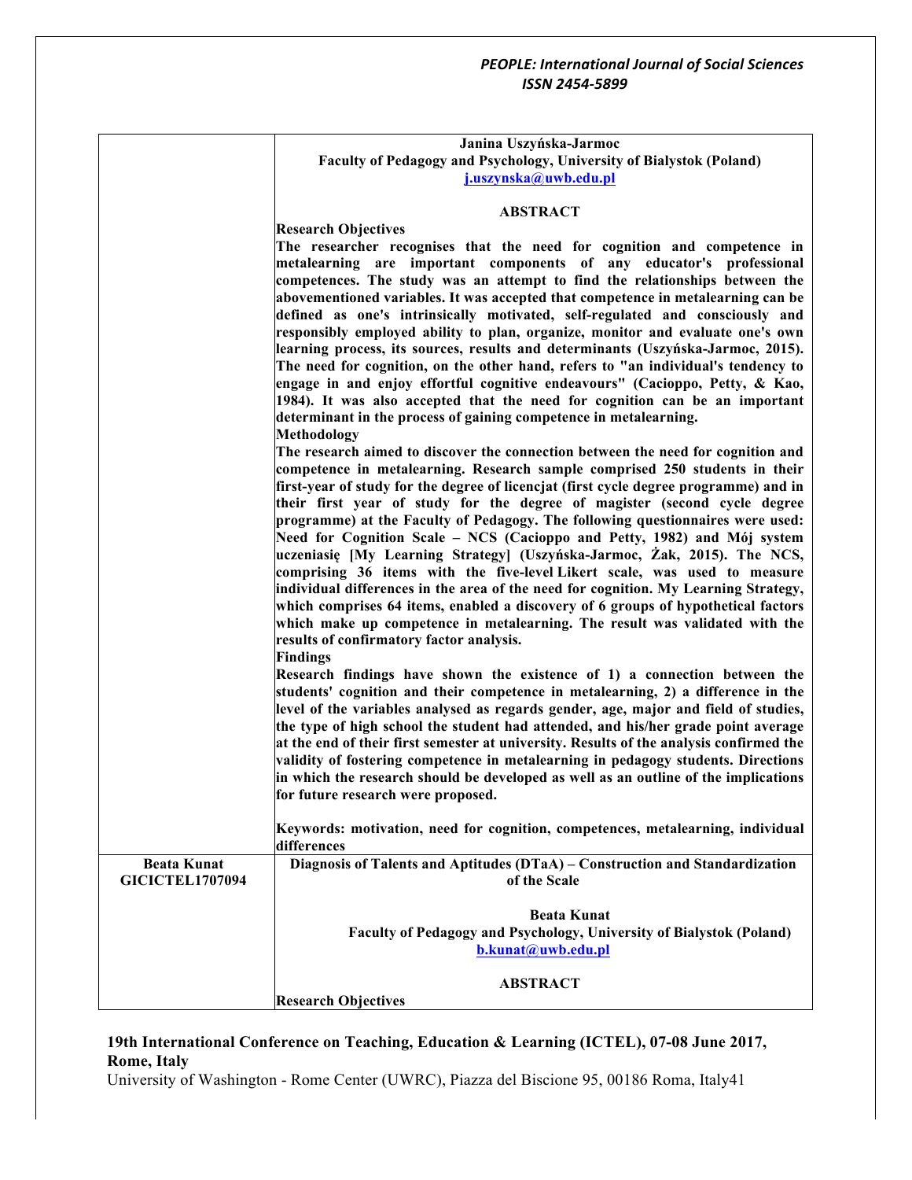| | |
|---|---|
| | **Janina Uszyńska-Jarmoc**<br>**Faculty of Pedagogy and Psychology, University of Bialystok (Poland)**<br>**j.uszynska@uwb.edu.pl**<br><br>**ABSTRACT**<br>**Research Objectives**<br>**The researcher recognises that the need for cognition and competence in metalearning are important components of any educator's professional competences. The study was an attempt to find the relationships between the abovementioned variables. It was accepted that competence in metalearning can be defined as one's intrinsically motivated, self-regulated and consciously and responsibly employed ability to plan, organize, monitor and evaluate one's own learning process, its sources, results and determinants (Uszyńska-Jarmoc, 2015). The need for cognition, on the other hand, refers to "an individual's tendency to engage in and enjoy effortful cognitive endeavours" (Cacioppo, Petty, & Kao, 1984). It was also accepted that the need for cognition can be an important determinant in the process of gaining competence in metalearning.**<br>**Methodology**<br>**The research aimed to discover the connection between the need for cognition and competence in metalearning. Research sample comprised 250 students in their first-year of study for the degree of licencjat (first cycle degree programme) and in their first year of study for the degree of magister (second cycle degree programme) at the Faculty of Pedagogy. The following questionnaires were used: Need for Cognition Scale – NCS (Cacioppo and Petty, 1982) and Mój system uczeniasię [My Learning Strategy] (Uszyńska-Jarmoc, Żak, 2015). The NCS, comprising 36 items with the five-level Likert scale, was used to measure individual differences in the area of the need for cognition. My Learning Strategy, which comprises 64 items, enabled a discovery of 6 groups of hypothetical factors which make up competence in metalearning. The result was validated with the results of confirmatory factor analysis.**<br>**Findings**<br>**Research findings have shown the existence of 1) a connection between the students' cognition and their competence in metalearning, 2) a difference in the level of the variables analysed as regards gender, age, major and field of studies, the type of high school the student had attended, and his/her grade point average at the end of their first semester at university. Results of the analysis confirmed the validity of fostering competence in metalearning in pedagogy students. Directions in which the research should be developed as well as an outline of the implications for future research were proposed.**<br><br>**Keywords: motivation, need for cognition, competences, metalearning, individual differences** |
| **Beata Kunat**<br>**GICICTEL1707094** | **Diagnosis of Talents and Aptitudes (DTaA) – Construction and Standardization of the Scale**<br><br>**Beata Kunat**<br>**Faculty of Pedagogy and Psychology, University of Bialystok (Poland)**<br>**b.kunat@uwb.edu.pl**<br><br>**ABSTRACT**<br>**Research Objectives** |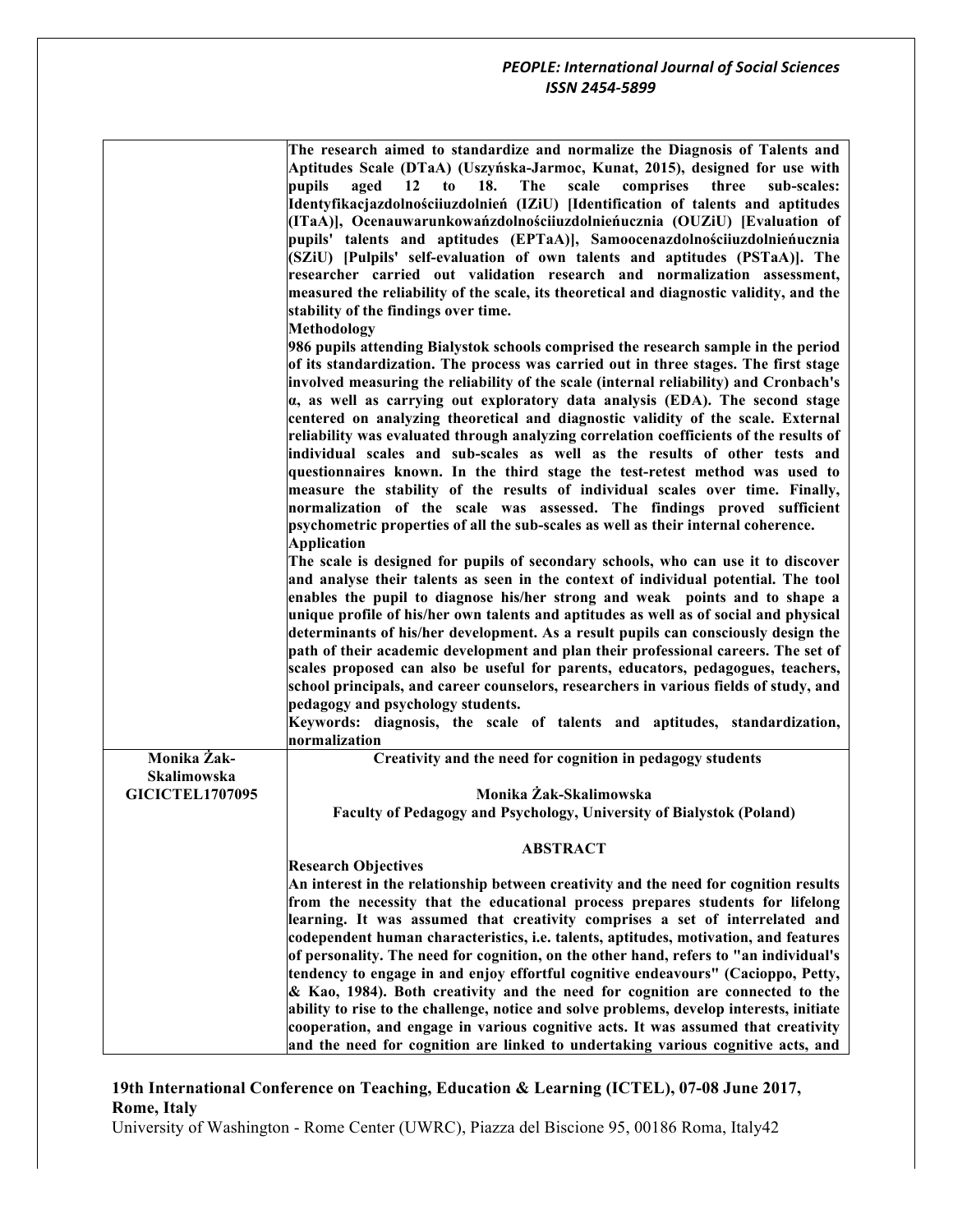**The research aimed to standardize and normalize the Diagnosis of Talents and Aptitudes Scale (DTaA) (Uszyńska-Jarmoc, Kunat, 2015), designed for use with pupils aged 12 to 18. The scale comprises three sub-scales: Identyfikacjazdolnościiuzdolnień (IZiU) [Identification of talents and aptitudes (ITaA)], Ocenauwarunkowańzdolnościiuzdolnieńucznia (OUZiU) [Evaluation of pupils' talents and aptitudes (EPTaA)], Samoocenazdolnościiuzdolnieńucznia (SZiU) [Pulpils' self-evaluation of own talents and aptitudes (PSTaA)]. The researcher carried out validation research and normalization assessment, measured the reliability of the scale, its theoretical and diagnostic validity, and the stability of the findings over time.**

**Methodology**

**986 pupils attending Bialystok schools comprised the research sample in the period of its standardization. The process was carried out in three stages. The first stage involved measuring the reliability of the scale (internal reliability) and Cronbach's α, as well as carrying out exploratory data analysis (EDA). The second stage centered on analyzing theoretical and diagnostic validity of the scale. External reliability was evaluated through analyzing correlation coefficients of the results of individual scales and sub-scales as well as the results of other tests and questionnaires known. In the third stage the test-retest method was used to measure the stability of the results of individual scales over time. Finally, normalization of the scale was assessed. The findings proved sufficient psychometric properties of all the sub-scales as well as their internal coherence.**

**Application**

**The scale is designed for pupils of secondary schools, who can use it to discover and analyse their talents as seen in the context of individual potential. The tool enables the pupil to diagnose his/her strong and weak points and to shape a unique profile of his/her own talents and aptitudes as well as of social and physical determinants of his/her development. As a result pupils can consciously design the path of their academic development and plan their professional careers. The set of scales proposed can also be useful for parents, educators, pedagogues, teachers, school principals, and career counselors, researchers in various fields of study, and pedagogy and psychology students.**

**Keywords: diagnosis, the scale of talents and aptitudes, standardization, normalization**

---

**Monika Żak-Skalimowska**
**GICICTEL1707095**

## Creativity and the need for cognition in pedagogy students

**Monika Żak-Skalimowska**
**Faculty of Pedagogy and Psychology, University of Bialystok (Poland)**

### ABSTRACT

**Research Objectives**

**An interest in the relationship between creativity and the need for cognition results from the necessity that the educational process prepares students for lifelong learning. It was assumed that creativity comprises a set of interrelated and codependent human characteristics, i.e. talents, aptitudes, motivation, and features of personality. The need for cognition, on the other hand, refers to "an individual's tendency to engage in and enjoy effortful cognitive endeavours" (Cacioppo, Petty, & Kao, 1984). Both creativity and the need for cognition are connected to the ability to rise to the challenge, notice and solve problems, develop interests, initiate cooperation, and engage in various cognitive acts. It was assumed that creativity and the need for cognition are linked to undertaking various cognitive acts, and**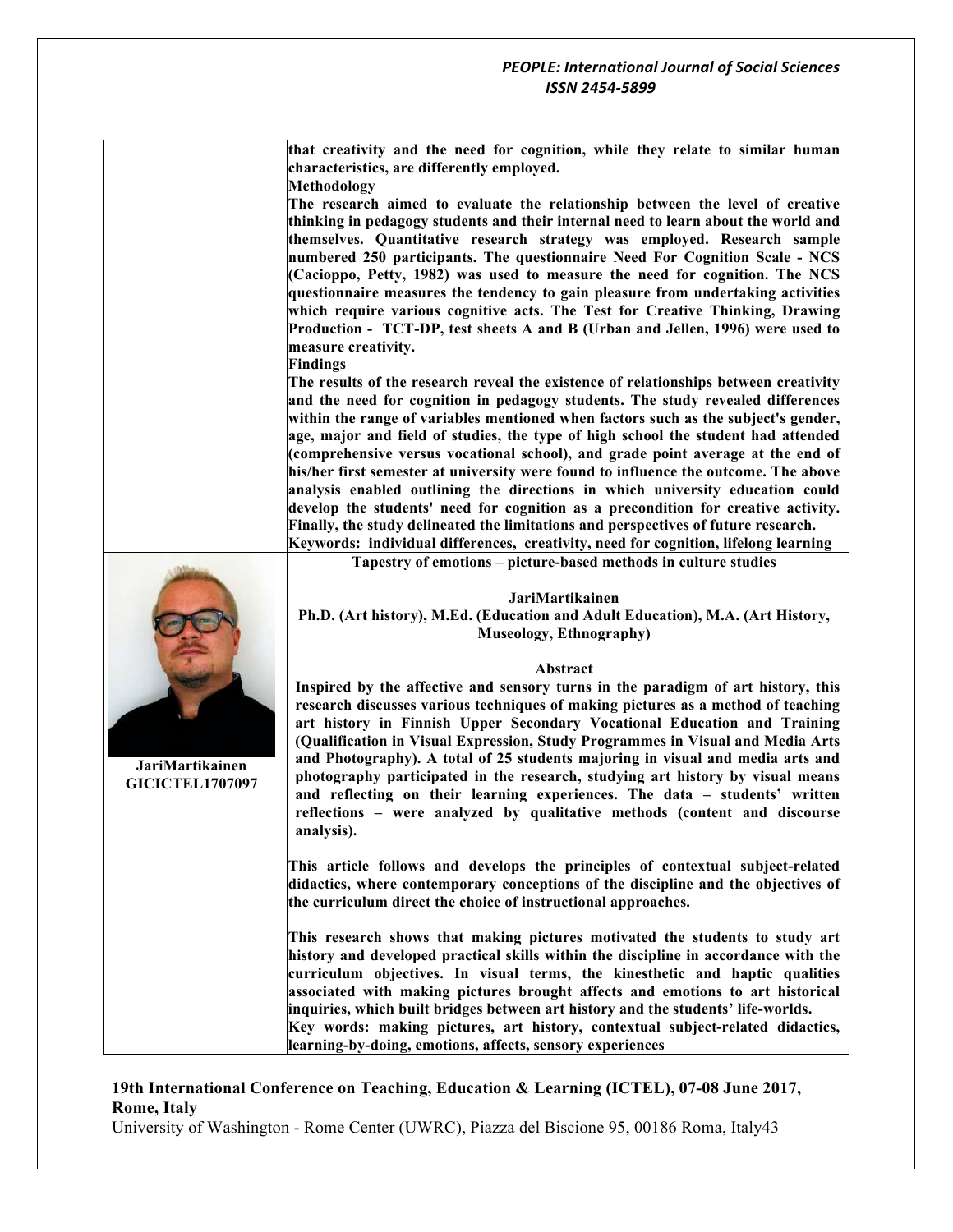**that creativity and the need for cognition, while they relate to similar human characteristics, are differently employed.**

**Methodology**

**The research aimed to evaluate the relationship between the level of creative thinking in pedagogy students and their internal need to learn about the world and themselves. Quantitative research strategy was employed. Research sample numbered 250 participants. The questionnaire Need For Cognition Scale - NCS (Cacioppo, Petty, 1982) was used to measure the need for cognition. The NCS questionnaire measures the tendency to gain pleasure from undertaking activities which require various cognitive acts. The Test for Creative Thinking, Drawing Production - TCT-DP, test sheets A and B (Urban and Jellen, 1996) were used to measure creativity.**

**Findings**

**The results of the research reveal the existence of relationships between creativity and the need for cognition in pedagogy students. The study revealed differences within the range of variables mentioned when factors such as the subject's gender, age, major and field of studies, the type of high school the student had attended (comprehensive versus vocational school), and grade point average at the end of his/her first semester at university were found to influence the outcome. The above analysis enabled outlining the directions in which university education could develop the students' need for cognition as a precondition for creative activity. Finally, the study delineated the limitations and perspectives of future research.**

**Keywords: individual differences, creativity, need for cognition, lifelong learning**

**JariMartikainen**
**GICICTEL1707097**

## Tapestry of emotions – picture-based methods in culture studies

**JariMartikainen**

**Ph.D. (Art history), M.Ed. (Education and Adult Education), M.A. (Art History, Museology, Ethnography)**

### Abstract

**Inspired by the affective and sensory turns in the paradigm of art history, this research discusses various techniques of making pictures as a method of teaching art history in Finnish Upper Secondary Vocational Education and Training (Qualification in Visual Expression, Study Programmes in Visual and Media Arts and Photography). A total of 25 students majoring in visual and media arts and photography participated in the research, studying art history by visual means and reflecting on their learning experiences. The data – students' written reflections – were analyzed by qualitative methods (content and discourse analysis).**

**This article follows and develops the principles of contextual subject-related didactics, where contemporary conceptions of the discipline and the objectives of the curriculum direct the choice of instructional approaches.**

**This research shows that making pictures motivated the students to study art history and developed practical skills within the discipline in accordance with the curriculum objectives. In visual terms, the kinesthetic and haptic qualities associated with making pictures brought affects and emotions to art historical inquiries, which built bridges between art history and the students' life-worlds.**

**Key words: making pictures, art history, contextual subject-related didactics, learning-by-doing, emotions, affects, sensory experiences**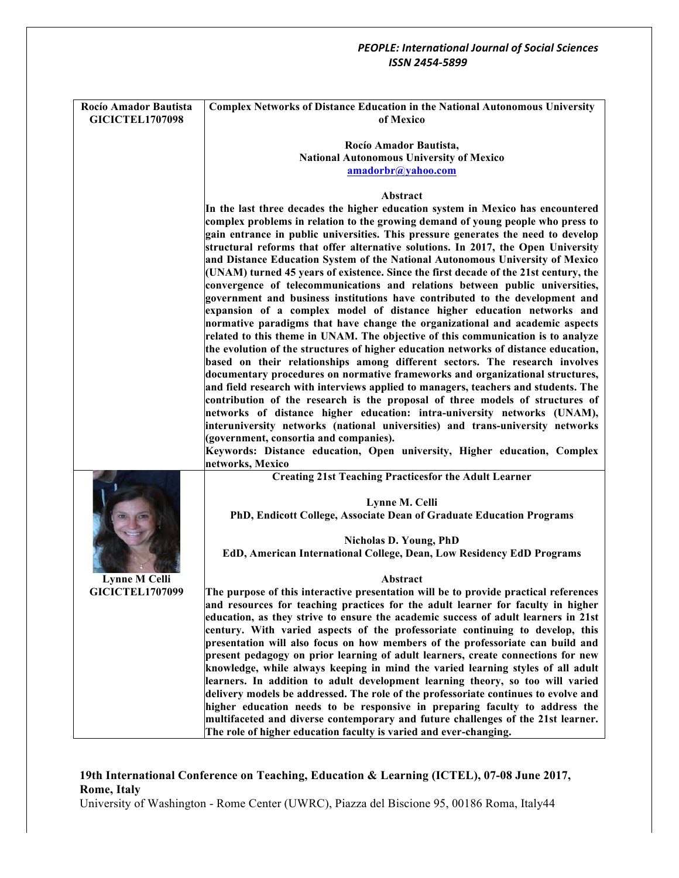**Rocío Amador Bautista**
**GICICTEL1707098**

## Complex Networks of Distance Education in the National Autonomous University of Mexico

**Rocío Amador Bautista,**
**National Autonomous University of Mexico**
**amadorbr@yahoo.com**

### Abstract

**In the last three decades the higher education system in Mexico has encountered complex problems in relation to the growing demand of young people who press to gain entrance in public universities. This pressure generates the need to develop structural reforms that offer alternative solutions. In 2017, the Open University and Distance Education System of the National Autonomous University of Mexico (UNAM) turned 45 years of existence. Since the first decade of the 21st century, the convergence of telecommunications and relations between public universities, government and business institutions have contributed to the development and expansion of a complex model of distance higher education networks and normative paradigms that have change the organizational and academic aspects related to this theme in UNAM. The objective of this communication is to analyze the evolution of the structures of higher education networks of distance education, based on their relationships among different sectors. The research involves documentary procedures on normative frameworks and organizational structures, and field research with interviews applied to managers, teachers and students. The contribution of the research is the proposal of three models of structures of networks of distance higher education: intra-university networks (UNAM), interuniversity networks (national universities) and trans-university networks (government, consortia and companies).**

**Keywords: Distance education, Open university, Higher education, Complex networks, Mexico**

---

**Lynne M Celli**
**GICICTEL1707099**

## Creating 21st Teaching Practicesfor the Adult Learner

**Lynne M. Celli**
**PhD, Endicott College, Associate Dean of Graduate Education Programs**

**Nicholas D. Young, PhD**
**EdD, American International College, Dean, Low Residency EdD Programs**

### Abstract

**The purpose of this interactive presentation will be to provide practical references and resources for teaching practices for the adult learner for faculty in higher education, as they strive to ensure the academic success of adult learners in 21st century. With varied aspects of the professoriate continuing to develop, this presentation will also focus on how members of the professoriate can build and present pedagogy on prior learning of adult learners, create connections for new knowledge, while always keeping in mind the varied learning styles of all adult learners. In addition to adult development learning theory, so too will varied delivery models be addressed. The role of the professoriate continues to evolve and higher education needs to be responsive in preparing faculty to address the multifaceted and diverse contemporary and future challenges of the 21st learner. The role of higher education faculty is varied and ever-changing.**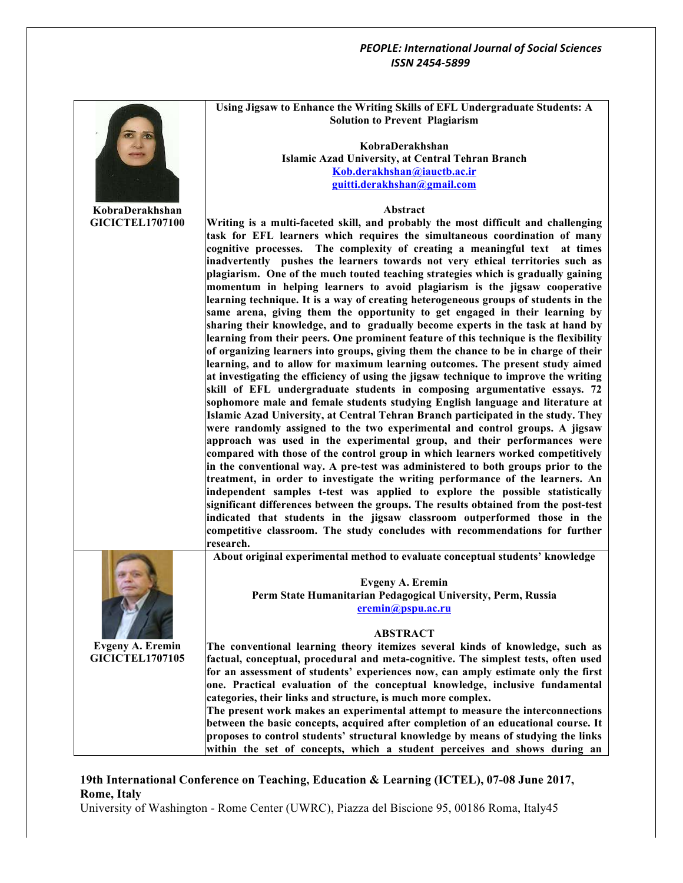KobraDerakhshan
GICICTEL1707100

**Using Jigsaw to Enhance the Writing Skills of EFL Undergraduate Students: A Solution to Prevent Plagiarism**

**KobraDerakhshan**
**Islamic Azad University, at Central Tehran Branch**
**Kob.derakhshan@iauctb.ac.ir**
**guitti.derakhshan@gmail.com**

**Abstract**

**Writing is a multi-faceted skill, and probably the most difficult and challenging task for EFL learners which requires the simultaneous coordination of many cognitive processes. The complexity of creating a meaningful text at times inadvertently pushes the learners towards not very ethical territories such as plagiarism. One of the much touted teaching strategies which is gradually gaining momentum in helping learners to avoid plagiarism is the jigsaw cooperative learning technique. It is a way of creating heterogeneous groups of students in the same arena, giving them the opportunity to get engaged in their learning by sharing their knowledge, and to gradually become experts in the task at hand by learning from their peers. One prominent feature of this technique is the flexibility of organizing learners into groups, giving them the chance to be in charge of their learning, and to allow for maximum learning outcomes. The present study aimed at investigating the efficiency of using the jigsaw technique to improve the writing skill of EFL undergraduate students in composing argumentative essays. 72 sophomore male and female students studying English language and literature at Islamic Azad University, at Central Tehran Branch participated in the study. They were randomly assigned to the two experimental and control groups. A jigsaw approach was used in the experimental group, and their performances were compared with those of the control group in which learners worked competitively in the conventional way. A pre-test was administered to both groups prior to the treatment, in order to investigate the writing performance of the learners. An independent samples t-test was applied to explore the possible statistically significant differences between the groups. The results obtained from the post-test indicated that students in the jigsaw classroom outperformed those in the competitive classroom. The study concludes with recommendations for further research.**

Evgeny A. Eremin
GICICTEL1707105

**About original experimental method to evaluate conceptual students' knowledge**

**Evgeny A. Eremin**
**Perm State Humanitarian Pedagogical University, Perm, Russia**
**eremin@pspu.ac.ru**

**ABSTRACT**

**The conventional learning theory itemizes several kinds of knowledge, such as factual, conceptual, procedural and meta-cognitive. The simplest tests, often used for an assessment of students' experiences now, can amply estimate only the first one. Practical evaluation of the conceptual knowledge, inclusive fundamental categories, their links and structure, is much more complex.**

**The present work makes an experimental attempt to measure the interconnections between the basic concepts, acquired after completion of an educational course. It proposes to control students' structural knowledge by means of studying the links within the set of concepts, which a student perceives and shows during an**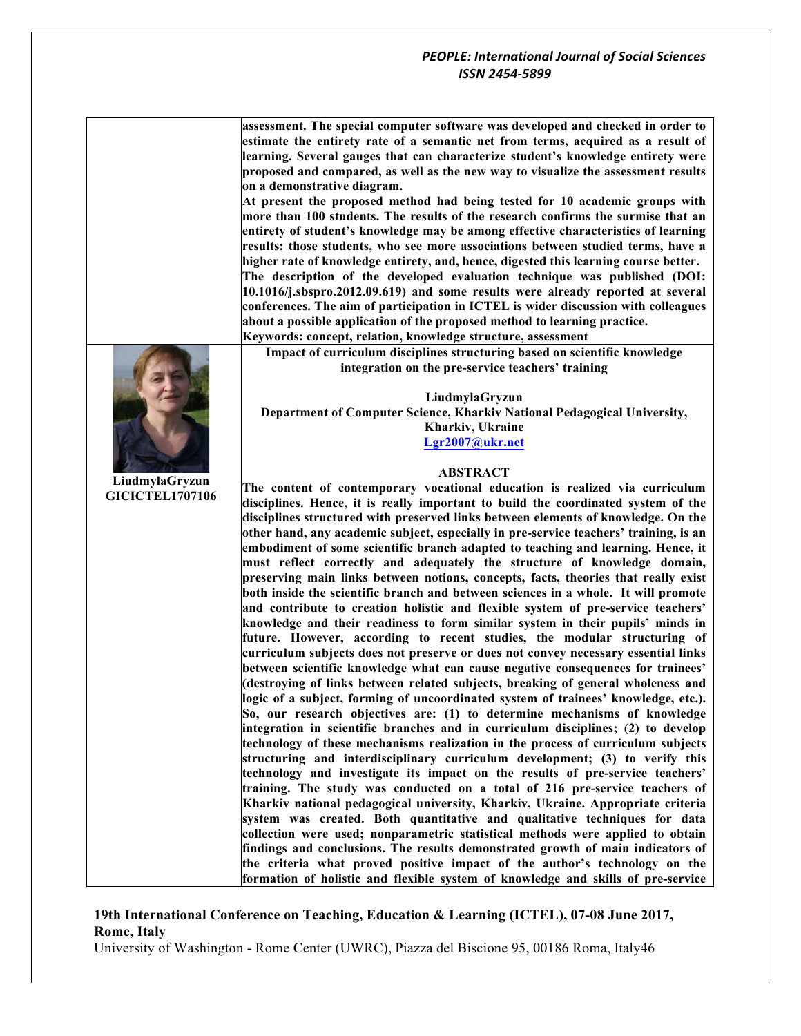**assessment. The special computer software was developed and checked in order to estimate the entirety rate of a semantic net from terms, acquired as a result of learning. Several gauges that can characterize student's knowledge entirety were proposed and compared, as well as the new way to visualize the assessment results on a demonstrative diagram.**

**At present the proposed method had being tested for 10 academic groups with more than 100 students. The results of the research confirms the surmise that an entirety of student's knowledge may be among effective characteristics of learning results: those students, who see more associations between studied terms, have a higher rate of knowledge entirety, and, hence, digested this learning course better.**

**The description of the developed evaluation technique was published (DOI: 10.1016/j.sbspro.2012.09.619) and some results were already reported at several conferences. The aim of participation in ICTEL is wider discussion with colleagues about a possible application of the proposed method to learning practice.**

**Keywords: concept, relation, knowledge structure, assessment**

**LiudmylaGryzun**
**GICICTEL1707106**

## Impact of curriculum disciplines structuring based on scientific knowledge integration on the pre-service teachers' training

**LiudmylaGryzun**
**Department of Computer Science, Kharkiv National Pedagogical University, Kharkiv, Ukraine**
**Lgr2007@ukr.net**

### ABSTRACT

**The content of contemporary vocational education is realized via curriculum disciplines. Hence, it is really important to build the coordinated system of the disciplines structured with preserved links between elements of knowledge. On the other hand, any academic subject, especially in pre-service teachers' training, is an embodiment of some scientific branch adapted to teaching and learning. Hence, it must reflect correctly and adequately the structure of knowledge domain, preserving main links between notions, concepts, facts, theories that really exist both inside the scientific branch and between sciences in a whole. It will promote and contribute to creation holistic and flexible system of pre-service teachers' knowledge and their readiness to form similar system in their pupils' minds in future. However, according to recent studies, the modular structuring of curriculum subjects does not preserve or does not convey necessary essential links between scientific knowledge what can cause negative consequences for trainees' (destroying of links between related subjects, breaking of general wholeness and logic of a subject, forming of uncoordinated system of trainees' knowledge, etc.). So, our research objectives are: (1) to determine mechanisms of knowledge integration in scientific branches and in curriculum disciplines; (2) to develop technology of these mechanisms realization in the process of curriculum subjects structuring and interdisciplinary curriculum development; (3) to verify this technology and investigate its impact on the results of pre-service teachers' training. The study was conducted on a total of 216 pre-service teachers of Kharkiv national pedagogical university, Kharkiv, Ukraine. Appropriate criteria system was created. Both quantitative and qualitative techniques for data collection were used; nonparametric statistical methods were applied to obtain findings and conclusions. The results demonstrated growth of main indicators of the criteria what proved positive impact of the author's technology on the formation of holistic and flexible system of knowledge and skills of pre-service**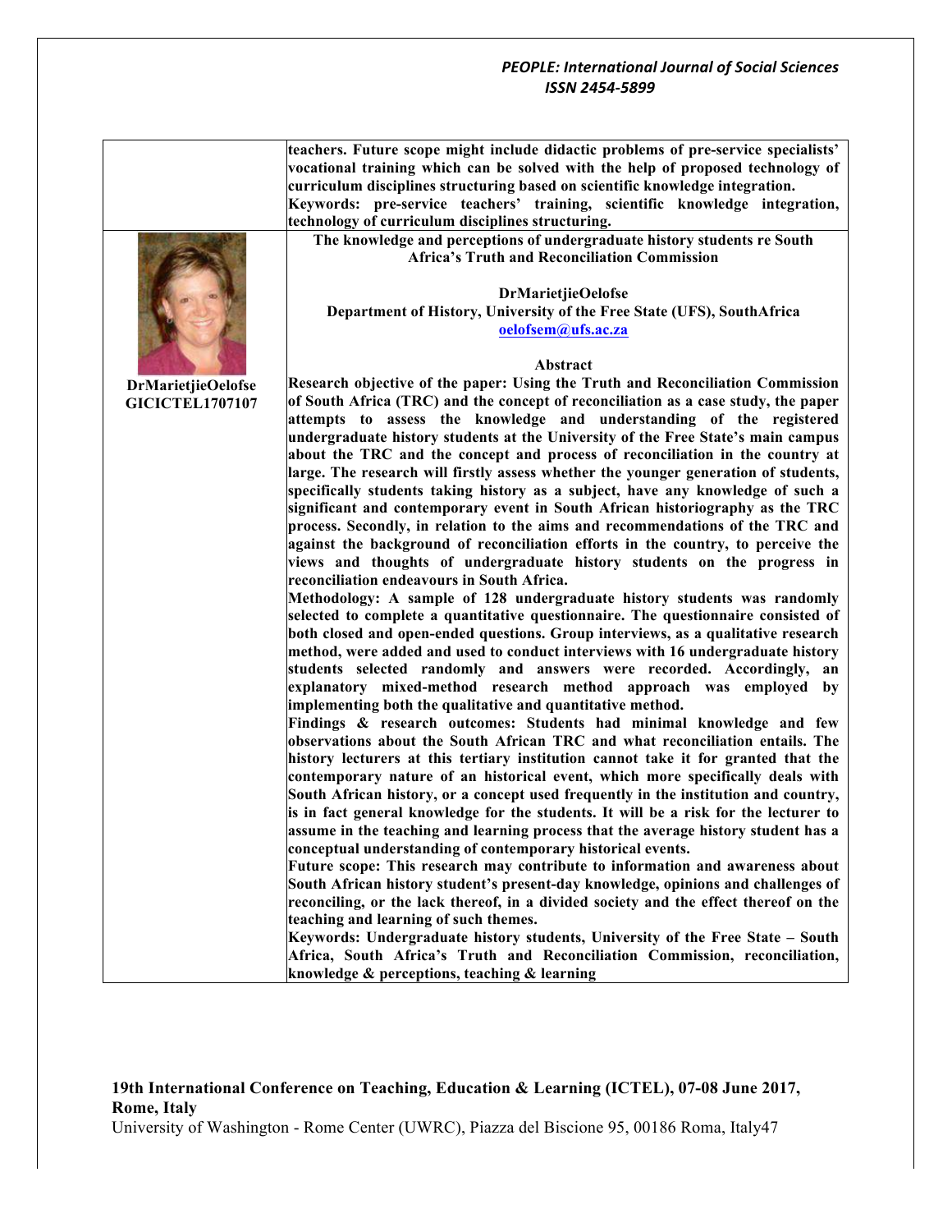**teachers. Future scope might include didactic problems of pre-service specialists' vocational training which can be solved with the help of proposed technology of curriculum disciplines structuring based on scientific knowledge integration.**

**Keywords: pre-service teachers' training, scientific knowledge integration, technology of curriculum disciplines structuring.**

**DrMarietjieOelofse**
**GICICTEL1707107**

## The knowledge and perceptions of undergraduate history students re South Africa's Truth and Reconciliation Commission

**DrMarietjieOelofse**
**Department of History, University of the Free State (UFS), SouthAfrica**
**oelofsem@ufs.ac.za**

### Abstract

**Research objective of the paper: Using the Truth and Reconciliation Commission of South Africa (TRC) and the concept of reconciliation as a case study, the paper attempts to assess the knowledge and understanding of the registered undergraduate history students at the University of the Free State's main campus about the TRC and the concept and process of reconciliation in the country at large. The research will firstly assess whether the younger generation of students, specifically students taking history as a subject, have any knowledge of such a significant and contemporary event in South African historiography as the TRC process. Secondly, in relation to the aims and recommendations of the TRC and against the background of reconciliation efforts in the country, to perceive the views and thoughts of undergraduate history students on the progress in reconciliation endeavours in South Africa.**

**Methodology: A sample of 128 undergraduate history students was randomly selected to complete a quantitative questionnaire. The questionnaire consisted of both closed and open-ended questions. Group interviews, as a qualitative research method, were added and used to conduct interviews with 16 undergraduate history students selected randomly and answers were recorded. Accordingly, an explanatory mixed-method research method approach was employed by implementing both the qualitative and quantitative method.**

**Findings & research outcomes: Students had minimal knowledge and few observations about the South African TRC and what reconciliation entails. The history lecturers at this tertiary institution cannot take it for granted that the contemporary nature of an historical event, which more specifically deals with South African history, or a concept used frequently in the institution and country, is in fact general knowledge for the students. It will be a risk for the lecturer to assume in the teaching and learning process that the average history student has a conceptual understanding of contemporary historical events.**

**Future scope: This research may contribute to information and awareness about South African history student's present-day knowledge, opinions and challenges of reconciling, or the lack thereof, in a divided society and the effect thereof on the teaching and learning of such themes.**

**Keywords: Undergraduate history students, University of the Free State – South Africa, South Africa's Truth and Reconciliation Commission, reconciliation, knowledge & perceptions, teaching & learning**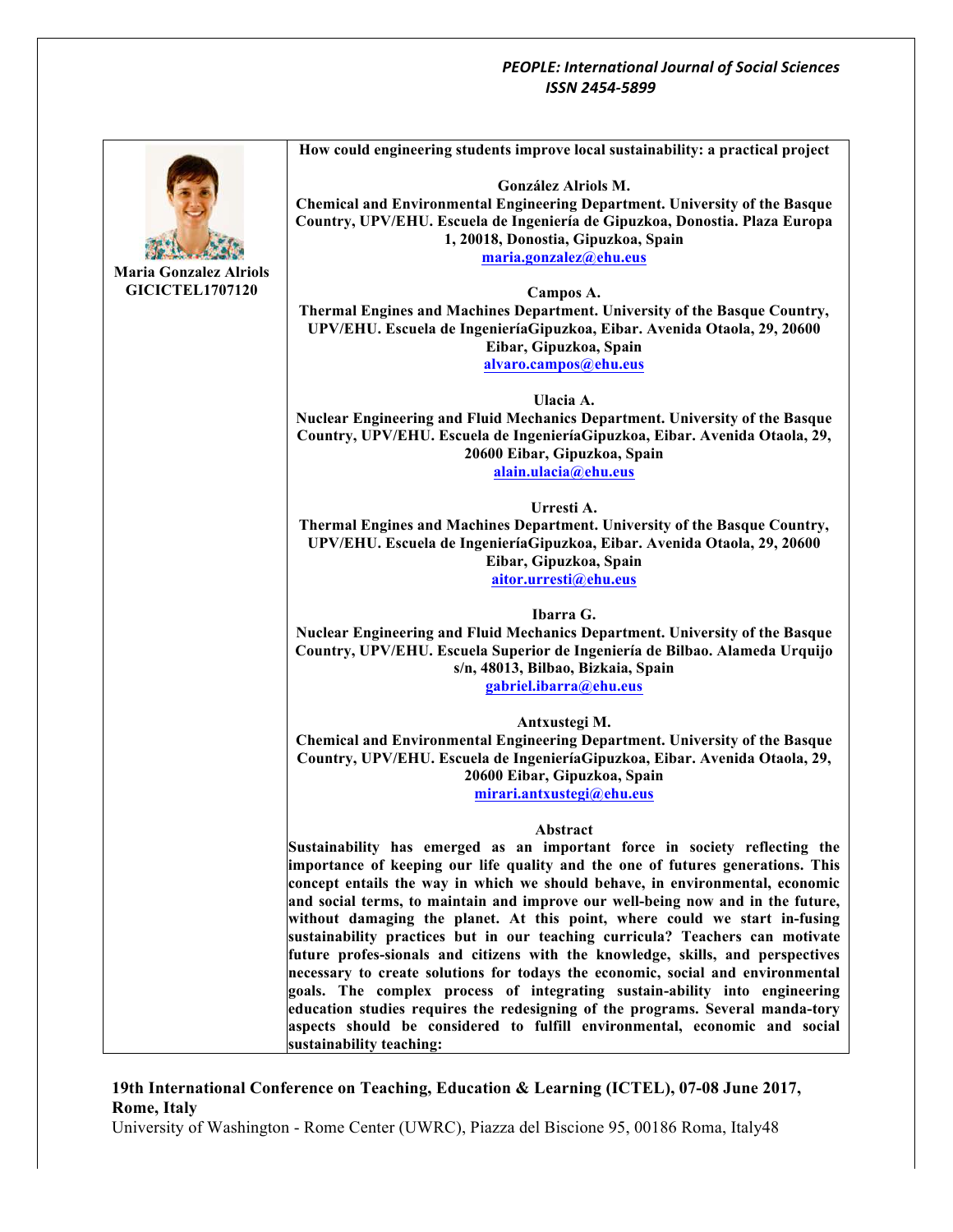**Maria Gonzalez Alriols**
**GICICTEL1707120**

# How could engineering students improve local sustainability: a practical project

**González Alriols M.**
Chemical and Environmental Engineering Department. University of the Basque Country, UPV/EHU. Escuela de Ingeniería de Gipuzkoa, Donostia. Plaza Europa 1, 20018, Donostia, Gipuzkoa, Spain
maria.gonzalez@ehu.eus

**Campos A.**
Thermal Engines and Machines Department. University of the Basque Country, UPV/EHU. Escuela de IngenieríaGipuzkoa, Eibar. Avenida Otaola, 29, 20600 Eibar, Gipuzkoa, Spain
alvaro.campos@ehu.eus

**Ulacia A.**
Nuclear Engineering and Fluid Mechanics Department. University of the Basque Country, UPV/EHU. Escuela de IngenieríaGipuzkoa, Eibar. Avenida Otaola, 29, 20600 Eibar, Gipuzkoa, Spain
alain.ulacia@ehu.eus

**Urresti A.**
Thermal Engines and Machines Department. University of the Basque Country, UPV/EHU. Escuela de IngenieríaGipuzkoa, Eibar. Avenida Otaola, 29, 20600 Eibar, Gipuzkoa, Spain
aitor.urresti@ehu.eus

**Ibarra G.**
Nuclear Engineering and Fluid Mechanics Department. University of the Basque Country, UPV/EHU. Escuela Superior de Ingeniería de Bilbao. Alameda Urquijo s/n, 48013, Bilbao, Bizkaia, Spain
gabriel.ibarra@ehu.eus

**Antxustegi M.**
Chemical and Environmental Engineering Department. University of the Basque Country, UPV/EHU. Escuela de IngenieríaGipuzkoa, Eibar. Avenida Otaola, 29, 20600 Eibar, Gipuzkoa, Spain
mirari.antxustegi@ehu.eus

## Abstract

Sustainability has emerged as an important force in society reflecting the importance of keeping our life quality and the one of futures generations. This concept entails the way in which we should behave, in environmental, economic and social terms, to maintain and improve our well-being now and in the future, without damaging the planet. At this point, where could we start in-fusing sustainability practices but in our teaching curricula? Teachers can motivate future profes-sionals and citizens with the knowledge, skills, and perspectives necessary to create solutions for todays the economic, social and environmental goals. The complex process of integrating sustain-ability into engineering education studies requires the redesigning of the programs. Several manda-tory aspects should be considered to fulfill environmental, economic and social sustainability teaching:

**19th International Conference on Teaching, Education & Learning (ICTEL), 07-08 June 2017, Rome, Italy**
University of Washington - Rome Center (UWRC), Piazza del Biscione 95, 00186 Roma, Italy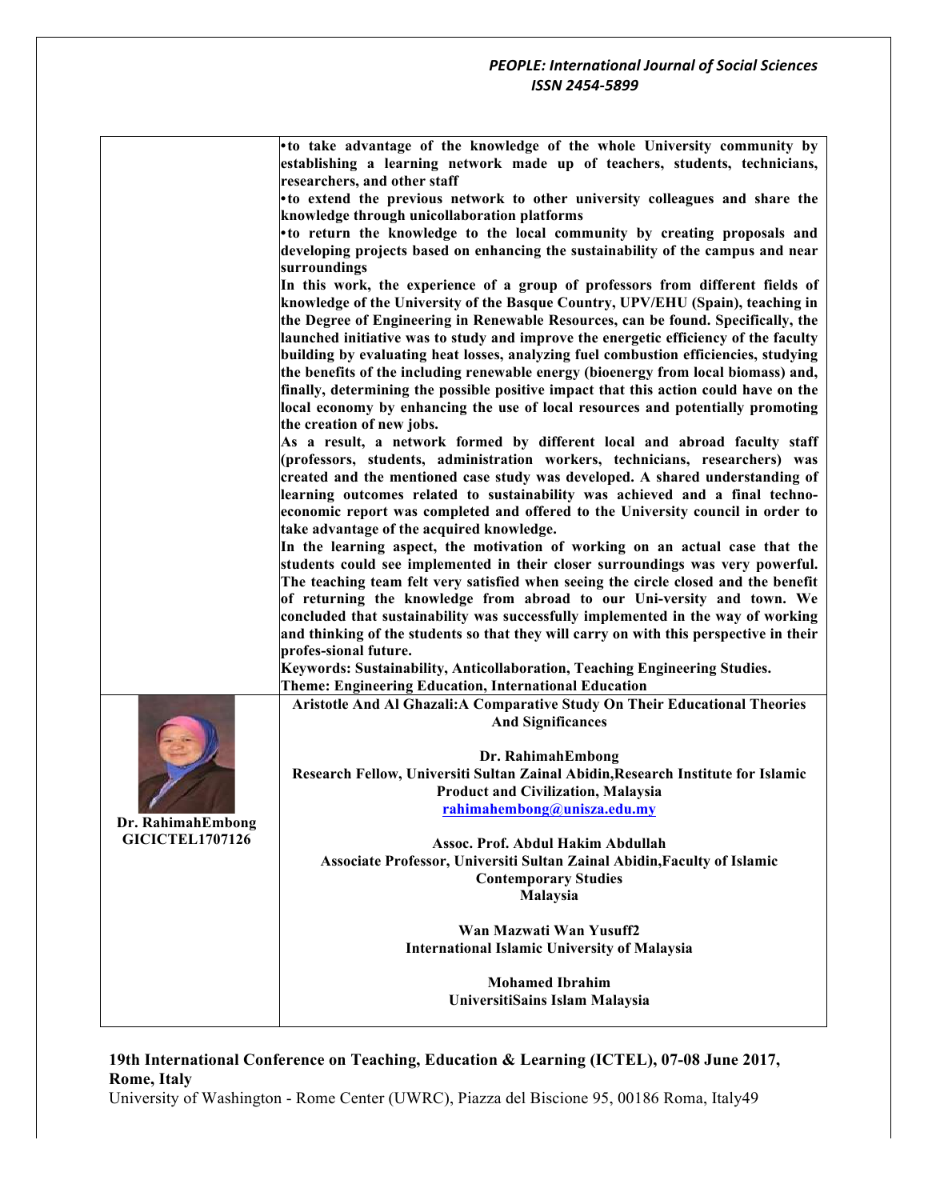•to take advantage of the knowledge of the whole University community by establishing a learning network made up of teachers, students, technicians, researchers, and other staff

•to extend the previous network to other university colleagues and share the knowledge through unicollaboration platforms

•to return the knowledge to the local community by creating proposals and developing projects based on enhancing the sustainability of the campus and near surroundings

**In this work, the experience of a group of professors from different fields of knowledge of the University of the Basque Country, UPV/EHU (Spain), teaching in the Degree of Engineering in Renewable Resources, can be found. Specifically, the launched initiative was to study and improve the energetic efficiency of the faculty building by evaluating heat losses, analyzing fuel combustion efficiencies, studying the benefits of the including renewable energy (bioenergy from local biomass) and, finally, determining the possible positive impact that this action could have on the local economy by enhancing the use of local resources and potentially promoting the creation of new jobs.**

**As a result, a network formed by different local and abroad faculty staff (professors, students, administration workers, technicians, researchers) was created and the mentioned case study was developed. A shared understanding of learning outcomes related to sustainability was achieved and a final techno-economic report was completed and offered to the University council in order to take advantage of the acquired knowledge.**

**In the learning aspect, the motivation of working on an actual case that the students could see implemented in their closer surroundings was very powerful. The teaching team felt very satisfied when seeing the circle closed and the benefit of returning the knowledge from abroad to our Uni-versity and town. We concluded that sustainability was successfully implemented in the way of working and thinking of the students so that they will carry on with this perspective in their profes-sional future.**

**Keywords: Sustainability, Anticollaboration, Teaching Engineering Studies.**

**Theme: Engineering Education, International Education**

---

**Dr. RahimahEmbong**
**GICICTEL1707126**

**Aristotle And Al Ghazali:A Comparative Study On Their Educational Theories And Significances**

**Dr. RahimahEmbong**
**Research Fellow, Universiti Sultan Zainal Abidin,Research Institute for Islamic Product and Civilization, Malaysia**
**rahimahembong@unisza.edu.my**

**Assoc. Prof. Abdul Hakim Abdullah**
**Associate Professor, Universiti Sultan Zainal Abidin,Faculty of Islamic Contemporary Studies**
**Malaysia**

**Wan Mazwati Wan Yusuff2**
**International Islamic University of Malaysia**

**Mohamed Ibrahim**
**UniversitiSains Islam Malaysia**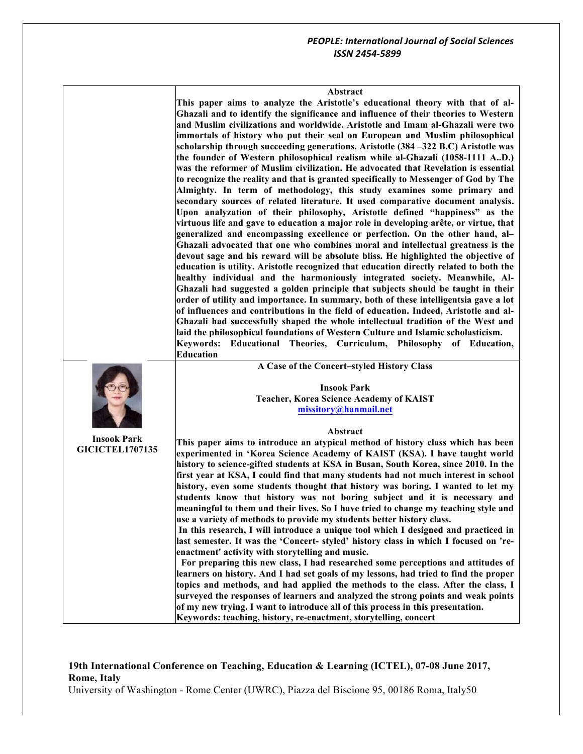**Abstract**

**This paper aims to analyze the Aristotle's educational theory with that of al-Ghazali and to identify the significance and influence of their theories to Western and Muslim civilizations and worldwide. Aristotle and Imam al-Ghazali were two immortals of history who put their seal on European and Muslim philosophical scholarship through succeeding generations. Aristotle (384 –322 B.C) Aristotle was the founder of Western philosophical realism while al-Ghazali (1058-1111 A..D.) was the reformer of Muslim civilization. He advocated that Revelation is essential to recognize the reality and that is granted specifically to Messenger of God by The Almighty. In term of methodology, this study examines some primary and secondary sources of related literature. It used comparative document analysis. Upon analyzation of their philosophy, Aristotle defined "happiness" as the virtuous life and gave to education a major role in developing arête, or virtue, that generalized and encompassing excellence or perfection. On the other hand, al–Ghazali advocated that one who combines moral and intellectual greatness is the devout sage and his reward will be absolute bliss. He highlighted the objective of education is utility. Aristotle recognized that education directly related to both the healthy individual and the harmoniously integrated society. Meanwhile, Al-Ghazali had suggested a golden principle that subjects should be taught in their order of utility and importance. In summary, both of these intelligentsia gave a lot of influences and contributions in the field of education. Indeed, Aristotle and al-Ghazali had successfully shaped the whole intellectual tradition of the West and laid the philosophical foundations of Western Culture and Islamic scholasticism.**

**Keywords: Educational Theories, Curriculum, Philosophy of Education, Education**

**Insook Park**
**GICICTEL1707135**

**A Case of the Concert–styled History Class**

**Insook Park**
**Teacher, Korea Science Academy of KAIST**
**missitory@hanmail.net**

**Abstract**

**This paper aims to introduce an atypical method of history class which has been experimented in 'Korea Science Academy of KAIST (KSA). I have taught world history to science-gifted students at KSA in Busan, South Korea, since 2010. In the first year at KSA, I could find that many students had not much interest in school history, even some students thought that history was boring. I wanted to let my students know that history was not boring subject and it is necessary and meaningful to them and their lives. So I have tried to change my teaching style and use a variety of methods to provide my students better history class.**

**In this research, I will introduce a unique tool which I designed and practiced in last semester. It was the 'Concert- styled' history class in which I focused on 're-enactment' activity with storytelling and music.**

**For preparing this new class, I had researched some perceptions and attitudes of learners on history. And I had set goals of my lessons, had tried to find the proper topics and methods, and had applied the methods to the class. After the class, I surveyed the responses of learners and analyzed the strong points and weak points of my new trying. I want to introduce all of this process in this presentation.**

**Keywords: teaching, history, re-enactment, storytelling, concert**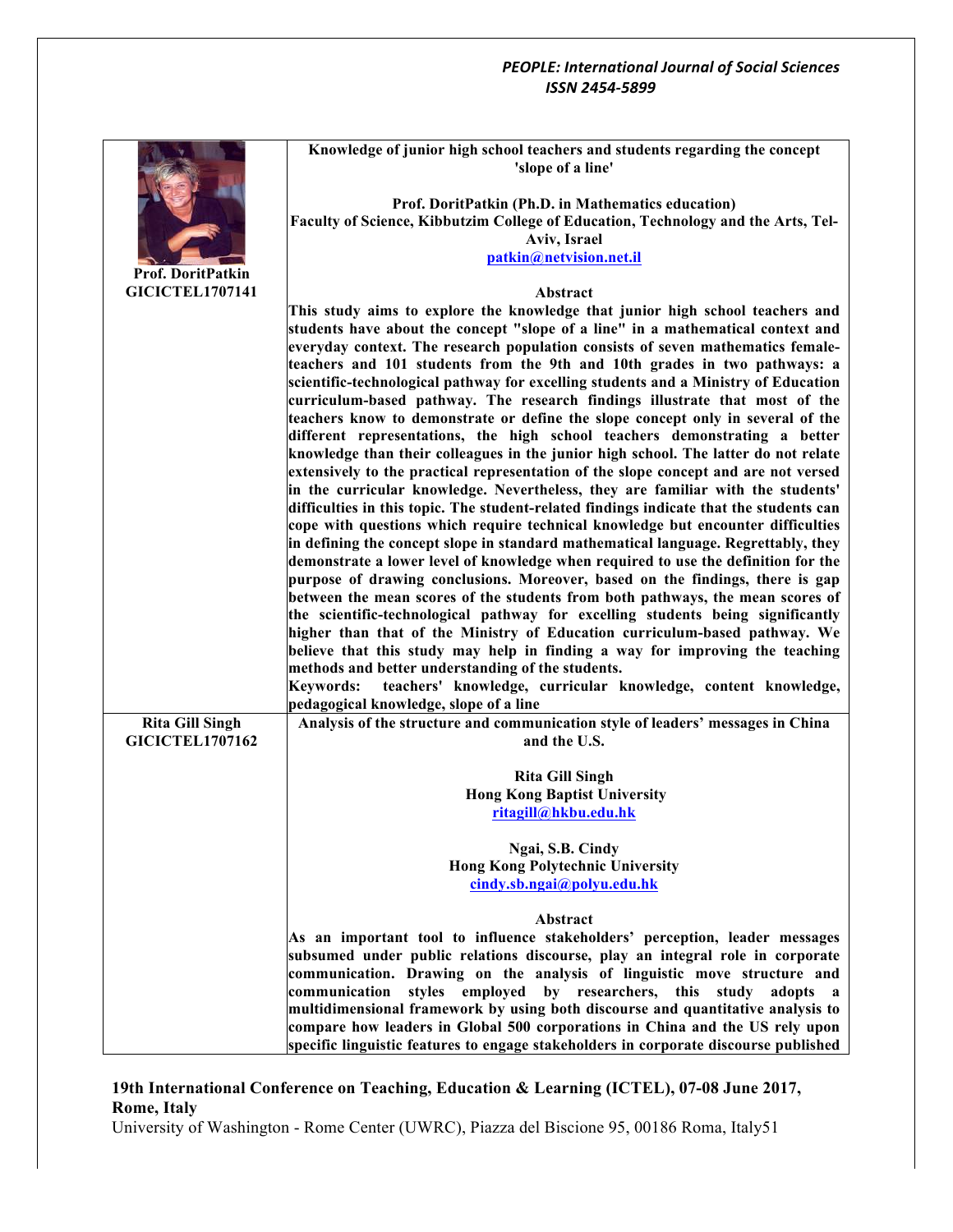**Prof. DoritPatkin**
**GICICTEL1707141**

### Knowledge of junior high school teachers and students regarding the concept 'slope of a line'

**Prof. DoritPatkin (Ph.D. in Mathematics education)**
**Faculty of Science, Kibbutzim College of Education, Technology and the Arts, Tel-Aviv, Israel**
**patkin@netvision.net.il**

**Abstract**

**This study aims to explore the knowledge that junior high school teachers and students have about the concept "slope of a line" in a mathematical context and everyday context. The research population consists of seven mathematics female-teachers and 101 students from the 9th and 10th grades in two pathways: a scientific-technological pathway for excelling students and a Ministry of Education curriculum-based pathway. The research findings illustrate that most of the teachers know to demonstrate or define the slope concept only in several of the different representations, the high school teachers demonstrating a better knowledge than their colleagues in the junior high school. The latter do not relate extensively to the practical representation of the slope concept and are not versed in the curricular knowledge. Nevertheless, they are familiar with the students' difficulties in this topic. The student-related findings indicate that the students can cope with questions which require technical knowledge but encounter difficulties in defining the concept slope in standard mathematical language. Regrettably, they demonstrate a lower level of knowledge when required to use the definition for the purpose of drawing conclusions. Moreover, based on the findings, there is gap between the mean scores of the students from both pathways, the mean scores of the scientific-technological pathway for excelling students being significantly higher than that of the Ministry of Education curriculum-based pathway. We believe that this study may help in finding a way for improving the teaching methods and better understanding of the students.**

**Keywords: teachers' knowledge, curricular knowledge, content knowledge, pedagogical knowledge, slope of a line**

---

**Rita Gill Singh**
**GICICTEL1707162**

### Analysis of the structure and communication style of leaders' messages in China and the U.S.

**Rita Gill Singh**
**Hong Kong Baptist University**
**ritagill@hkbu.edu.hk**

**Ngai, S.B. Cindy**
**Hong Kong Polytechnic University**
**cindy.sb.ngai@polyu.edu.hk**

**Abstract**

**As an important tool to influence stakeholders' perception, leader messages subsumed under public relations discourse, play an integral role in corporate communication. Drawing on the analysis of linguistic move structure and communication styles employed by researchers, this study adopts a multidimensional framework by using both discourse and quantitative analysis to compare how leaders in Global 500 corporations in China and the US rely upon specific linguistic features to engage stakeholders in corporate discourse published**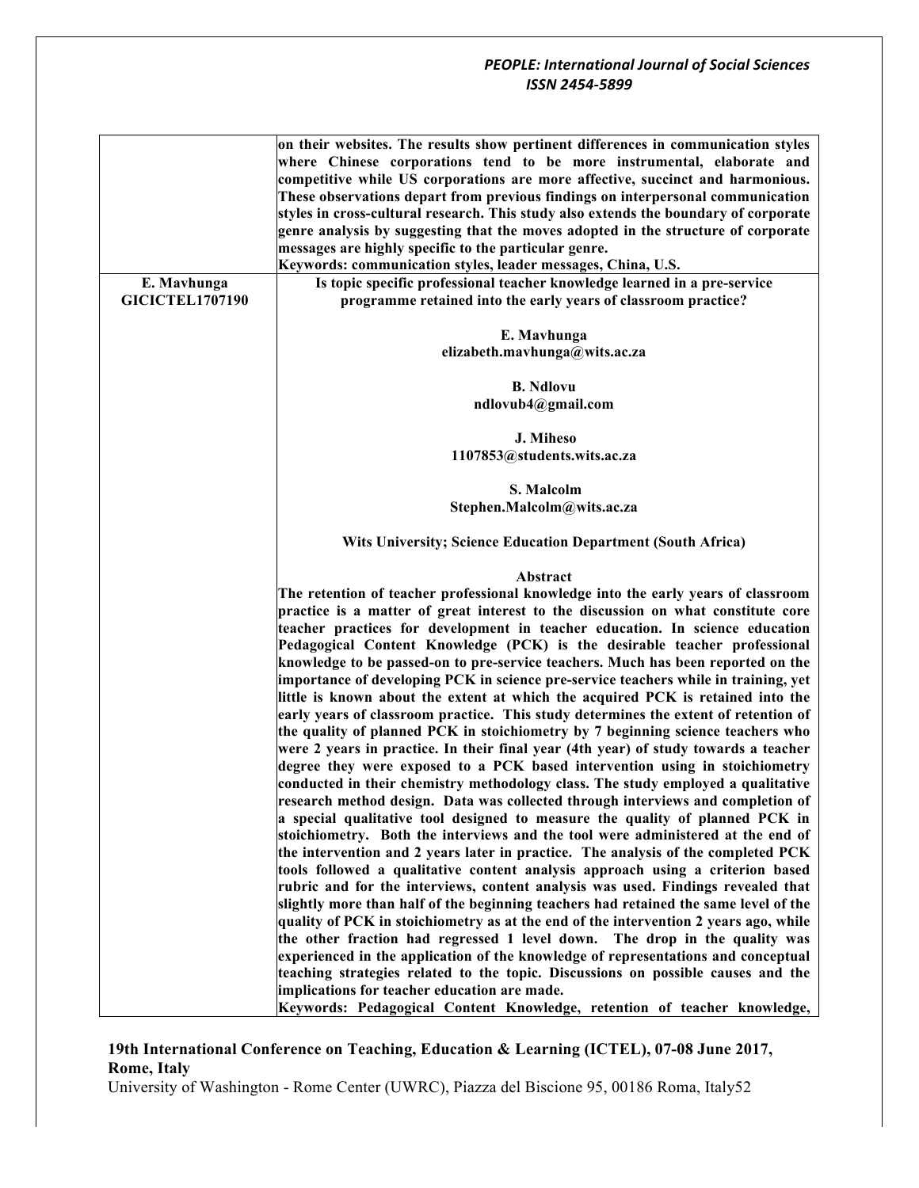**on their websites. The results show pertinent differences in communication styles where Chinese corporations tend to be more instrumental, elaborate and competitive while US corporations are more affective, succinct and harmonious. These observations depart from previous findings on interpersonal communication styles in cross-cultural research. This study also extends the boundary of corporate genre analysis by suggesting that the moves adopted in the structure of corporate messages are highly specific to the particular genre.**

**Keywords: communication styles, leader messages, China, U.S.**

**E. Mavhunga**
**GICICTEL1707190**

## Is topic specific professional teacher knowledge learned in a pre-service programme retained into the early years of classroom practice?

**E. Mavhunga**
**elizabeth.mavhunga@wits.ac.za**

**B. Ndlovu**
**ndlovub4@gmail.com**

**J. Miheso**
**1107853@students.wits.ac.za**

**S. Malcolm**
**Stephen.Malcolm@wits.ac.za**

**Wits University; Science Education Department (South Africa)**

### Abstract

**The retention of teacher professional knowledge into the early years of classroom practice is a matter of great interest to the discussion on what constitute core teacher practices for development in teacher education. In science education Pedagogical Content Knowledge (PCK) is the desirable teacher professional knowledge to be passed-on to pre-service teachers. Much has been reported on the importance of developing PCK in science pre-service teachers while in training, yet little is known about the extent at which the acquired PCK is retained into the early years of classroom practice. This study determines the extent of retention of the quality of planned PCK in stoichiometry by 7 beginning science teachers who were 2 years in practice. In their final year (4th year) of study towards a teacher degree they were exposed to a PCK based intervention using in stoichiometry conducted in their chemistry methodology class. The study employed a qualitative research method design. Data was collected through interviews and completion of a special qualitative tool designed to measure the quality of planned PCK in stoichiometry. Both the interviews and the tool were administered at the end of the intervention and 2 years later in practice. The analysis of the completed PCK tools followed a qualitative content analysis approach using a criterion based rubric and for the interviews, content analysis was used. Findings revealed that slightly more than half of the beginning teachers had retained the same level of the quality of PCK in stoichiometry as at the end of the intervention 2 years ago, while the other fraction had regressed 1 level down. The drop in the quality was experienced in the application of the knowledge of representations and conceptual teaching strategies related to the topic. Discussions on possible causes and the implications for teacher education are made.**

**Keywords: Pedagogical Content Knowledge, retention of teacher knowledge,**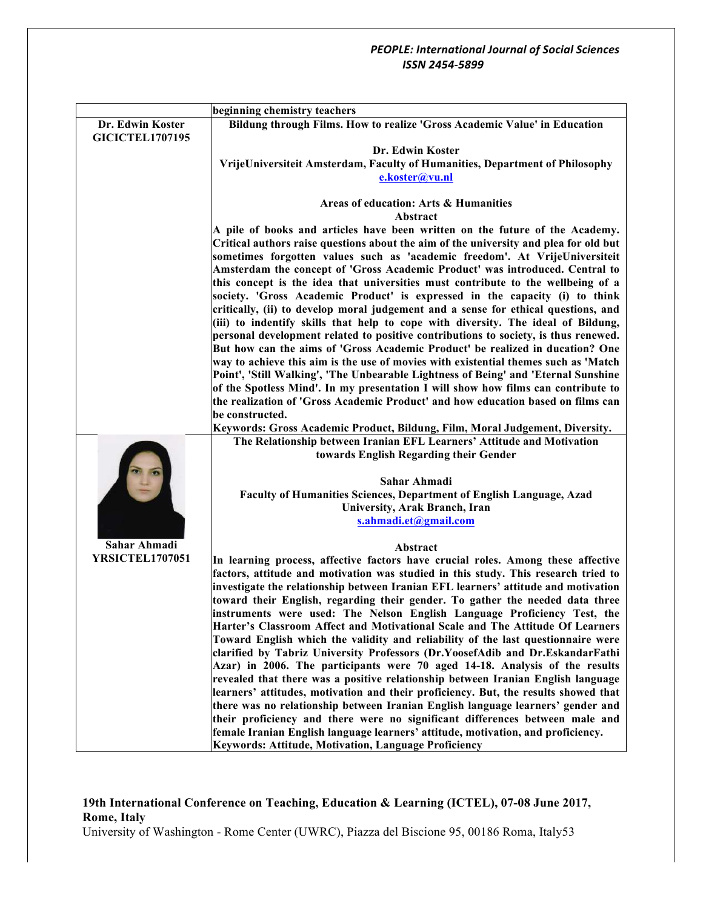| | beginning chemistry teachers |
|---|---|
| **Dr. Edwin Koster**<br>**GICICTEL1707195** | **Bildung through Films. How to realize 'Gross Academic Value' in Education**<br><br>**Dr. Edwin Koster**<br>**VrijeUniversiteit Amsterdam, Faculty of Humanities, Department of Philosophy**<br>**e.koster@vu.nl**<br><br>**Areas of education: Arts & Humanities**<br>**Abstract**<br>**A pile of books and articles have been written on the future of the Academy. Critical authors raise questions about the aim of the university and plea for old but sometimes forgotten values such as 'academic freedom'. At VrijeUniversiteit Amsterdam the concept of 'Gross Academic Product' was introduced. Central to this concept is the idea that universities must contribute to the wellbeing of a society. 'Gross Academic Product' is expressed in the capacity (i) to think critically, (ii) to develop moral judgement and a sense for ethical questions, and (iii) to indentify skills that help to cope with diversity. The ideal of Bildung, personal development related to positive contributions to society, is thus renewed. But how can the aims of 'Gross Academic Product' be realized in ducation? One way to achieve this aim is the use of movies with existential themes such as 'Match Point', 'Still Walking', 'The Unbearable Lightness of Being' and 'Eternal Sunshine of the Spotless Mind'. In my presentation I will show how films can contribute to the realization of 'Gross Academic Product' and how education based on films can be constructed.**<br>**Keywords: Gross Academic Product, Bildung, Film, Moral Judgement, Diversity.** |
| **Sahar Ahmadi**<br>**YRSICTEL1707051** | **The Relationship between Iranian EFL Learners' Attitude and Motivation towards English Regarding their Gender**<br><br>**Sahar Ahmadi**<br>**Faculty of Humanities Sciences, Department of English Language, Azad University, Arak Branch, Iran**<br>**s.ahmadi.et@gmail.com**<br><br>**Abstract**<br>**In learning process, affective factors have crucial roles. Among these affective factors, attitude and motivation was studied in this study. This research tried to investigate the relationship between Iranian EFL learners' attitude and motivation toward their English, regarding their gender. To gather the needed data three instruments were used: The Nelson English Language Proficiency Test, the Harter's Classroom Affect and Motivational Scale and The Attitude Of Learners Toward English which the validity and reliability of the last questionnaire were clarified by Tabriz University Professors (Dr.YoosefAdib and Dr.EskandarFathi Azar) in 2006. The participants were 70 aged 14-18. Analysis of the results revealed that there was a positive relationship between Iranian English language learners' attitudes, motivation and their proficiency. But, the results showed that there was no relationship between Iranian English language learners' gender and their proficiency and there were no significant differences between male and female Iranian English language learners' attitude, motivation, and proficiency.**<br>**Keywords: Attitude, Motivation, Language Proficiency** |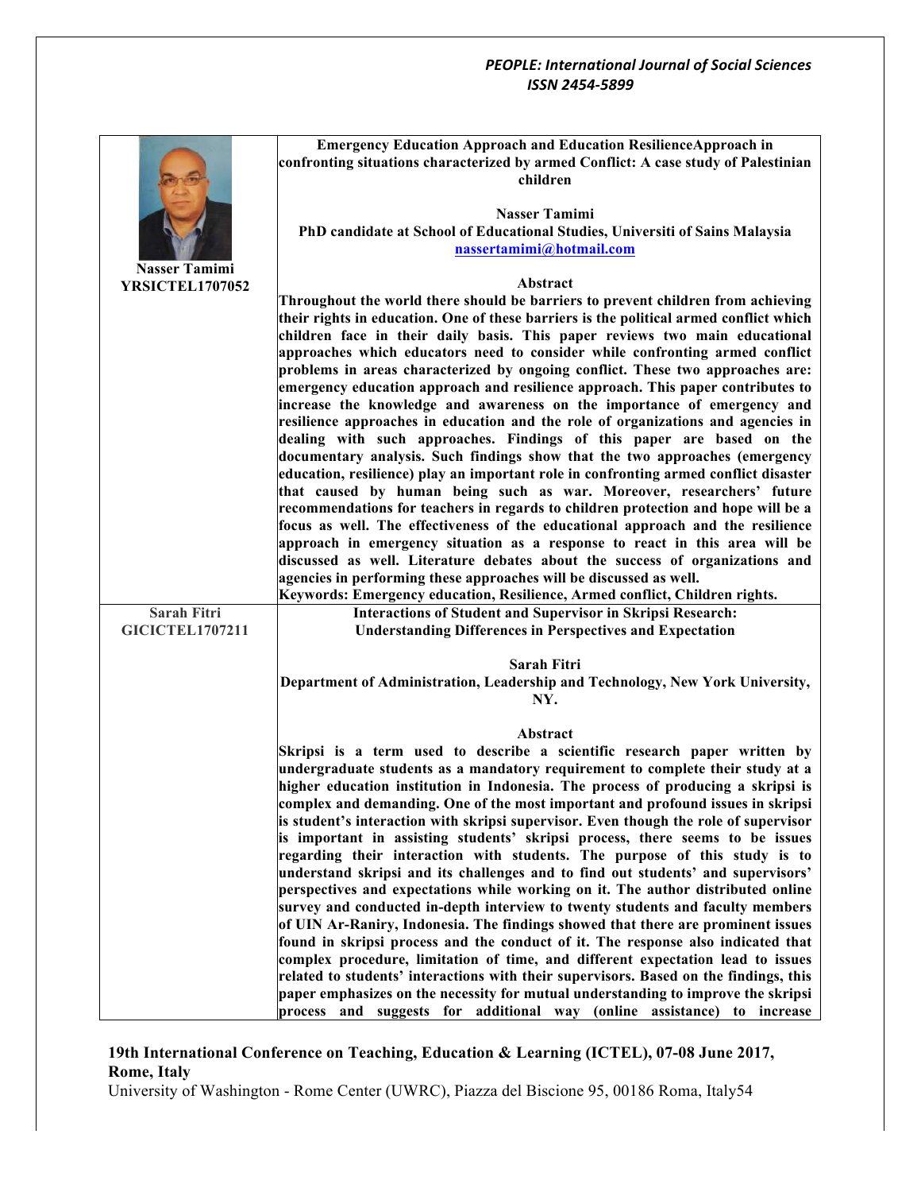**Nasser Tamimi**
**YRSICTEL1707052**

### Emergency Education Approach and Education ResilienceApproach in confronting situations characterized by armed Conflict: A case study of Palestinian children

**Nasser Tamimi**
**PhD candidate at School of Educational Studies, Universiti of Sains Malaysia**
**nassertamimi@hotmail.com**

**Abstract**

**Throughout the world there should be barriers to prevent children from achieving their rights in education. One of these barriers is the political armed conflict which children face in their daily basis. This paper reviews two main educational approaches which educators need to consider while confronting armed conflict problems in areas characterized by ongoing conflict. These two approaches are: emergency education approach and resilience approach. This paper contributes to increase the knowledge and awareness on the importance of emergency and resilience approaches in education and the role of organizations and agencies in dealing with such approaches. Findings of this paper are based on the documentary analysis. Such findings show that the two approaches (emergency education, resilience) play an important role in confronting armed conflict disaster that caused by human being such as war. Moreover, researchers' future recommendations for teachers in regards to children protection and hope will be a focus as well. The effectiveness of the educational approach and the resilience approach in emergency situation as a response to react in this area will be discussed as well. Literature debates about the success of organizations and agencies in performing these approaches will be discussed as well.**

**Keywords: Emergency education, Resilience, Armed conflict, Children rights.**

---

**Sarah Fitri**
**GICICTEL1707211**

### Interactions of Student and Supervisor in Skripsi Research: Understanding Differences in Perspectives and Expectation

**Sarah Fitri**
**Department of Administration, Leadership and Technology, New York University, NY.**

**Abstract**

**Skripsi is a term used to describe a scientific research paper written by undergraduate students as a mandatory requirement to complete their study at a higher education institution in Indonesia. The process of producing a skripsi is complex and demanding. One of the most important and profound issues in skripsi is student's interaction with skripsi supervisor. Even though the role of supervisor is important in assisting students' skripsi process, there seems to be issues regarding their interaction with students. The purpose of this study is to understand skripsi and its challenges and to find out students' and supervisors' perspectives and expectations while working on it. The author distributed online survey and conducted in-depth interview to twenty students and faculty members of UIN Ar-Raniry, Indonesia. The findings showed that there are prominent issues found in skripsi process and the conduct of it. The response also indicated that complex procedure, limitation of time, and different expectation lead to issues related to students' interactions with their supervisors. Based on the findings, this paper emphasizes on the necessity for mutual understanding to improve the skripsi process and suggests for additional way (online assistance) to increase**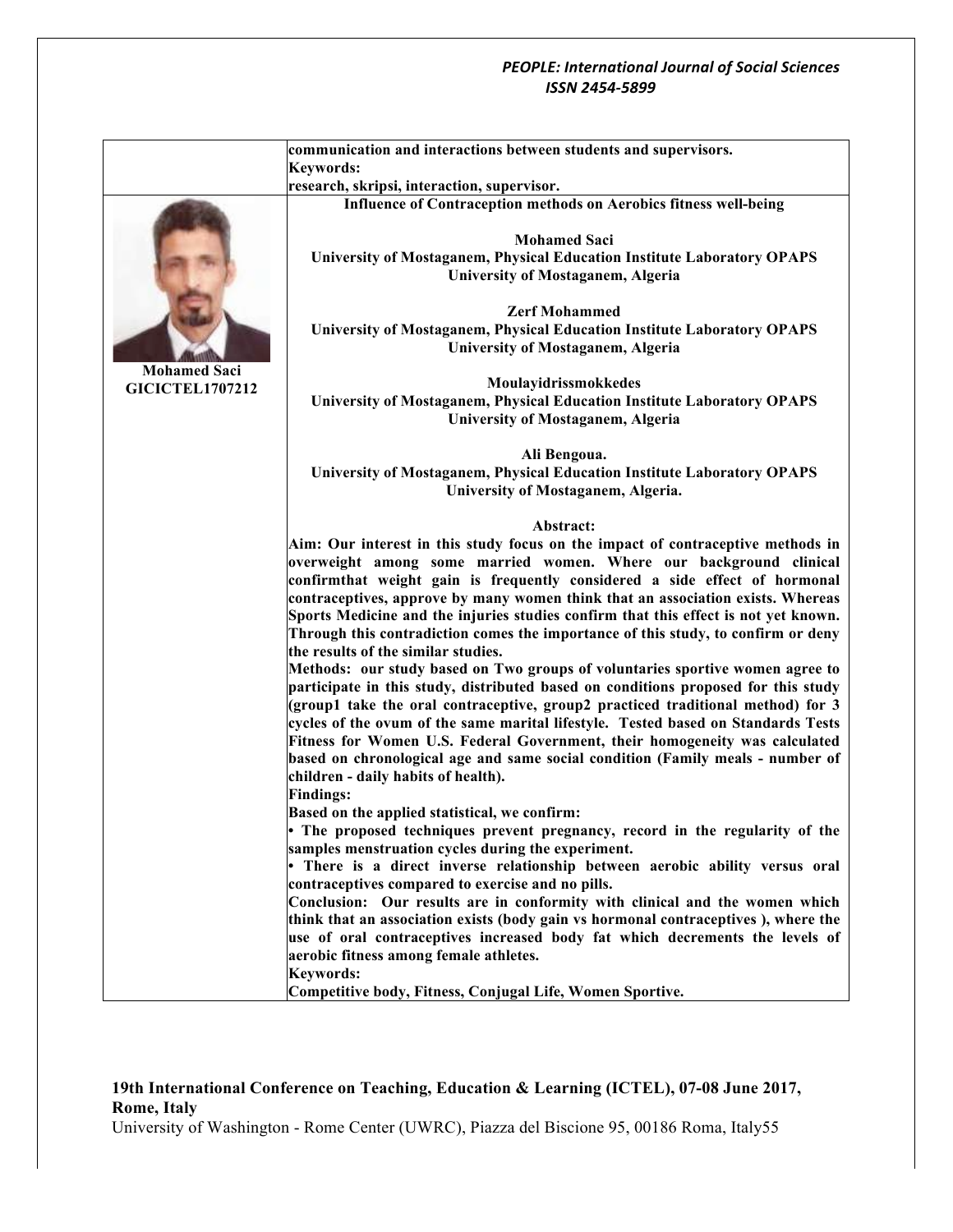**communication and interactions between students and supervisors.**

**Keywords:**

**research, skripsi, interaction, supervisor.**

**Mohamed Saci**
**GICICTEL1707212**

### Influence of Contraception methods on Aerobics fitness well-being

**Mohamed Saci**
**University of Mostaganem, Physical Education Institute Laboratory OPAPS**
**University of Mostaganem, Algeria**

**Zerf Mohammed**
**University of Mostaganem, Physical Education Institute Laboratory OPAPS**
**University of Mostaganem, Algeria**

**Moulayidrissmokkedes**
**University of Mostaganem, Physical Education Institute Laboratory OPAPS**
**University of Mostaganem, Algeria**

**Ali Bengoua.**
**University of Mostaganem, Physical Education Institute Laboratory OPAPS**
**University of Mostaganem, Algeria.**

**Abstract:**

**Aim: Our interest in this study focus on the impact of contraceptive methods in overweight among some married women. Where our background clinical confirmthat weight gain is frequently considered a side effect of hormonal contraceptives, approve by many women think that an association exists. Whereas Sports Medicine and the injuries studies confirm that this effect is not yet known. Through this contradiction comes the importance of this study, to confirm or deny the results of the similar studies.**

**Methods: our study based on Two groups of voluntaries sportive women agree to participate in this study, distributed based on conditions proposed for this study (group1 take the oral contraceptive, group2 practiced traditional method) for 3 cycles of the ovum of the same marital lifestyle. Tested based on Standards Tests Fitness for Women U.S. Federal Government, their homogeneity was calculated based on chronological age and same social condition (Family meals - number of children - daily habits of health).**

**Findings:**

**Based on the applied statistical, we confirm:**

- **The proposed techniques prevent pregnancy, record in the regularity of the samples menstruation cycles during the experiment.**
- **There is a direct inverse relationship between aerobic ability versus oral contraceptives compared to exercise and no pills.**

**Conclusion: Our results are in conformity with clinical and the women which think that an association exists (body gain vs hormonal contraceptives ), where the use of oral contraceptives increased body fat which decrements the levels of aerobic fitness among female athletes.**

**Keywords:**

**Competitive body, Fitness, Conjugal Life, Women Sportive.**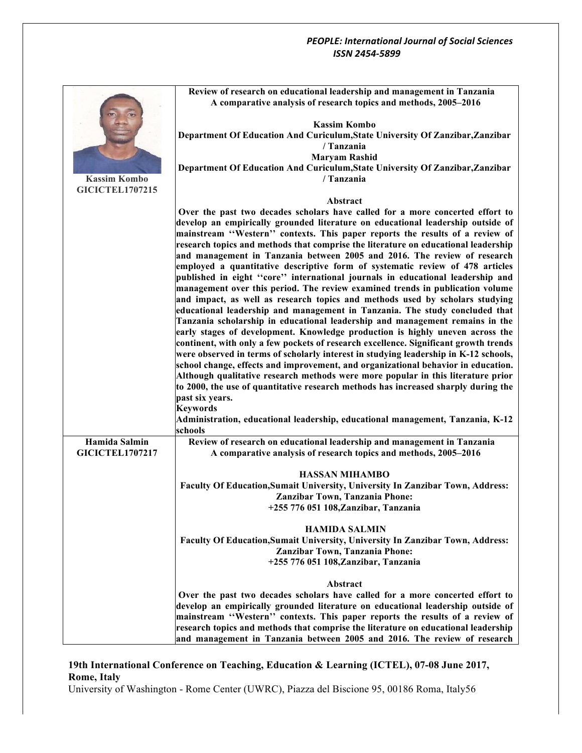| | |
|---|---|
| Kassim Kombo<br>GICICTEL1707215 | **Review of research on educational leadership and management in Tanzania A comparative analysis of research topics and methods, 2005–2016**<br><br>**Kassim Kombo**<br>**Department Of Education And Curiculum,State University Of Zanzibar,Zanzibar / Tanzania**<br>**Maryam Rashid**<br>**Department Of Education And Curiculum,State University Of Zanzibar,Zanzibar / Tanzania**<br><br>**Abstract**<br>**Over the past two decades scholars have called for a more concerted effort to develop an empirically grounded literature on educational leadership outside of mainstream ''Western'' contexts. This paper reports the results of a review of research topics and methods that comprise the literature on educational leadership and management in Tanzania between 2005 and 2016. The review of research employed a quantitative descriptive form of systematic review of 478 articles published in eight ''core'' international journals in educational leadership and management over this period. The review examined trends in publication volume and impact, as well as research topics and methods used by scholars studying educational leadership and management in Tanzania. The study concluded that Tanzania scholarship in educational leadership and management remains in the early stages of development. Knowledge production is highly uneven across the continent, with only a few pockets of research excellence. Significant growth trends were observed in terms of scholarly interest in studying leadership in K-12 schools, school change, effects and improvement, and organizational behavior in education. Although qualitative research methods were more popular in this literature prior to 2000, the use of quantitative research methods has increased sharply during the past six years.**<br>**Keywords**<br>**Administration, educational leadership, educational management, Tanzania, K-12 schools** |
| Hamida Salmin<br>GICICTEL1707217 | **Review of research on educational leadership and management in Tanzania A comparative analysis of research topics and methods, 2005–2016**<br><br>**HASSAN MIHAMBO**<br>**Faculty Of Education,Sumait University, University In Zanzibar Town, Address: Zanzibar Town, Tanzania Phone: +255 776 051 108,Zanzibar, Tanzania**<br><br>**HAMIDA SALMIN**<br>**Faculty Of Education,Sumait University, University In Zanzibar Town, Address: Zanzibar Town, Tanzania Phone: +255 776 051 108,Zanzibar, Tanzania**<br><br>**Abstract**<br>**Over the past two decades scholars have called for a more concerted effort to develop an empirically grounded literature on educational leadership outside of mainstream ''Western'' contexts. This paper reports the results of a review of research topics and methods that comprise the literature on educational leadership and management in Tanzania between 2005 and 2016. The review of research** |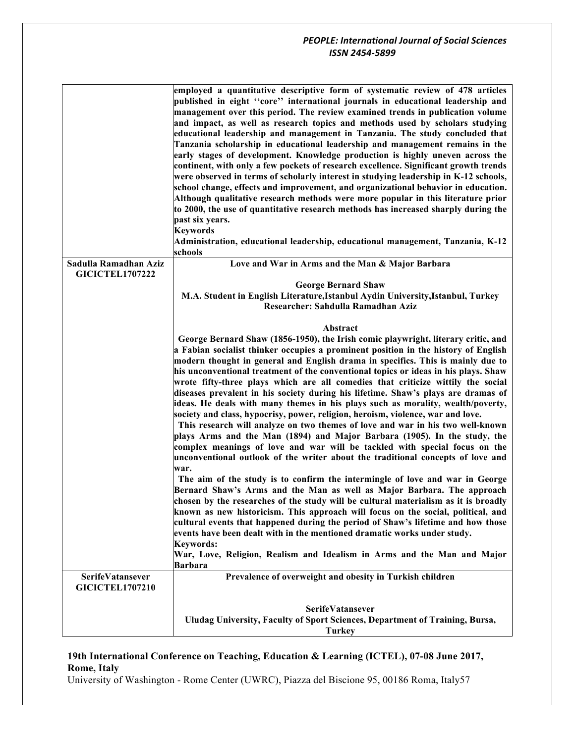| | |
|---|---|
| | **employed a quantitative descriptive form of systematic review of 478 articles published in eight ''core'' international journals in educational leadership and management over this period. The review examined trends in publication volume and impact, as well as research topics and methods used by scholars studying educational leadership and management in Tanzania. The study concluded that Tanzania scholarship in educational leadership and management remains in the early stages of development. Knowledge production is highly uneven across the continent, with only a few pockets of research excellence. Significant growth trends were observed in terms of scholarly interest in studying leadership in K-12 schools, school change, effects and improvement, and organizational behavior in education. Although qualitative research methods were more popular in this literature prior to 2000, the use of quantitative research methods has increased sharply during the past six years.**<br>**Keywords**<br>**Administration, educational leadership, educational management, Tanzania, K-12 schools** |
| **Sadulla Ramadhan Aziz**<br>**GICICTEL1707222** | **Love and War in Arms and the Man & Major Barbara**<br><br>**George Bernard Shaw**<br>**M.A. Student in English Literature,Istanbul Aydin University,Istanbul, Turkey**<br>**Researcher: Sahdulla Ramadhan Aziz**<br><br>**Abstract**<br>**George Bernard Shaw (1856-1950), the Irish comic playwright, literary critic, and a Fabian socialist thinker occupies a prominent position in the history of English modern thought in general and English drama in specifics. This is mainly due to his unconventional treatment of the conventional topics or ideas in his plays. Shaw wrote fifty-three plays which are all comedies that criticize wittily the social diseases prevalent in his society during his lifetime. Shaw's plays are dramas of ideas. He deals with many themes in his plays such as morality, wealth/poverty, society and class, hypocrisy, power, religion, heroism, violence, war and love.**<br>**This research will analyze on two themes of love and war in his two well-known plays Arms and the Man (1894) and Major Barbara (1905). In the study, the complex meanings of love and war will be tackled with special focus on the unconventional outlook of the writer about the traditional concepts of love and war.**<br>**The aim of the study is to confirm the intermingle of love and war in George Bernard Shaw's Arms and the Man as well as Major Barbara. The approach chosen by the researches of the study will be cultural materialism as it is broadly known as new historicism. This approach will focus on the social, political, and cultural events that happened during the period of Shaw's lifetime and how those events have been dealt with in the mentioned dramatic works under study.**<br>**Keywords:**<br>**War, Love, Religion, Realism and Idealism in Arms and the Man and Major Barbara** |
| **SerifeVatansever**<br>**GICICTEL1707210** | **Prevalence of overweight and obesity in Turkish children**<br><br>**SerifeVatansever**<br>**Uludag University, Faculty of Sport Sciences, Department of Training, Bursa, Turkey** |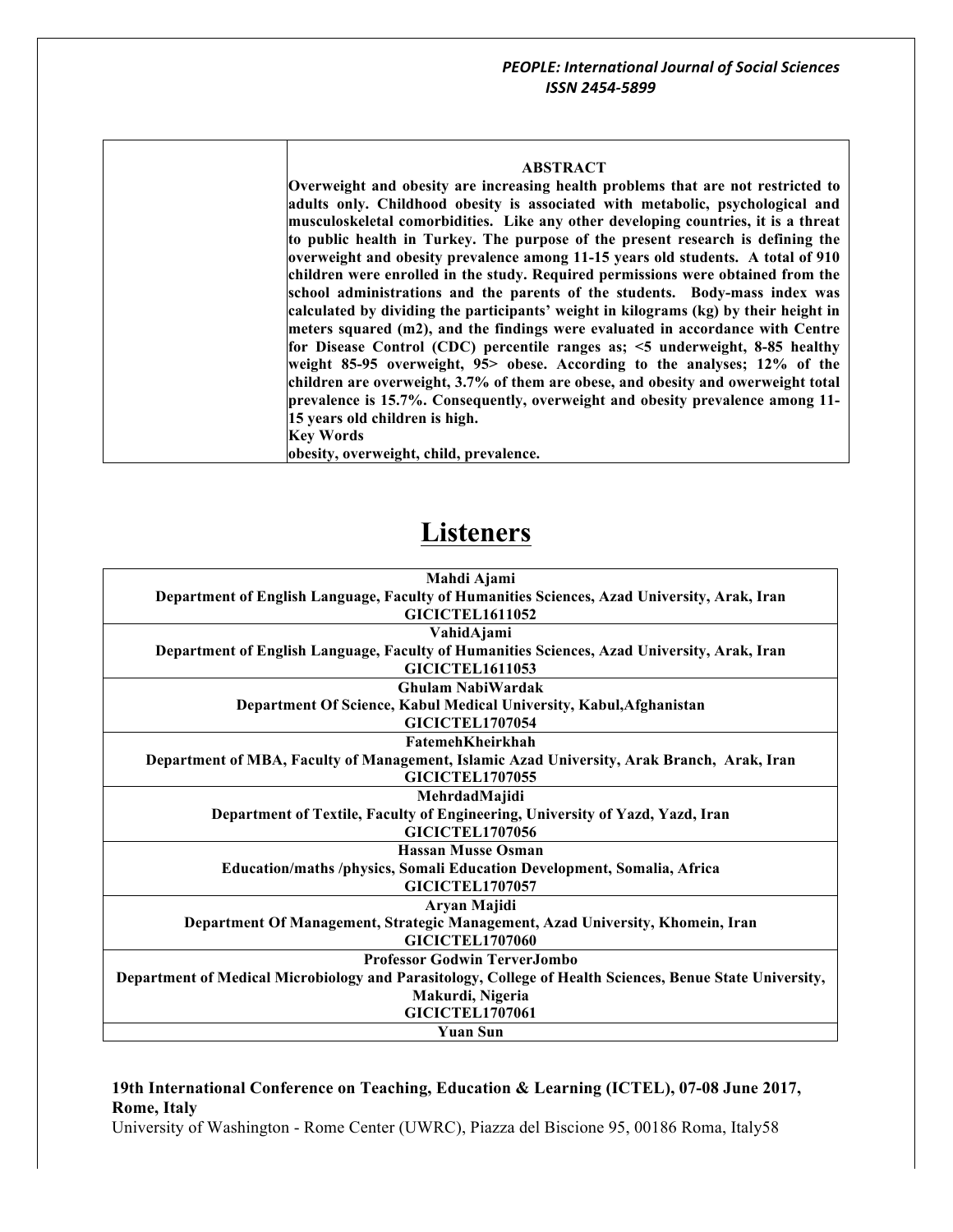**ABSTRACT**

**Overweight and obesity are increasing health problems that are not restricted to adults only. Childhood obesity is associated with metabolic, psychological and musculoskeletal comorbidities. Like any other developing countries, it is a threat to public health in Turkey. The purpose of the present research is defining the overweight and obesity prevalence among 11-15 years old students. A total of 910 children were enrolled in the study. Required permissions were obtained from the school administrations and the parents of the students. Body-mass index was calculated by dividing the participants' weight in kilograms (kg) by their height in meters squared (m2), and the findings were evaluated in accordance with Centre for Disease Control (CDC) percentile ranges as; <5 underweight, 8-85 healthy weight 85-95 overweight, 95> obese. According to the analyses; 12% of the children are overweight, 3.7% of them are obese, and obesity and owerweight total prevalence is 15.7%. Consequently, overweight and obesity prevalence among 11-15 years old children is high.**

**Key Words**

**obesity, overweight, child, prevalence.**

# Listeners

| **Mahdi Ajami**<br>**Department of English Language, Faculty of Humanities Sciences, Azad University, Arak, Iran**<br>**GICICTEL1611052** |
|---|
| **VahidAjami**<br>**Department of English Language, Faculty of Humanities Sciences, Azad University, Arak, Iran**<br>**GICICTEL1611053** |
| **Ghulam NabiWardak**<br>**Department Of Science, Kabul Medical University, Kabul,Afghanistan**<br>**GICICTEL1707054** |
| **FatemehKheirkhah**<br>**Department of MBA, Faculty of Management, Islamic Azad University, Arak Branch, Arak, Iran**<br>**GICICTEL1707055** |
| **MehrdadMajidi**<br>**Department of Textile, Faculty of Engineering, University of Yazd, Yazd, Iran**<br>**GICICTEL1707056** |
| **Hassan Musse Osman**<br>**Education/maths /physics, Somali Education Development, Somalia, Africa**<br>**GICICTEL1707057** |
| **Aryan Majidi**<br>**Department Of Management, Strategic Management, Azad University, Khomein, Iran**<br>**GICICTEL1707060** |
| **Professor Godwin TerverJombo**<br>**Department of Medical Microbiology and Parasitology, College of Health Sciences, Benue State University, Makurdi, Nigeria**<br>**GICICTEL1707061** |
| **Yuan Sun** |

**19th International Conference on Teaching, Education & Learning (ICTEL), 07-08 June 2017, Rome, Italy**

University of Washington - Rome Center (UWRC), Piazza del Biscione 95, 00186 Roma, Italy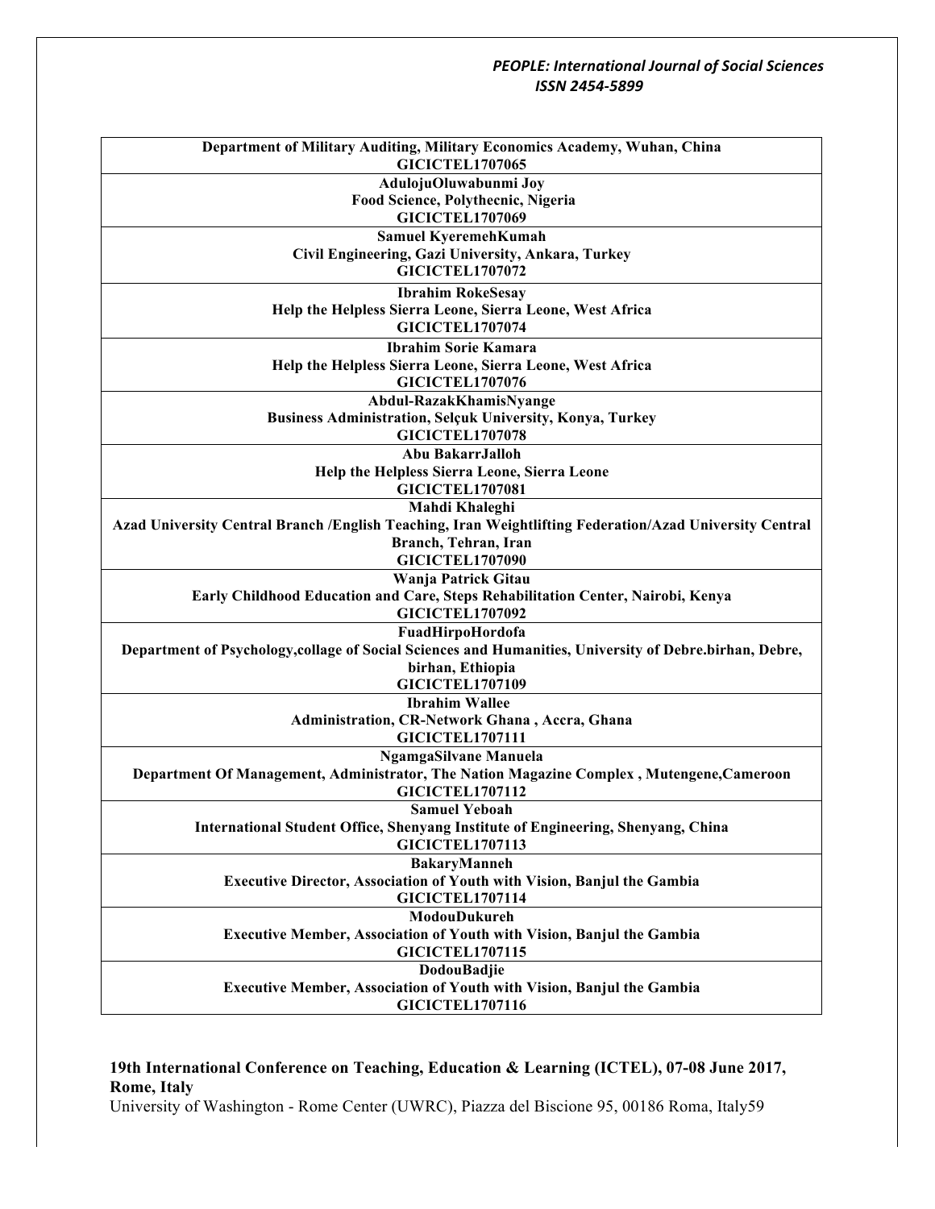**Department of Military Auditing, Military Economics Academy, Wuhan, China**
**GICICTEL1707065**

**AdulojuOluwabunmi Joy**
**Food Science, Polythecnic, Nigeria**
**GICICTEL1707069**

**Samuel KyeremehKumah**
**Civil Engineering, Gazi University, Ankara, Turkey**
**GICICTEL1707072**

**Ibrahim RokeSesay**
**Help the Helpless Sierra Leone, Sierra Leone, West Africa**
**GICICTEL1707074**

**Ibrahim Sorie Kamara**
**Help the Helpless Sierra Leone, Sierra Leone, West Africa**
**GICICTEL1707076**

**Abdul-RazakKhamisNyange**
**Business Administration, Selçuk University, Konya, Turkey**
**GICICTEL1707078**

**Abu BakarrJalloh**
**Help the Helpless Sierra Leone, Sierra Leone**
**GICICTEL1707081**

**Mahdi Khaleghi**
**Azad University Central Branch /English Teaching, Iran Weightlifting Federation/Azad University Central Branch, Tehran, Iran**
**GICICTEL1707090**

**Wanja Patrick Gitau**
**Early Childhood Education and Care, Steps Rehabilitation Center, Nairobi, Kenya**
**GICICTEL1707092**

**FuadHirpoHordofa**
**Department of Psychology,collage of Social Sciences and Humanities, University of Debre.birhan, Debre, birhan, Ethiopia**
**GICICTEL1707109**

**Ibrahim Wallee**
**Administration, CR-Network Ghana , Accra, Ghana**
**GICICTEL1707111**

**NgamgaSilvane Manuela**
**Department Of Management, Administrator, The Nation Magazine Complex , Mutengene,Cameroon**
**GICICTEL1707112**

**Samuel Yeboah**
**International Student Office, Shenyang Institute of Engineering, Shenyang, China**
**GICICTEL1707113**

**BakaryManneh**
**Executive Director, Association of Youth with Vision, Banjul the Gambia**
**GICICTEL1707114**

**ModouDukureh**
**Executive Member, Association of Youth with Vision, Banjul the Gambia**
**GICICTEL1707115**

**DodouBadjie**
**Executive Member, Association of Youth with Vision, Banjul the Gambia**
**GICICTEL1707116**

**19th International Conference on Teaching, Education & Learning (ICTEL), 07-08 June 2017, Rome, Italy**
University of Washington - Rome Center (UWRC), Piazza del Biscione 95, 00186 Roma, Italy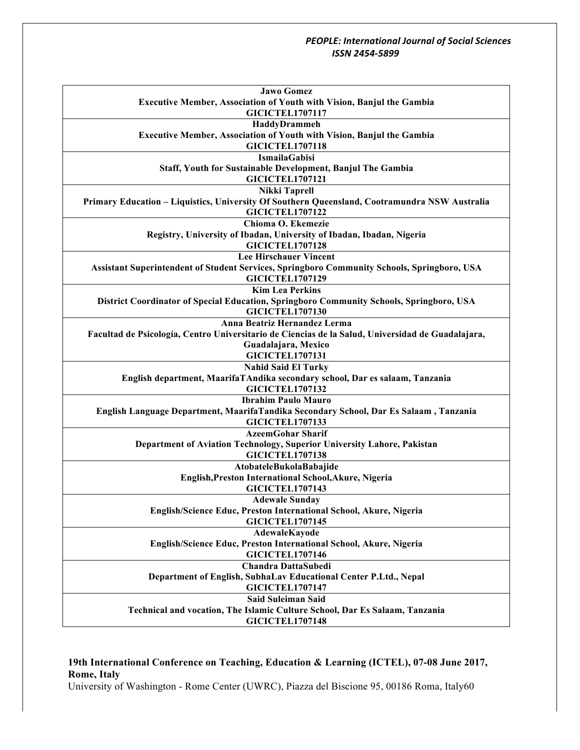| **Jawo Gomez**<br>**Executive Member, Association of Youth with Vision, Banjul the Gambia**<br>**GICICTEL1707117** |
|---|
| **HaddyDrammeh**<br>**Executive Member, Association of Youth with Vision, Banjul the Gambia**<br>**GICICTEL1707118** |
| **IsmailaGabisi**<br>**Staff, Youth for Sustainable Development, Banjul The Gambia**<br>**GICICTEL1707121** |
| **Nikki Taprell**<br>**Primary Education – Liquistics, University Of Southern Queensland, Cootramundra NSW Australia**<br>**GICICTEL1707122** |
| **Chioma O. Ekemezie**<br>**Registry, University of Ibadan, University of Ibadan, Ibadan, Nigeria**<br>**GICICTEL1707128** |
| **Lee Hirschauer Vincent**<br>**Assistant Superintendent of Student Services, Springboro Community Schools, Springboro, USA**<br>**GICICTEL1707129** |
| **Kim Lea Perkins**<br>**District Coordinator of Special Education, Springboro Community Schools, Springboro, USA**<br>**GICICTEL1707130** |
| **Anna Beatriz Hernandez Lerma**<br>**Facultad de Psicología, Centro Universitario de Ciencias de la Salud, Universidad de Guadalajara, Guadalajara, Mexico**<br>**GICICTEL1707131** |
| **Nahid Said El Turky**<br>**English department, MaarifaTAndika secondary school, Dar es salaam, Tanzania**<br>**GICICTEL1707132** |
| **Ibrahim Paulo Mauro**<br>**English Language Department, MaarifaTandika Secondary School, Dar Es Salaam , Tanzania**<br>**GICICTEL1707133** |
| **AzeemGohar Sharif**<br>**Department of Aviation Technology, Superior University Lahore, Pakistan**<br>**GICICTEL1707138** |
| **AtobateleBukolaBabajide**<br>**English,Preston International School,Akure, Nigeria**<br>**GICICTEL1707143** |
| **Adewale Sunday**<br>**English/Science Educ, Preston International School, Akure, Nigeria**<br>**GICICTEL1707145** |
| **AdewaleKayode**<br>**English/Science Educ, Preston International School, Akure, Nigeria**<br>**GICICTEL1707146** |
| **Chandra DattaSubedi**<br>**Department of English, SubhaLav Educational Center P.Ltd., Nepal**<br>**GICICTEL1707147** |
| **Said Suleiman Said**<br>**Technical and vocation, The Islamic Culture School, Dar Es Salaam, Tanzania**<br>**GICICTEL1707148** |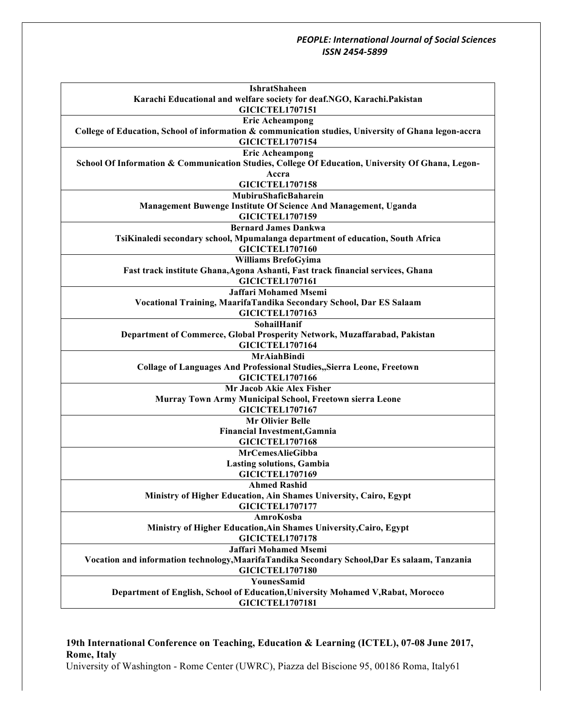| IshratShaheen<br>Karachi Educational and welfare society for deaf.NGO, Karachi.Pakistan<br>GICICTEL1707151 |
|---|
| Eric Acheampong<br>College of Education, School of information & communication studies, University of Ghana legon-accra<br>GICICTEL1707154 |
| Eric Acheampong<br>School Of Information & Communication Studies, College Of Education, University Of Ghana, Legon-Accra<br>GICICTEL1707158 |
| MubiruShaficBaharein<br>Management Buwenge Institute Of Science And Management, Uganda<br>GICICTEL1707159 |
| Bernard James Dankwa<br>TsiKinaledi secondary school, Mpumalanga department of education, South Africa<br>GICICTEL1707160 |
| Williams BrefoGyima<br>Fast track institute Ghana,Agona Ashanti, Fast track financial services, Ghana<br>GICICTEL1707161 |
| Jaffari Mohamed Msemi<br>Vocational Training, MaarifaTandika Secondary School, Dar ES Salaam<br>GICICTEL1707163 |
| SohailHanif<br>Department of Commerce, Global Prosperity Network, Muzaffarabad, Pakistan<br>GICICTEL1707164 |
| MrAiahBindi<br>Collage of Languages And Professional Studies,,Sierra Leone, Freetown<br>GICICTEL1707166 |
| Mr Jacob Akie Alex Fisher<br>Murray Town Army Municipal School, Freetown sierra Leone<br>GICICTEL1707167 |
| Mr Olivier Belle<br>Financial Investment,Gamnia<br>GICICTEL1707168 |
| MrCemesAlieGibba<br>Lasting solutions, Gambia<br>GICICTEL1707169 |
| Ahmed Rashid<br>Ministry of Higher Education, Ain Shames University, Cairo, Egypt<br>GICICTEL1707177 |
| AmroKosba<br>Ministry of Higher Education,Ain Shames University,Cairo, Egypt<br>GICICTEL1707178 |
| Jaffari Mohamed Msemi<br>Vocation and information technology,MaarifaTandika Secondary School,Dar Es salaam, Tanzania<br>GICICTEL1707180 |
| YounesSamid<br>Department of English, School of Education,University Mohamed V,Rabat, Morocco<br>GICICTEL1707181 |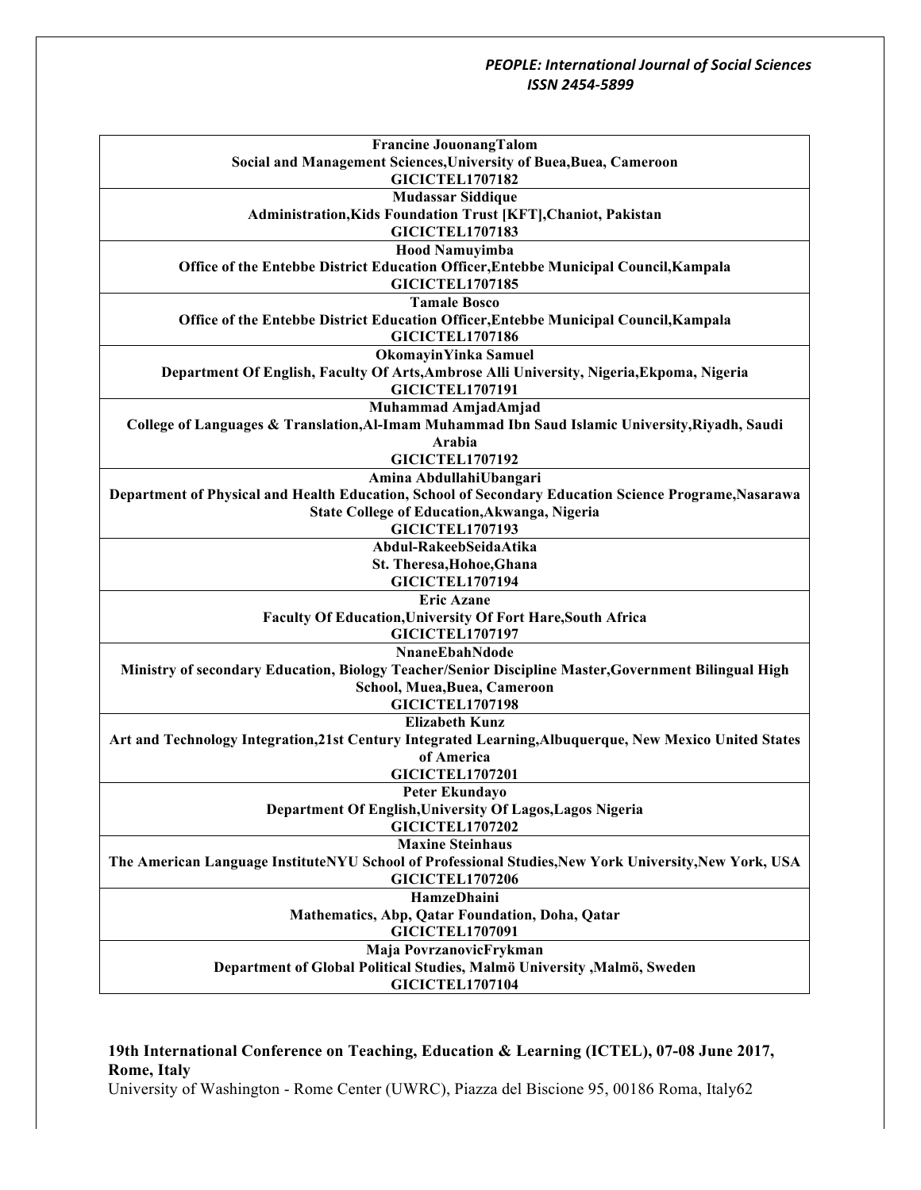| Francine JouonangTalom<br>Social and Management Sciences,University of Buea,Buea, Cameroon<br>GICICTEL1707182 |
|---|
| Mudassar Siddique<br>Administration,Kids Foundation Trust [KFT],Chaniot, Pakistan<br>GICICTEL1707183 |
| Hood Namuyimba<br>Office of the Entebbe District Education Officer,Entebbe Municipal Council,Kampala<br>GICICTEL1707185 |
| Tamale Bosco<br>Office of the Entebbe District Education Officer,Entebbe Municipal Council,Kampala<br>GICICTEL1707186 |
| OkomayinYinka Samuel<br>Department Of English, Faculty Of Arts,Ambrose Alli University, Nigeria,Ekpoma, Nigeria<br>GICICTEL1707191 |
| Muhammad AmjadAmjad<br>College of Languages & Translation,Al-Imam Muhammad Ibn Saud Islamic University,Riyadh, Saudi Arabia<br>GICICTEL1707192 |
| Amina AbdullahiUbangari<br>Department of Physical and Health Education, School of Secondary Education Science Programe,Nasarawa State College of Education,Akwanga, Nigeria<br>GICICTEL1707193 |
| Abdul-RakeebSeidaAtika<br>St. Theresa,Hohoe,Ghana<br>GICICTEL1707194 |
| Eric Azane<br>Faculty Of Education,University Of Fort Hare,South Africa<br>GICICTEL1707197 |
| NnaneEbahNdode<br>Ministry of secondary Education, Biology Teacher/Senior Discipline Master,Government Bilingual High School, Muea,Buea, Cameroon<br>GICICTEL1707198 |
| Elizabeth Kunz<br>Art and Technology Integration,21st Century Integrated Learning,Albuquerque, New Mexico United States of America<br>GICICTEL1707201 |
| Peter Ekundayo<br>Department Of English,University Of Lagos,Lagos Nigeria<br>GICICTEL1707202 |
| Maxine Steinhaus<br>The American Language InstituteNYU School of Professional Studies,New York University,New York, USA<br>GICICTEL1707206 |
| HamzeDhaini<br>Mathematics, Abp, Qatar Foundation, Doha, Qatar<br>GICICTEL1707091 |
| Maja PovrzanovicFrykman<br>Department of Global Political Studies, Malmö University ,Malmö, Sweden<br>GICICTEL1707104 |

**19th International Conference on Teaching, Education & Learning (ICTEL), 07-08 June 2017, Rome, Italy**

University of Washington - Rome Center (UWRC), Piazza del Biscione 95, 00186 Roma, Italy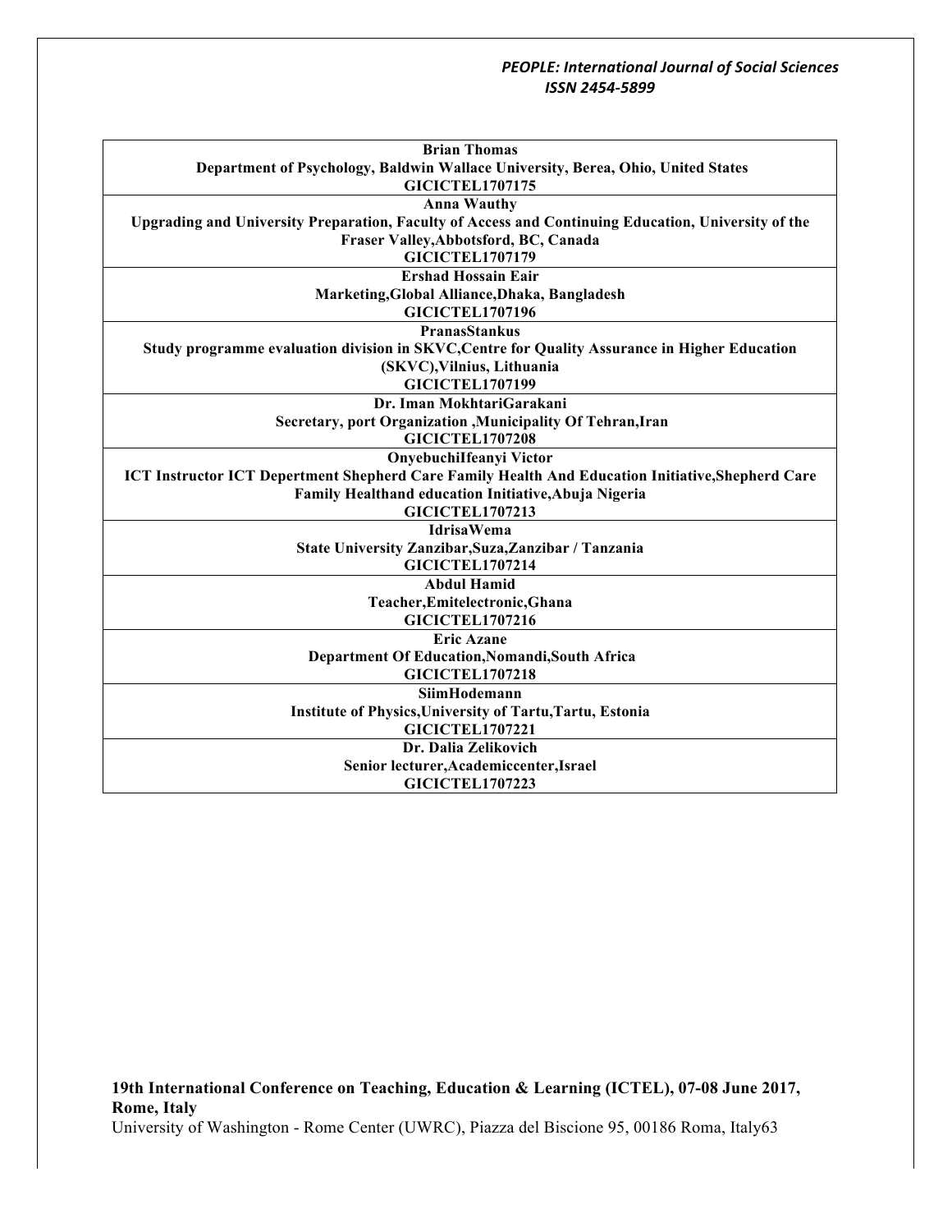| |
| --- |
| **Brian Thomas**<br>**Department of Psychology, Baldwin Wallace University, Berea, Ohio, United States**<br>**GICICTEL1707175** |
| **Anna Wauthy**<br>**Upgrading and University Preparation, Faculty of Access and Continuing Education, University of the Fraser Valley,Abbotsford, BC, Canada**<br>**GICICTEL1707179** |
| **Ershad Hossain Eair**<br>**Marketing,Global Alliance,Dhaka, Bangladesh**<br>**GICICTEL1707196** |
| **PranasStankus**<br>**Study programme evaluation division in SKVC,Centre for Quality Assurance in Higher Education (SKVC),Vilnius, Lithuania**<br>**GICICTEL1707199** |
| **Dr. Iman MokhtariGarakani**<br>**Secretary, port Organization ,Municipality Of Tehran,Iran**<br>**GICICTEL1707208** |
| **OnyebuchiIfeanyi Victor**<br>**ICT Instructor ICT Depertment Shepherd Care Family Health And Education Initiative,Shepherd Care Family Healthand education Initiative,Abuja Nigeria**<br>**GICICTEL1707213** |
| **IdrisaWema**<br>**State University Zanzibar,Suza,Zanzibar / Tanzania**<br>**GICICTEL1707214** |
| **Abdul Hamid**<br>**Teacher,Emitelectronic,Ghana**<br>**GICICTEL1707216** |
| **Eric Azane**<br>**Department Of Education,Nomandi,South Africa**<br>**GICICTEL1707218** |
| **SiimHodemann**<br>**Institute of Physics,University of Tartu,Tartu, Estonia**<br>**GICICTEL1707221** |
| **Dr. Dalia Zelikovich**<br>**Senior lecturer,Academiccenter,Israel**<br>**GICICTEL1707223** |